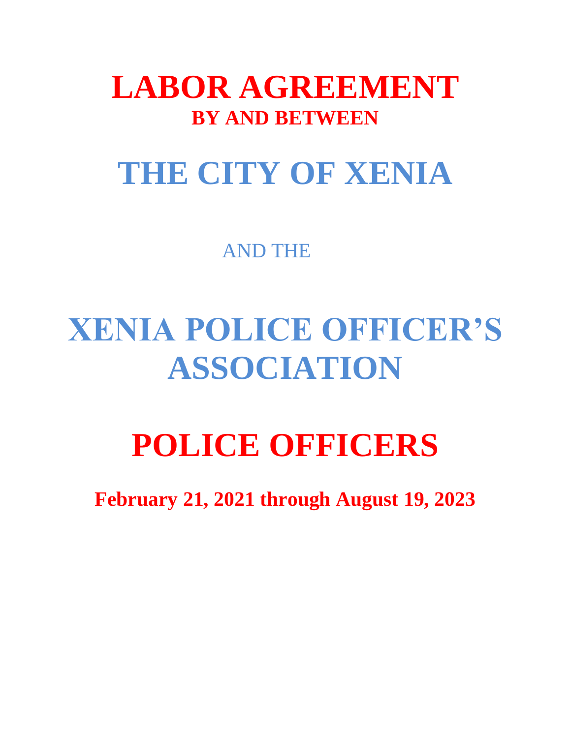# LABOR AGREEMENT

**BY AND BETWEEN**

# THE CITY OF XENIA

AND THE

# XENIA POLICE OFFICER'S ASSOCIATION

# POLICE OFFICERS

**February 21, 2021 through August 19, 2023**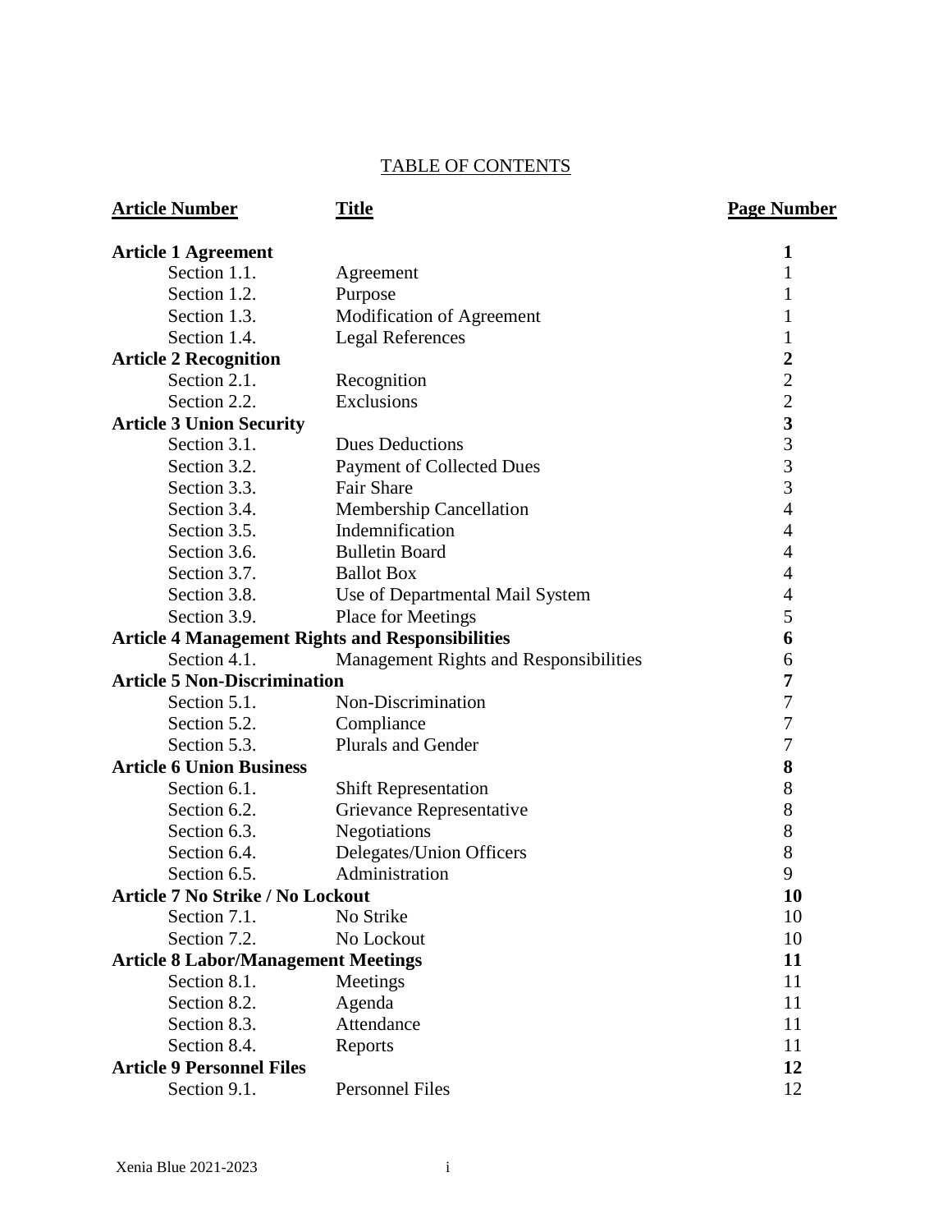TABLE OF CONTENTS

| Article Number | Title | Page Number |
|---|---|---|
| **Article 1 Agreement** | | **1** |
| Section 1.1. | Agreement | 1 |
| Section 1.2. | Purpose | 1 |
| Section 1.3. | Modification of Agreement | 1 |
| Section 1.4. | Legal References | 1 |
| **Article 2 Recognition** | | **2** |
| Section 2.1. | Recognition | 2 |
| Section 2.2. | Exclusions | 2 |
| **Article 3 Union Security** | | **3** |
| Section 3.1. | Dues Deductions | 3 |
| Section 3.2. | Payment of Collected Dues | 3 |
| Section 3.3. | Fair Share | 3 |
| Section 3.4. | Membership Cancellation | 4 |
| Section 3.5. | Indemnification | 4 |
| Section 3.6. | Bulletin Board | 4 |
| Section 3.7. | Ballot Box | 4 |
| Section 3.8. | Use of Departmental Mail System | 4 |
| Section 3.9. | Place for Meetings | 5 |
| **Article 4 Management Rights and Responsibilities** | | **6** |
| Section 4.1. | Management Rights and Responsibilities | 6 |
| **Article 5 Non-Discrimination** | | **7** |
| Section 5.1. | Non-Discrimination | 7 |
| Section 5.2. | Compliance | 7 |
| Section 5.3. | Plurals and Gender | 7 |
| **Article 6 Union Business** | | **8** |
| Section 6.1. | Shift Representation | 8 |
| Section 6.2. | Grievance Representative | 8 |
| Section 6.3. | Negotiations | 8 |
| Section 6.4. | Delegates/Union Officers | 8 |
| Section 6.5. | Administration | 9 |
| **Article 7 No Strike / No Lockout** | | **10** |
| Section 7.1. | No Strike | 10 |
| Section 7.2. | No Lockout | 10 |
| **Article 8 Labor/Management Meetings** | | **11** |
| Section 8.1. | Meetings | 11 |
| Section 8.2. | Agenda | 11 |
| Section 8.3. | Attendance | 11 |
| Section 8.4. | Reports | 11 |
| **Article 9 Personnel Files** | | **12** |
| Section 9.1. | Personnel Files | 12 |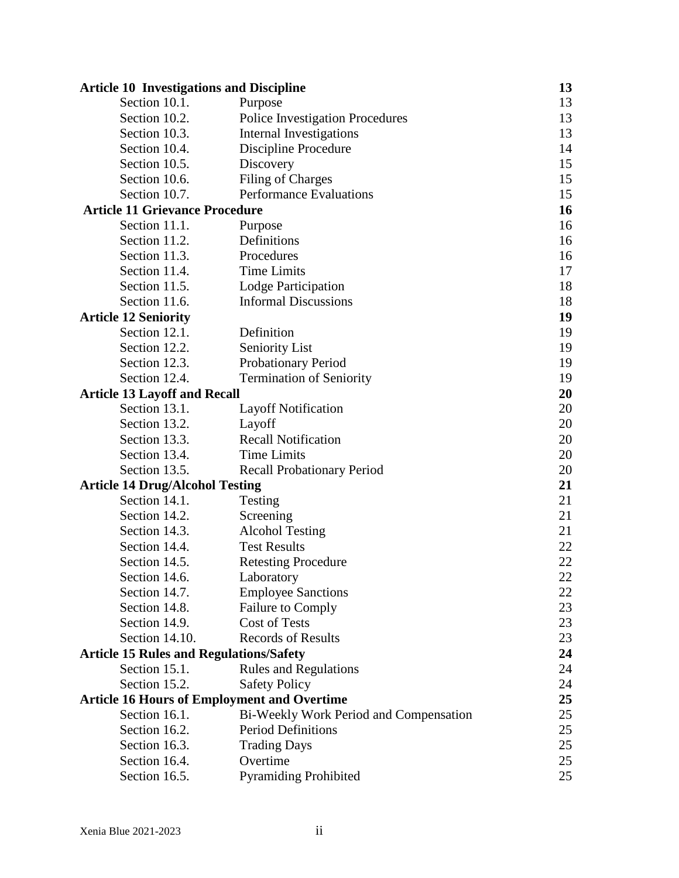| | | |
|---|---|---|
| **Article 10 Investigations and Discipline** | | **13** |
| Section 10.1. | Purpose | 13 |
| Section 10.2. | Police Investigation Procedures | 13 |
| Section 10.3. | Internal Investigations | 13 |
| Section 10.4. | Discipline Procedure | 14 |
| Section 10.5. | Discovery | 15 |
| Section 10.6. | Filing of Charges | 15 |
| Section 10.7. | Performance Evaluations | 15 |
| **Article 11 Grievance Procedure** | | **16** |
| Section 11.1. | Purpose | 16 |
| Section 11.2. | Definitions | 16 |
| Section 11.3. | Procedures | 16 |
| Section 11.4. | Time Limits | 17 |
| Section 11.5. | Lodge Participation | 18 |
| Section 11.6. | Informal Discussions | 18 |
| **Article 12 Seniority** | | **19** |
| Section 12.1. | Definition | 19 |
| Section 12.2. | Seniority List | 19 |
| Section 12.3. | Probationary Period | 19 |
| Section 12.4. | Termination of Seniority | 19 |
| **Article 13 Layoff and Recall** | | **20** |
| Section 13.1. | Layoff Notification | 20 |
| Section 13.2. | Layoff | 20 |
| Section 13.3. | Recall Notification | 20 |
| Section 13.4. | Time Limits | 20 |
| Section 13.5. | Recall Probationary Period | 20 |
| **Article 14 Drug/Alcohol Testing** | | **21** |
| Section 14.1. | Testing | 21 |
| Section 14.2. | Screening | 21 |
| Section 14.3. | Alcohol Testing | 21 |
| Section 14.4. | Test Results | 22 |
| Section 14.5. | Retesting Procedure | 22 |
| Section 14.6. | Laboratory | 22 |
| Section 14.7. | Employee Sanctions | 22 |
| Section 14.8. | Failure to Comply | 23 |
| Section 14.9. | Cost of Tests | 23 |
| Section 14.10. | Records of Results | 23 |
| **Article 15 Rules and Regulations/Safety** | | **24** |
| Section 15.1. | Rules and Regulations | 24 |
| Section 15.2. | Safety Policy | 24 |
| **Article 16 Hours of Employment and Overtime** | | **25** |
| Section 16.1. | Bi-Weekly Work Period and Compensation | 25 |
| Section 16.2. | Period Definitions | 25 |
| Section 16.3. | Trading Days | 25 |
| Section 16.4. | Overtime | 25 |
| Section 16.5. | Pyramiding Prohibited | 25 |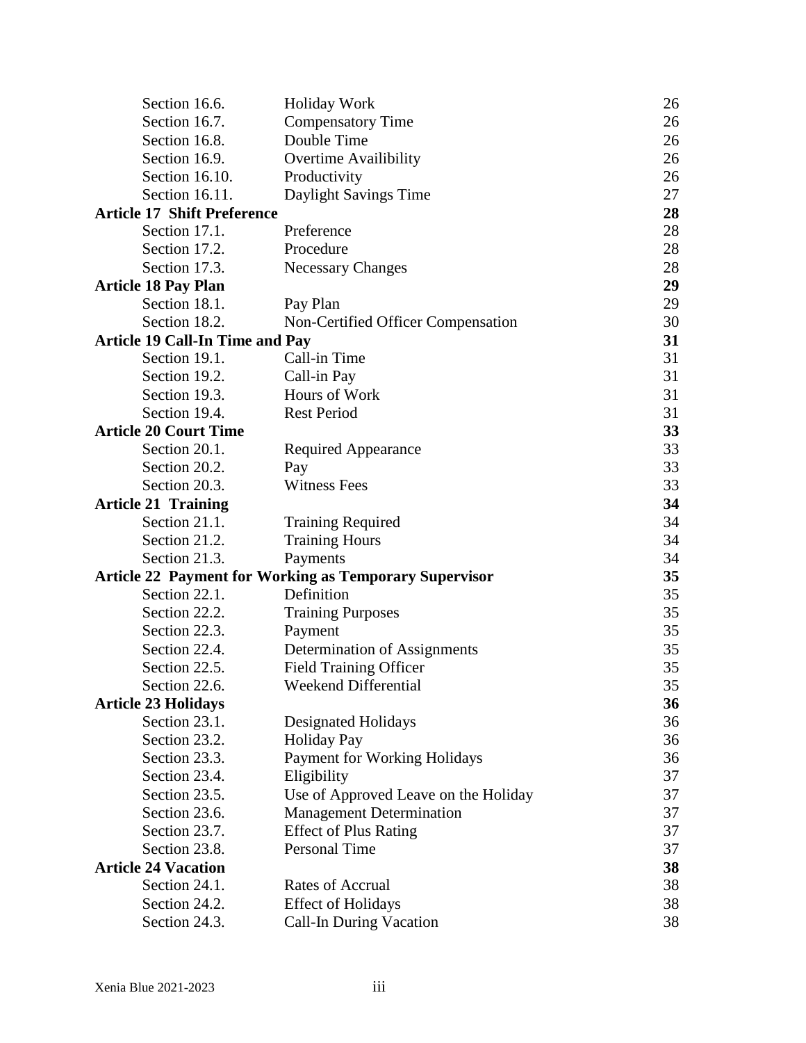| | | |
|---|---|---|
| Section 16.6. | Holiday Work | 26 |
| Section 16.7. | Compensatory Time | 26 |
| Section 16.8. | Double Time | 26 |
| Section 16.9. | Overtime Availibility | 26 |
| Section 16.10. | Productivity | 26 |
| Section 16.11. | Daylight Savings Time | 27 |
| **Article 17 Shift Preference** | | **28** |
| Section 17.1. | Preference | 28 |
| Section 17.2. | Procedure | 28 |
| Section 17.3. | Necessary Changes | 28 |
| **Article 18 Pay Plan** | | **29** |
| Section 18.1. | Pay Plan | 29 |
| Section 18.2. | Non-Certified Officer Compensation | 30 |
| **Article 19 Call-In Time and Pay** | | **31** |
| Section 19.1. | Call-in Time | 31 |
| Section 19.2. | Call-in Pay | 31 |
| Section 19.3. | Hours of Work | 31 |
| Section 19.4. | Rest Period | 31 |
| **Article 20 Court Time** | | **33** |
| Section 20.1. | Required Appearance | 33 |
| Section 20.2. | Pay | 33 |
| Section 20.3. | Witness Fees | 33 |
| **Article 21 Training** | | **34** |
| Section 21.1. | Training Required | 34 |
| Section 21.2. | Training Hours | 34 |
| Section 21.3. | Payments | 34 |
| **Article 22 Payment for Working as Temporary Supervisor** | | **35** |
| Section 22.1. | Definition | 35 |
| Section 22.2. | Training Purposes | 35 |
| Section 22.3. | Payment | 35 |
| Section 22.4. | Determination of Assignments | 35 |
| Section 22.5. | Field Training Officer | 35 |
| Section 22.6. | Weekend Differential | 35 |
| **Article 23 Holidays** | | **36** |
| Section 23.1. | Designated Holidays | 36 |
| Section 23.2. | Holiday Pay | 36 |
| Section 23.3. | Payment for Working Holidays | 36 |
| Section 23.4. | Eligibility | 37 |
| Section 23.5. | Use of Approved Leave on the Holiday | 37 |
| Section 23.6. | Management Determination | 37 |
| Section 23.7. | Effect of Plus Rating | 37 |
| Section 23.8. | Personal Time | 37 |
| **Article 24 Vacation** | | **38** |
| Section 24.1. | Rates of Accrual | 38 |
| Section 24.2. | Effect of Holidays | 38 |
| Section 24.3. | Call-In During Vacation | 38 |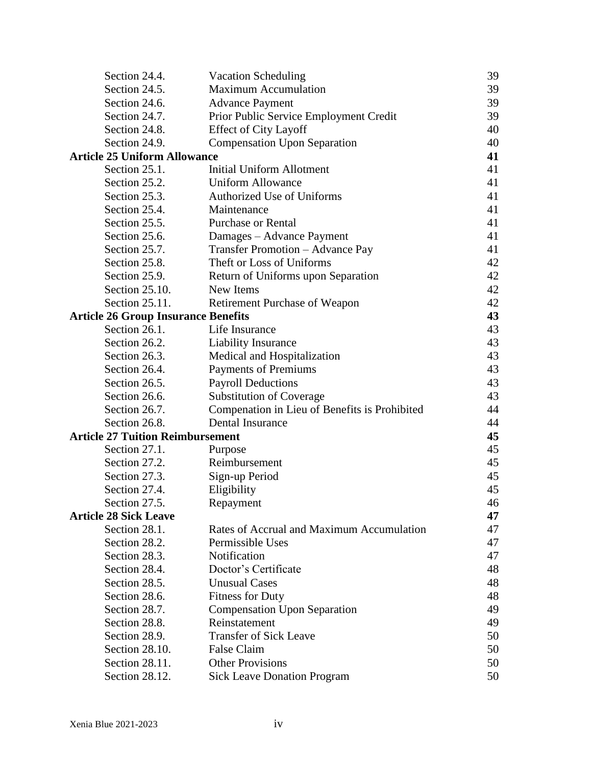| | | |
|---|---|---|
| Section 24.4. | Vacation Scheduling | 39 |
| Section 24.5. | Maximum Accumulation | 39 |
| Section 24.6. | Advance Payment | 39 |
| Section 24.7. | Prior Public Service Employment Credit | 39 |
| Section 24.8. | Effect of City Layoff | 40 |
| Section 24.9. | Compensation Upon Separation | 40 |
| **Article 25 Uniform Allowance** | | **41** |
| Section 25.1. | Initial Uniform Allotment | 41 |
| Section 25.2. | Uniform Allowance | 41 |
| Section 25.3. | Authorized Use of Uniforms | 41 |
| Section 25.4. | Maintenance | 41 |
| Section 25.5. | Purchase or Rental | 41 |
| Section 25.6. | Damages – Advance Payment | 41 |
| Section 25.7. | Transfer Promotion – Advance Pay | 41 |
| Section 25.8. | Theft or Loss of Uniforms | 42 |
| Section 25.9. | Return of Uniforms upon Separation | 42 |
| Section 25.10. | New Items | 42 |
| Section 25.11. | Retirement Purchase of Weapon | 42 |
| **Article 26 Group Insurance Benefits** | | **43** |
| Section 26.1. | Life Insurance | 43 |
| Section 26.2. | Liability Insurance | 43 |
| Section 26.3. | Medical and Hospitalization | 43 |
| Section 26.4. | Payments of Premiums | 43 |
| Section 26.5. | Payroll Deductions | 43 |
| Section 26.6. | Substitution of Coverage | 43 |
| Section 26.7. | Compenation in Lieu of Benefits is Prohibited | 44 |
| Section 26.8. | Dental Insurance | 44 |
| **Article 27 Tuition Reimbursement** | | **45** |
| Section 27.1. | Purpose | 45 |
| Section 27.2. | Reimbursement | 45 |
| Section 27.3. | Sign-up Period | 45 |
| Section 27.4. | Eligibility | 45 |
| Section 27.5. | Repayment | 46 |
| **Article 28 Sick Leave** | | **47** |
| Section 28.1. | Rates of Accrual and Maximum Accumulation | 47 |
| Section 28.2. | Permissible Uses | 47 |
| Section 28.3. | Notification | 47 |
| Section 28.4. | Doctor's Certificate | 48 |
| Section 28.5. | Unusual Cases | 48 |
| Section 28.6. | Fitness for Duty | 48 |
| Section 28.7. | Compensation Upon Separation | 49 |
| Section 28.8. | Reinstatement | 49 |
| Section 28.9. | Transfer of Sick Leave | 50 |
| Section 28.10. | False Claim | 50 |
| Section 28.11. | Other Provisions | 50 |
| Section 28.12. | Sick Leave Donation Program | 50 |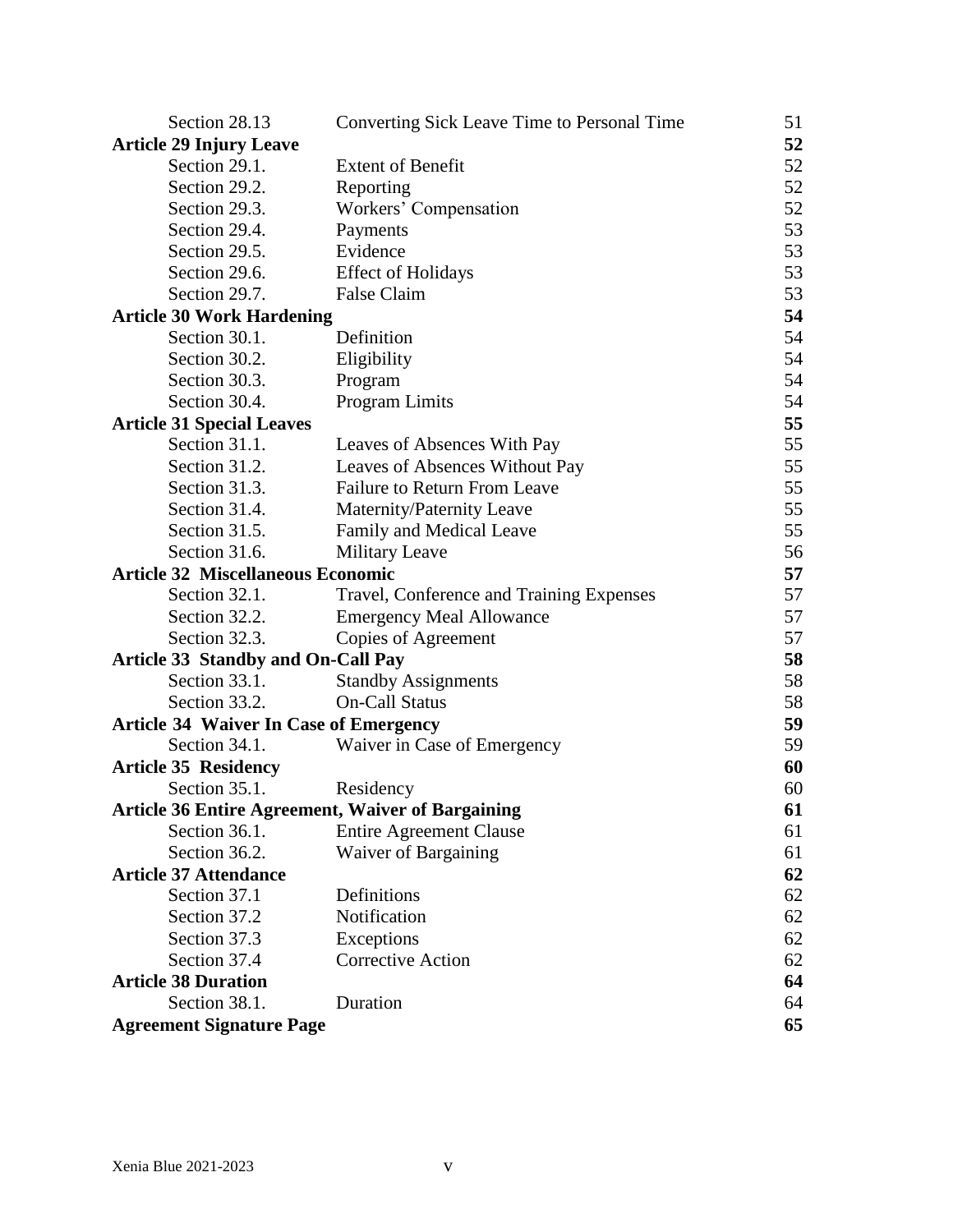| | | |
|---|---|---|
| Section 28.13 | Converting Sick Leave Time to Personal Time | 51 |
| **Article 29 Injury Leave** | | **52** |
| Section 29.1. | Extent of Benefit | 52 |
| Section 29.2. | Reporting | 52 |
| Section 29.3. | Workers' Compensation | 52 |
| Section 29.4. | Payments | 53 |
| Section 29.5. | Evidence | 53 |
| Section 29.6. | Effect of Holidays | 53 |
| Section 29.7. | False Claim | 53 |
| **Article 30 Work Hardening** | | **54** |
| Section 30.1. | Definition | 54 |
| Section 30.2. | Eligibility | 54 |
| Section 30.3. | Program | 54 |
| Section 30.4. | Program Limits | 54 |
| **Article 31 Special Leaves** | | **55** |
| Section 31.1. | Leaves of Absences With Pay | 55 |
| Section 31.2. | Leaves of Absences Without Pay | 55 |
| Section 31.3. | Failure to Return From Leave | 55 |
| Section 31.4. | Maternity/Paternity Leave | 55 |
| Section 31.5. | Family and Medical Leave | 55 |
| Section 31.6. | Military Leave | 56 |
| **Article 32 Miscellaneous Economic** | | **57** |
| Section 32.1. | Travel, Conference and Training Expenses | 57 |
| Section 32.2. | Emergency Meal Allowance | 57 |
| Section 32.3. | Copies of Agreement | 57 |
| **Article 33 Standby and On-Call Pay** | | **58** |
| Section 33.1. | Standby Assignments | 58 |
| Section 33.2. | On-Call Status | 58 |
| **Article 34 Waiver In Case of Emergency** | | **59** |
| Section 34.1. | Waiver in Case of Emergency | 59 |
| **Article 35 Residency** | | **60** |
| Section 35.1. | Residency | 60 |
| **Article 36 Entire Agreement, Waiver of Bargaining** | | **61** |
| Section 36.1. | Entire Agreement Clause | 61 |
| Section 36.2. | Waiver of Bargaining | 61 |
| **Article 37 Attendance** | | **62** |
| Section 37.1 | Definitions | 62 |
| Section 37.2 | Notification | 62 |
| Section 37.3 | Exceptions | 62 |
| Section 37.4 | Corrective Action | 62 |
| **Article 38 Duration** | | **64** |
| Section 38.1. | Duration | 64 |
| **Agreement Signature Page** | | **65** |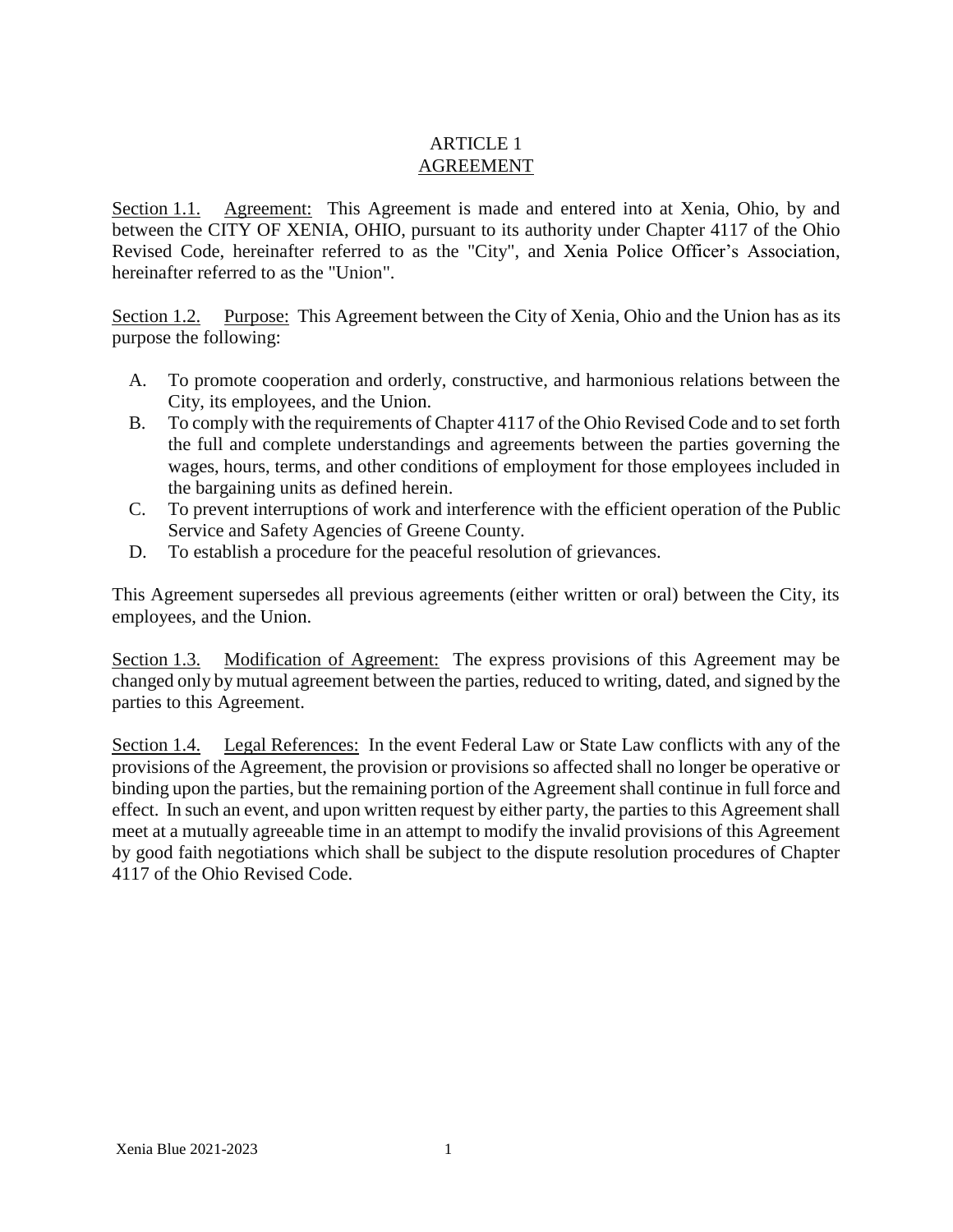# ARTICLE 1
## AGREEMENT

Section 1.1. Agreement: This Agreement is made and entered into at Xenia, Ohio, by and between the CITY OF XENIA, OHIO, pursuant to its authority under Chapter 4117 of the Ohio Revised Code, hereinafter referred to as the "City", and Xenia Police Officer's Association, hereinafter referred to as the "Union".

Section 1.2. Purpose: This Agreement between the City of Xenia, Ohio and the Union has as its purpose the following:

A. To promote cooperation and orderly, constructive, and harmonious relations between the City, its employees, and the Union.
B. To comply with the requirements of Chapter 4117 of the Ohio Revised Code and to set forth the full and complete understandings and agreements between the parties governing the wages, hours, terms, and other conditions of employment for those employees included in the bargaining units as defined herein.
C. To prevent interruptions of work and interference with the efficient operation of the Public Service and Safety Agencies of Greene County.
D. To establish a procedure for the peaceful resolution of grievances.

This Agreement supersedes all previous agreements (either written or oral) between the City, its employees, and the Union.

Section 1.3. Modification of Agreement: The express provisions of this Agreement may be changed only by mutual agreement between the parties, reduced to writing, dated, and signed by the parties to this Agreement.

Section 1.4. Legal References: In the event Federal Law or State Law conflicts with any of the provisions of the Agreement, the provision or provisions so affected shall no longer be operative or binding upon the parties, but the remaining portion of the Agreement shall continue in full force and effect. In such an event, and upon written request by either party, the parties to this Agreement shall meet at a mutually agreeable time in an attempt to modify the invalid provisions of this Agreement by good faith negotiations which shall be subject to the dispute resolution procedures of Chapter 4117 of the Ohio Revised Code.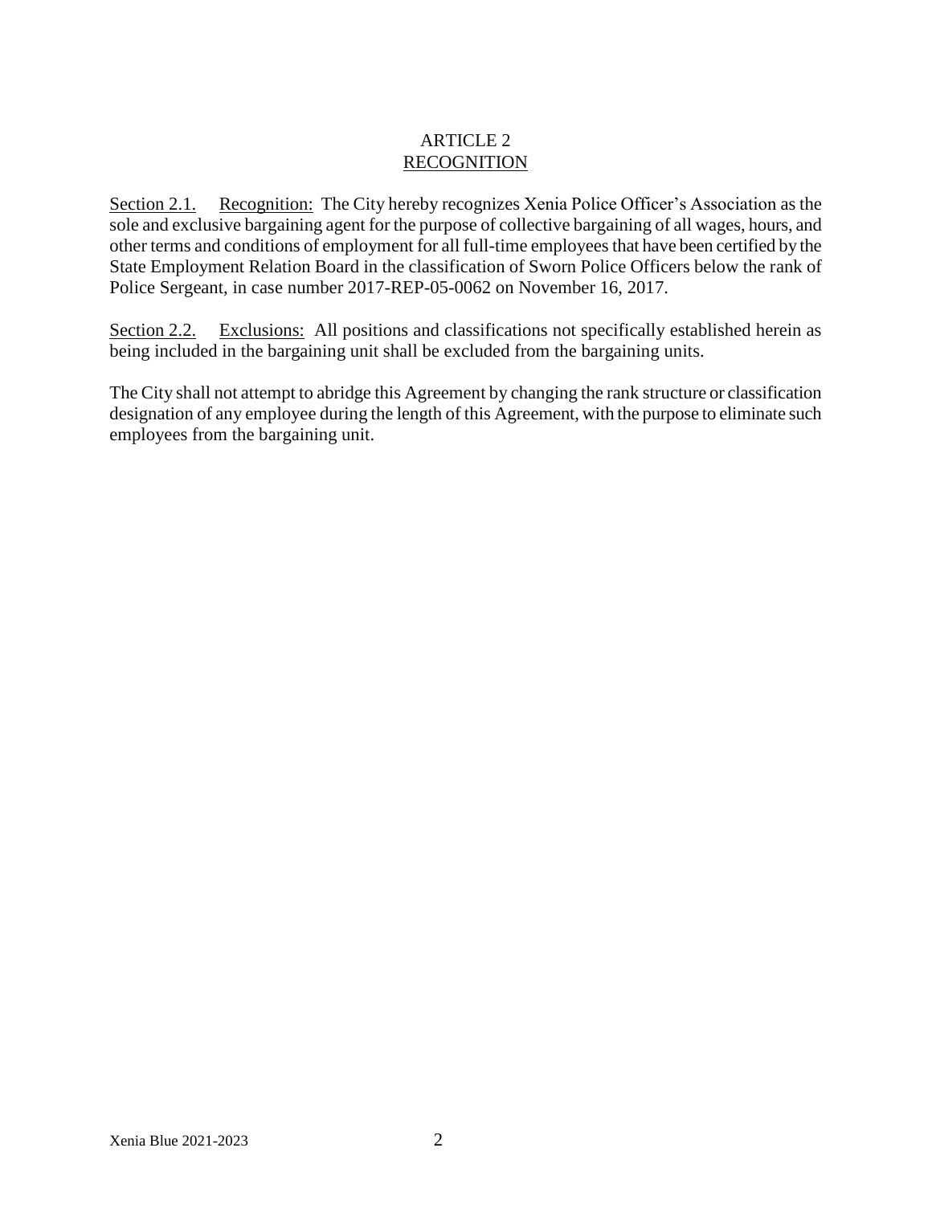# ARTICLE 2
## RECOGNITION

Section 2.1. Recognition: The City hereby recognizes Xenia Police Officer's Association as the sole and exclusive bargaining agent for the purpose of collective bargaining of all wages, hours, and other terms and conditions of employment for all full-time employees that have been certified by the State Employment Relation Board in the classification of Sworn Police Officers below the rank of Police Sergeant, in case number 2017-REP-05-0062 on November 16, 2017.

Section 2.2. Exclusions: All positions and classifications not specifically established herein as being included in the bargaining unit shall be excluded from the bargaining units.

The City shall not attempt to abridge this Agreement by changing the rank structure or classification designation of any employee during the length of this Agreement, with the purpose to eliminate such employees from the bargaining unit.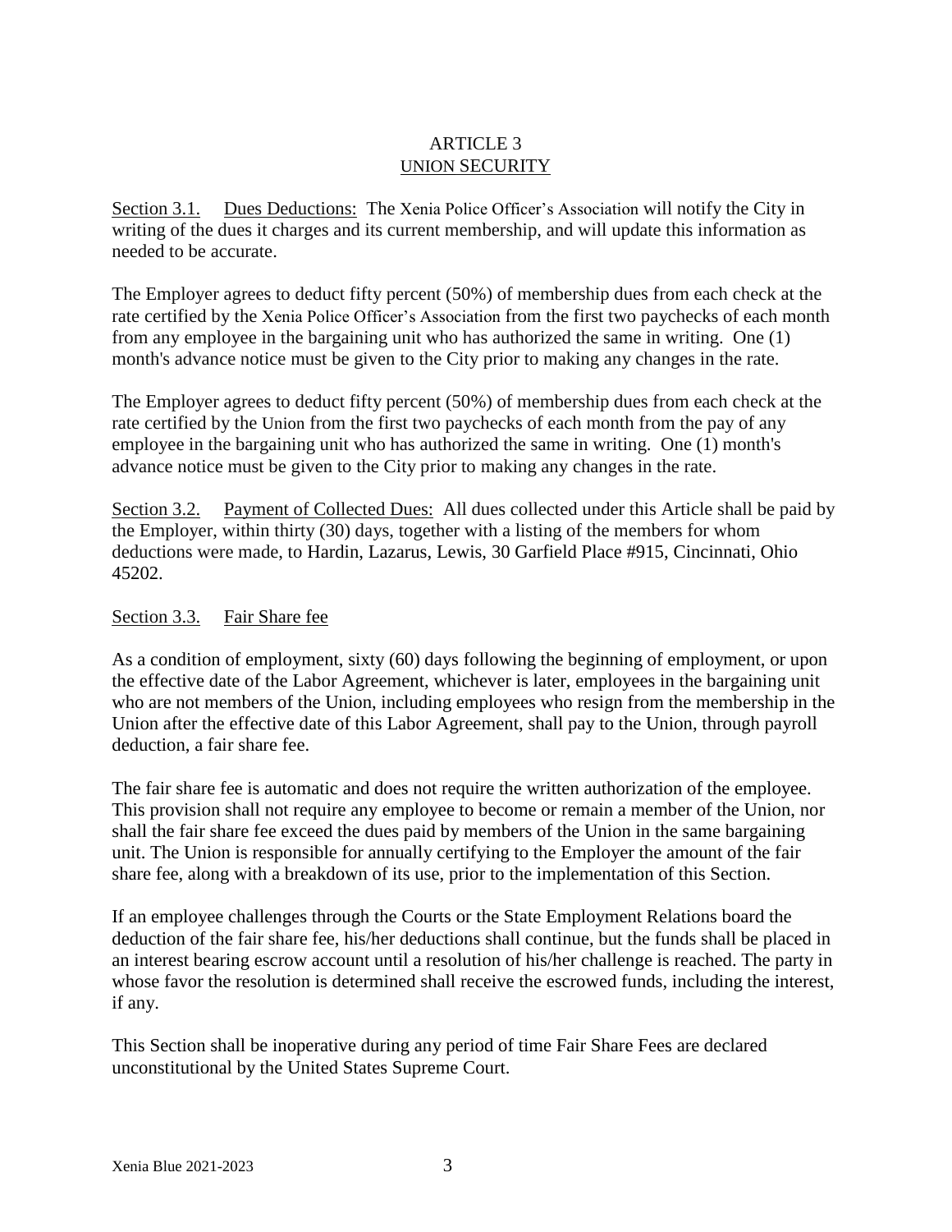# ARTICLE 3
## UNION SECURITY

Section 3.1. Dues Deductions: The Xenia Police Officer's Association will notify the City in writing of the dues it charges and its current membership, and will update this information as needed to be accurate.

The Employer agrees to deduct fifty percent (50%) of membership dues from each check at the rate certified by the Xenia Police Officer's Association from the first two paychecks of each month from any employee in the bargaining unit who has authorized the same in writing. One (1) month's advance notice must be given to the City prior to making any changes in the rate.

The Employer agrees to deduct fifty percent (50%) of membership dues from each check at the rate certified by the Union from the first two paychecks of each month from the pay of any employee in the bargaining unit who has authorized the same in writing. One (1) month's advance notice must be given to the City prior to making any changes in the rate.

Section 3.2. Payment of Collected Dues: All dues collected under this Article shall be paid by the Employer, within thirty (30) days, together with a listing of the members for whom deductions were made, to Hardin, Lazarus, Lewis, 30 Garfield Place #915, Cincinnati, Ohio 45202.

Section 3.3. Fair Share fee

As a condition of employment, sixty (60) days following the beginning of employment, or upon the effective date of the Labor Agreement, whichever is later, employees in the bargaining unit who are not members of the Union, including employees who resign from the membership in the Union after the effective date of this Labor Agreement, shall pay to the Union, through payroll deduction, a fair share fee.

The fair share fee is automatic and does not require the written authorization of the employee. This provision shall not require any employee to become or remain a member of the Union, nor shall the fair share fee exceed the dues paid by members of the Union in the same bargaining unit. The Union is responsible for annually certifying to the Employer the amount of the fair share fee, along with a breakdown of its use, prior to the implementation of this Section.

If an employee challenges through the Courts or the State Employment Relations board the deduction of the fair share fee, his/her deductions shall continue, but the funds shall be placed in an interest bearing escrow account until a resolution of his/her challenge is reached. The party in whose favor the resolution is determined shall receive the escrowed funds, including the interest, if any.

This Section shall be inoperative during any period of time Fair Share Fees are declared unconstitutional by the United States Supreme Court.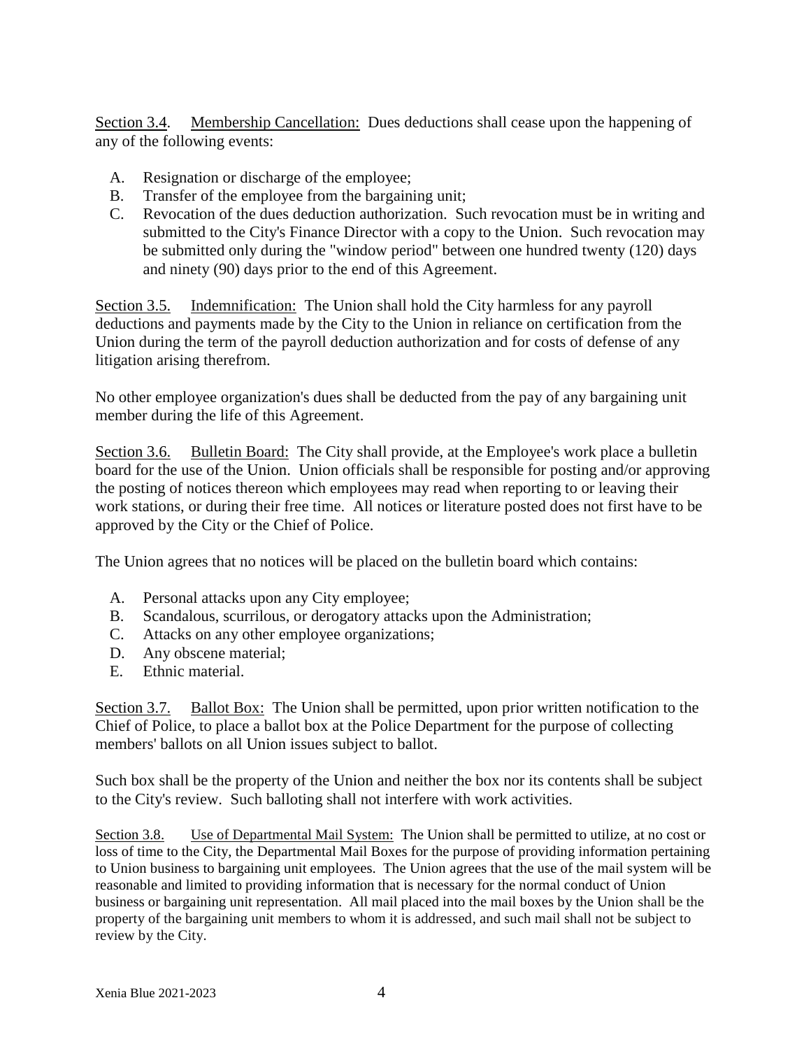Section 3.4. Membership Cancellation: Dues deductions shall cease upon the happening of any of the following events:

A. Resignation or discharge of the employee;
B. Transfer of the employee from the bargaining unit;
C. Revocation of the dues deduction authorization. Such revocation must be in writing and submitted to the City's Finance Director with a copy to the Union. Such revocation may be submitted only during the "window period" between one hundred twenty (120) days and ninety (90) days prior to the end of this Agreement.

Section 3.5. Indemnification: The Union shall hold the City harmless for any payroll deductions and payments made by the City to the Union in reliance on certification from the Union during the term of the payroll deduction authorization and for costs of defense of any litigation arising therefrom.

No other employee organization's dues shall be deducted from the pay of any bargaining unit member during the life of this Agreement.

Section 3.6. Bulletin Board: The City shall provide, at the Employee's work place a bulletin board for the use of the Union. Union officials shall be responsible for posting and/or approving the posting of notices thereon which employees may read when reporting to or leaving their work stations, or during their free time. All notices or literature posted does not first have to be approved by the City or the Chief of Police.

The Union agrees that no notices will be placed on the bulletin board which contains:

A. Personal attacks upon any City employee;
B. Scandalous, scurrilous, or derogatory attacks upon the Administration;
C. Attacks on any other employee organizations;
D. Any obscene material;
E. Ethnic material.

Section 3.7. Ballot Box: The Union shall be permitted, upon prior written notification to the Chief of Police, to place a ballot box at the Police Department for the purpose of collecting members' ballots on all Union issues subject to ballot.

Such box shall be the property of the Union and neither the box nor its contents shall be subject to the City's review. Such balloting shall not interfere with work activities.

Section 3.8. Use of Departmental Mail System: The Union shall be permitted to utilize, at no cost or loss of time to the City, the Departmental Mail Boxes for the purpose of providing information pertaining to Union business to bargaining unit employees. The Union agrees that the use of the mail system will be reasonable and limited to providing information that is necessary for the normal conduct of Union business or bargaining unit representation. All mail placed into the mail boxes by the Union shall be the property of the bargaining unit members to whom it is addressed, and such mail shall not be subject to review by the City.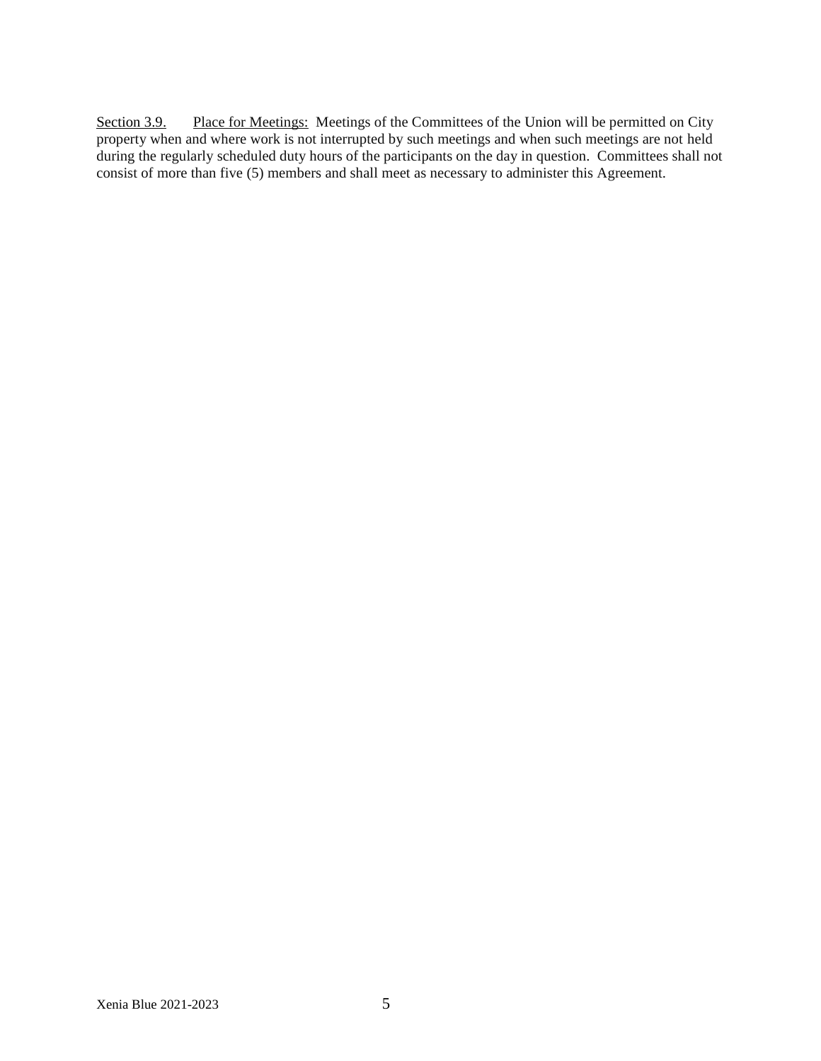Section 3.9. Place for Meetings: Meetings of the Committees of the Union will be permitted on City property when and where work is not interrupted by such meetings and when such meetings are not held during the regularly scheduled duty hours of the participants on the day in question. Committees shall not consist of more than five (5) members and shall meet as necessary to administer this Agreement.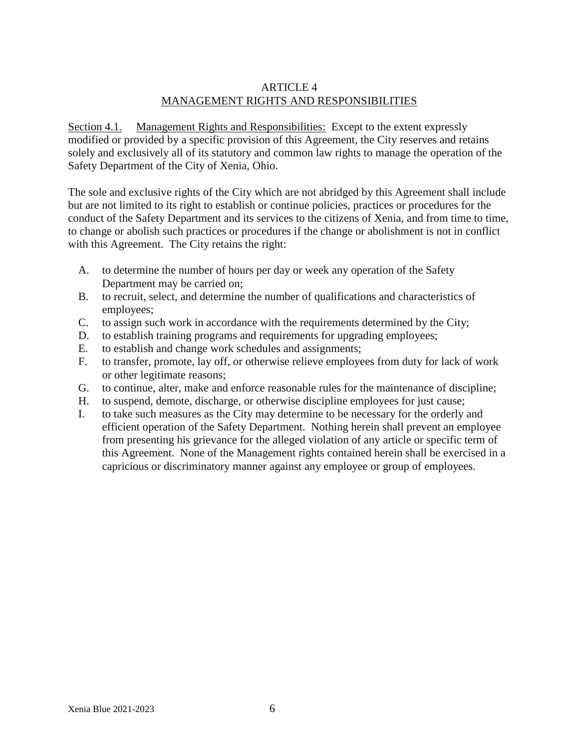## ARTICLE 4
## MANAGEMENT RIGHTS AND RESPONSIBILITIES

Section 4.1. Management Rights and Responsibilities: Except to the extent expressly modified or provided by a specific provision of this Agreement, the City reserves and retains solely and exclusively all of its statutory and common law rights to manage the operation of the Safety Department of the City of Xenia, Ohio.

The sole and exclusive rights of the City which are not abridged by this Agreement shall include but are not limited to its right to establish or continue policies, practices or procedures for the conduct of the Safety Department and its services to the citizens of Xenia, and from time to time, to change or abolish such practices or procedures if the change or abolishment is not in conflict with this Agreement. The City retains the right:

A. to determine the number of hours per day or week any operation of the Safety Department may be carried on;
B. to recruit, select, and determine the number of qualifications and characteristics of employees;
C. to assign such work in accordance with the requirements determined by the City;
D. to establish training programs and requirements for upgrading employees;
E. to establish and change work schedules and assignments;
F. to transfer, promote, lay off, or otherwise relieve employees from duty for lack of work or other legitimate reasons;
G. to continue, alter, make and enforce reasonable rules for the maintenance of discipline;
H. to suspend, demote, discharge, or otherwise discipline employees for just cause;
I. to take such measures as the City may determine to be necessary for the orderly and efficient operation of the Safety Department. Nothing herein shall prevent an employee from presenting his grievance for the alleged violation of any article or specific term of this Agreement. None of the Management rights contained herein shall be exercised in a capricious or discriminatory manner against any employee or group of employees.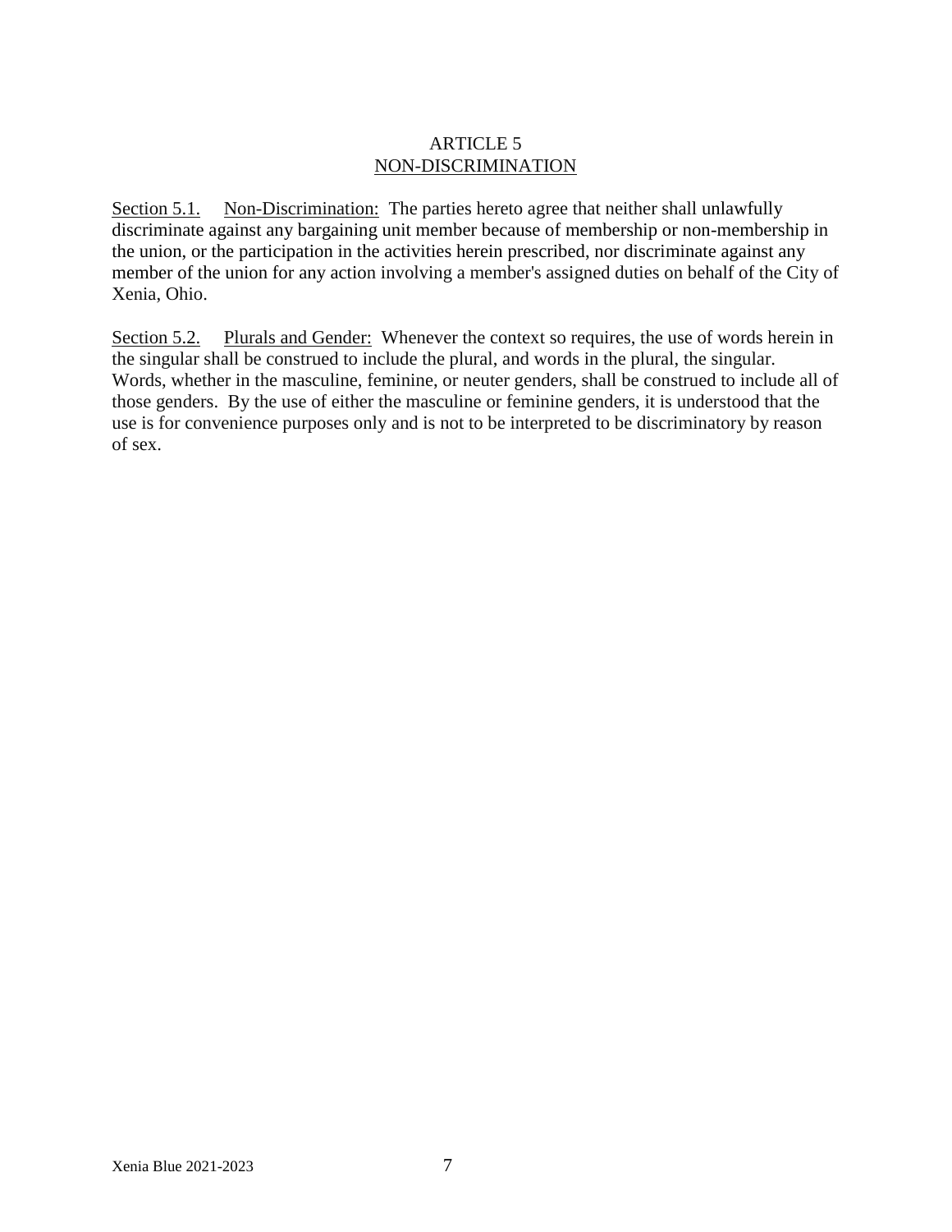# ARTICLE 5
## NON-DISCRIMINATION

Section 5.1. Non-Discrimination: The parties hereto agree that neither shall unlawfully discriminate against any bargaining unit member because of membership or non-membership in the union, or the participation in the activities herein prescribed, nor discriminate against any member of the union for any action involving a member's assigned duties on behalf of the City of Xenia, Ohio.

Section 5.2. Plurals and Gender: Whenever the context so requires, the use of words herein in the singular shall be construed to include the plural, and words in the plural, the singular. Words, whether in the masculine, feminine, or neuter genders, shall be construed to include all of those genders. By the use of either the masculine or feminine genders, it is understood that the use is for convenience purposes only and is not to be interpreted to be discriminatory by reason of sex.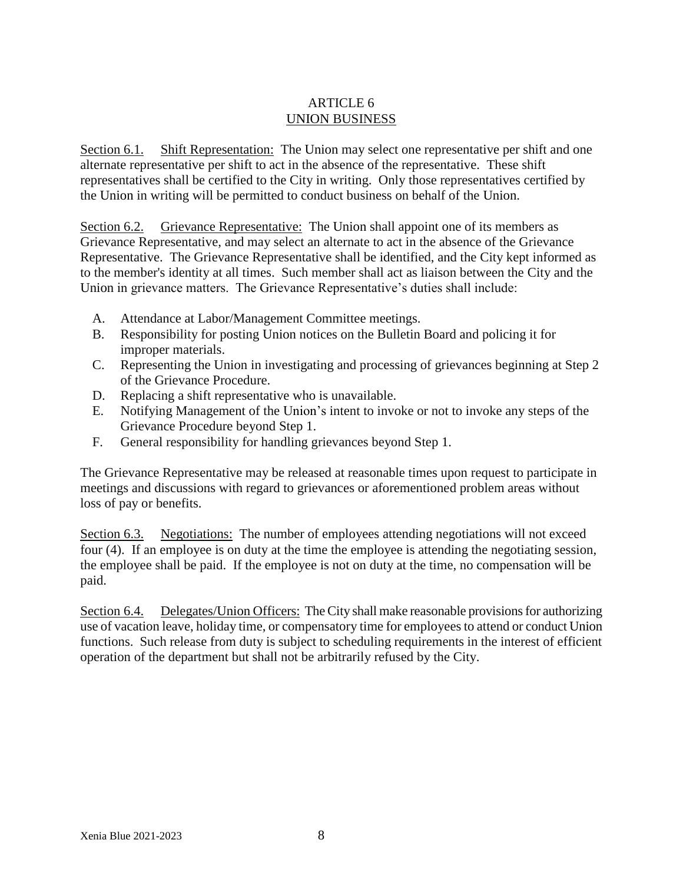# ARTICLE 6
## UNION BUSINESS

Section 6.1. Shift Representation: The Union may select one representative per shift and one alternate representative per shift to act in the absence of the representative. These shift representatives shall be certified to the City in writing. Only those representatives certified by the Union in writing will be permitted to conduct business on behalf of the Union.

Section 6.2. Grievance Representative: The Union shall appoint one of its members as Grievance Representative, and may select an alternate to act in the absence of the Grievance Representative. The Grievance Representative shall be identified, and the City kept informed as to the member's identity at all times. Such member shall act as liaison between the City and the Union in grievance matters. The Grievance Representative's duties shall include:

A. Attendance at Labor/Management Committee meetings.
B. Responsibility for posting Union notices on the Bulletin Board and policing it for improper materials.
C. Representing the Union in investigating and processing of grievances beginning at Step 2 of the Grievance Procedure.
D. Replacing a shift representative who is unavailable.
E. Notifying Management of the Union's intent to invoke or not to invoke any steps of the Grievance Procedure beyond Step 1.
F. General responsibility for handling grievances beyond Step 1.

The Grievance Representative may be released at reasonable times upon request to participate in meetings and discussions with regard to grievances or aforementioned problem areas without loss of pay or benefits.

Section 6.3. Negotiations: The number of employees attending negotiations will not exceed four (4). If an employee is on duty at the time the employee is attending the negotiating session, the employee shall be paid. If the employee is not on duty at the time, no compensation will be paid.

Section 6.4. Delegates/Union Officers: The City shall make reasonable provisions for authorizing use of vacation leave, holiday time, or compensatory time for employees to attend or conduct Union functions. Such release from duty is subject to scheduling requirements in the interest of efficient operation of the department but shall not be arbitrarily refused by the City.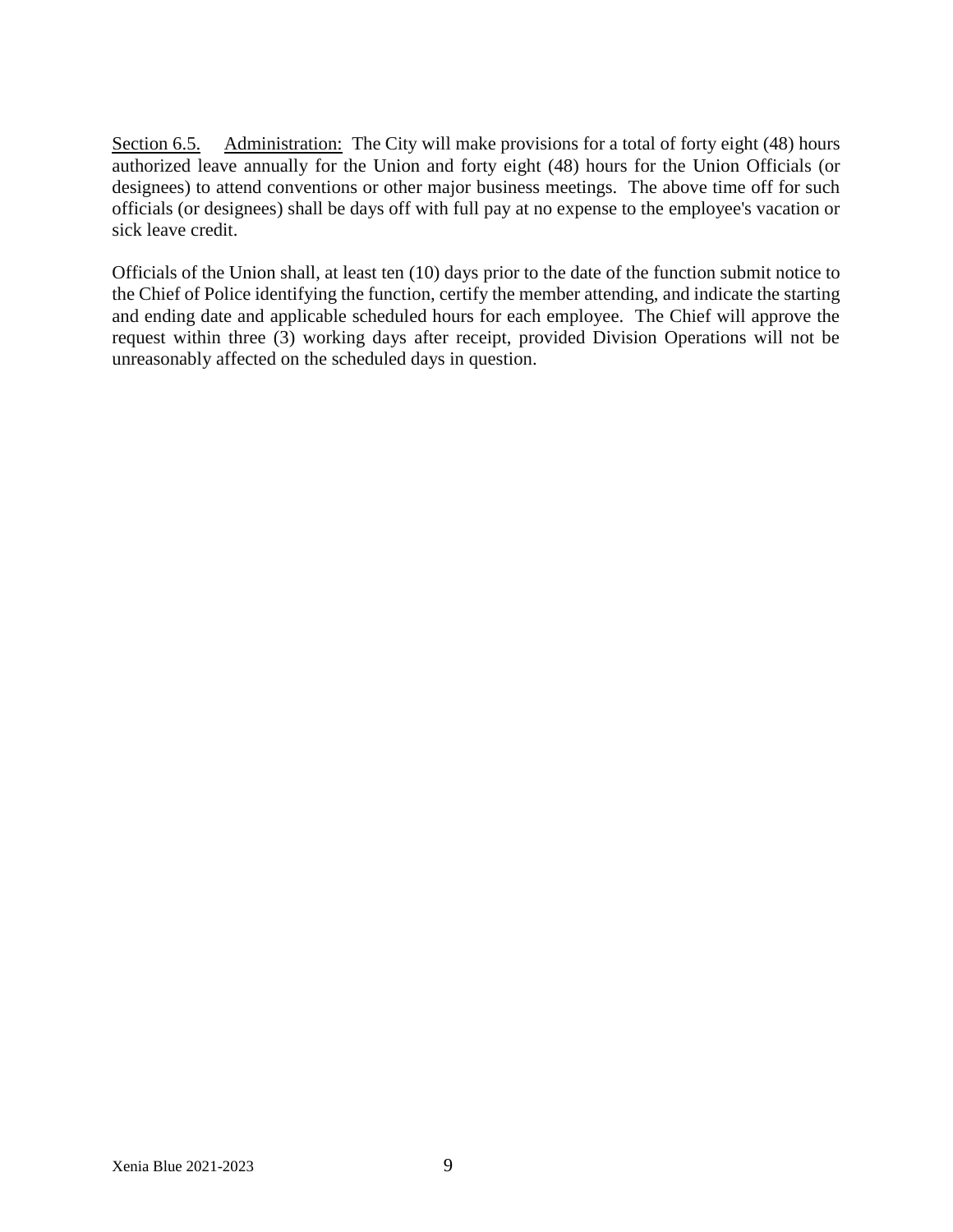<u>Section 6.5.</u> <u>Administration:</u> The City will make provisions for a total of forty eight (48) hours authorized leave annually for the Union and forty eight (48) hours for the Union Officials (or designees) to attend conventions or other major business meetings. The above time off for such officials (or designees) shall be days off with full pay at no expense to the employee's vacation or sick leave credit.

Officials of the Union shall, at least ten (10) days prior to the date of the function submit notice to the Chief of Police identifying the function, certify the member attending, and indicate the starting and ending date and applicable scheduled hours for each employee. The Chief will approve the request within three (3) working days after receipt, provided Division Operations will not be unreasonably affected on the scheduled days in question.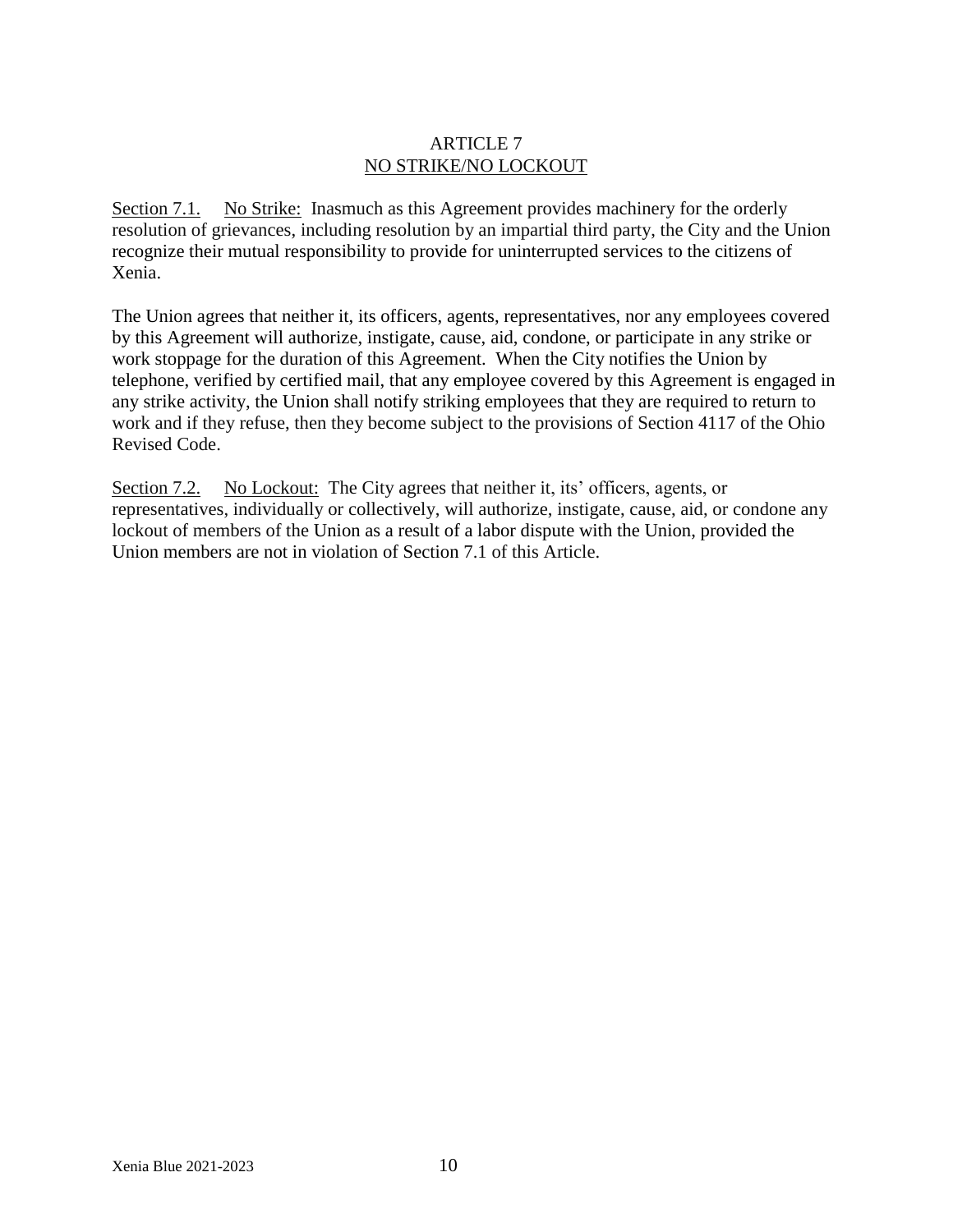# ARTICLE 7
## NO STRIKE/NO LOCKOUT

Section 7.1. No Strike: Inasmuch as this Agreement provides machinery for the orderly resolution of grievances, including resolution by an impartial third party, the City and the Union recognize their mutual responsibility to provide for uninterrupted services to the citizens of Xenia.

The Union agrees that neither it, its officers, agents, representatives, nor any employees covered by this Agreement will authorize, instigate, cause, aid, condone, or participate in any strike or work stoppage for the duration of this Agreement. When the City notifies the Union by telephone, verified by certified mail, that any employee covered by this Agreement is engaged in any strike activity, the Union shall notify striking employees that they are required to return to work and if they refuse, then they become subject to the provisions of Section 4117 of the Ohio Revised Code.

Section 7.2. No Lockout: The City agrees that neither it, its' officers, agents, or representatives, individually or collectively, will authorize, instigate, cause, aid, or condone any lockout of members of the Union as a result of a labor dispute with the Union, provided the Union members are not in violation of Section 7.1 of this Article.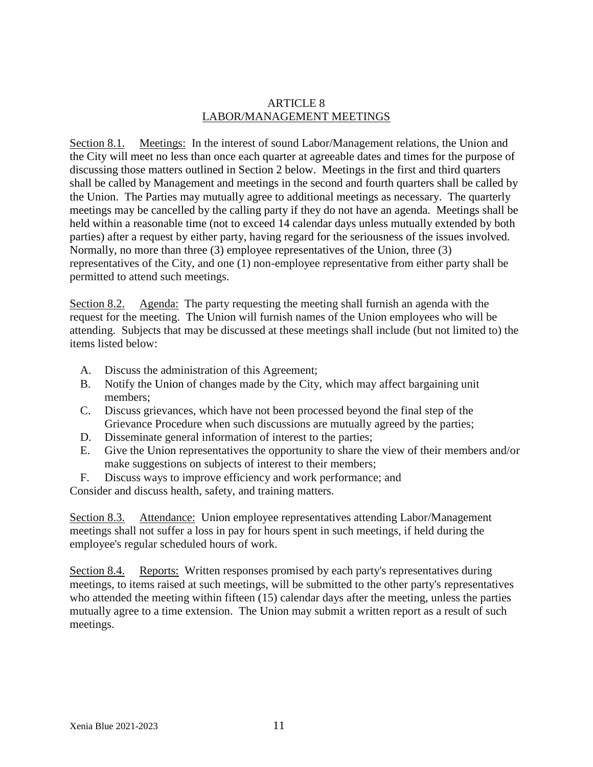# ARTICLE 8
## LABOR/MANAGEMENT MEETINGS

Section 8.1. Meetings: In the interest of sound Labor/Management relations, the Union and the City will meet no less than once each quarter at agreeable dates and times for the purpose of discussing those matters outlined in Section 2 below. Meetings in the first and third quarters shall be called by Management and meetings in the second and fourth quarters shall be called by the Union. The Parties may mutually agree to additional meetings as necessary. The quarterly meetings may be cancelled by the calling party if they do not have an agenda. Meetings shall be held within a reasonable time (not to exceed 14 calendar days unless mutually extended by both parties) after a request by either party, having regard for the seriousness of the issues involved. Normally, no more than three (3) employee representatives of the Union, three (3) representatives of the City, and one (1) non-employee representative from either party shall be permitted to attend such meetings.

Section 8.2. Agenda: The party requesting the meeting shall furnish an agenda with the request for the meeting. The Union will furnish names of the Union employees who will be attending. Subjects that may be discussed at these meetings shall include (but not limited to) the items listed below:

A. Discuss the administration of this Agreement;
B. Notify the Union of changes made by the City, which may affect bargaining unit members;
C. Discuss grievances, which have not been processed beyond the final step of the Grievance Procedure when such discussions are mutually agreed by the parties;
D. Disseminate general information of interest to the parties;
E. Give the Union representatives the opportunity to share the view of their members and/or make suggestions on subjects of interest to their members;
F. Discuss ways to improve efficiency and work performance; and

Consider and discuss health, safety, and training matters.

Section 8.3. Attendance: Union employee representatives attending Labor/Management meetings shall not suffer a loss in pay for hours spent in such meetings, if held during the employee's regular scheduled hours of work.

Section 8.4. Reports: Written responses promised by each party's representatives during meetings, to items raised at such meetings, will be submitted to the other party's representatives who attended the meeting within fifteen (15) calendar days after the meeting, unless the parties mutually agree to a time extension. The Union may submit a written report as a result of such meetings.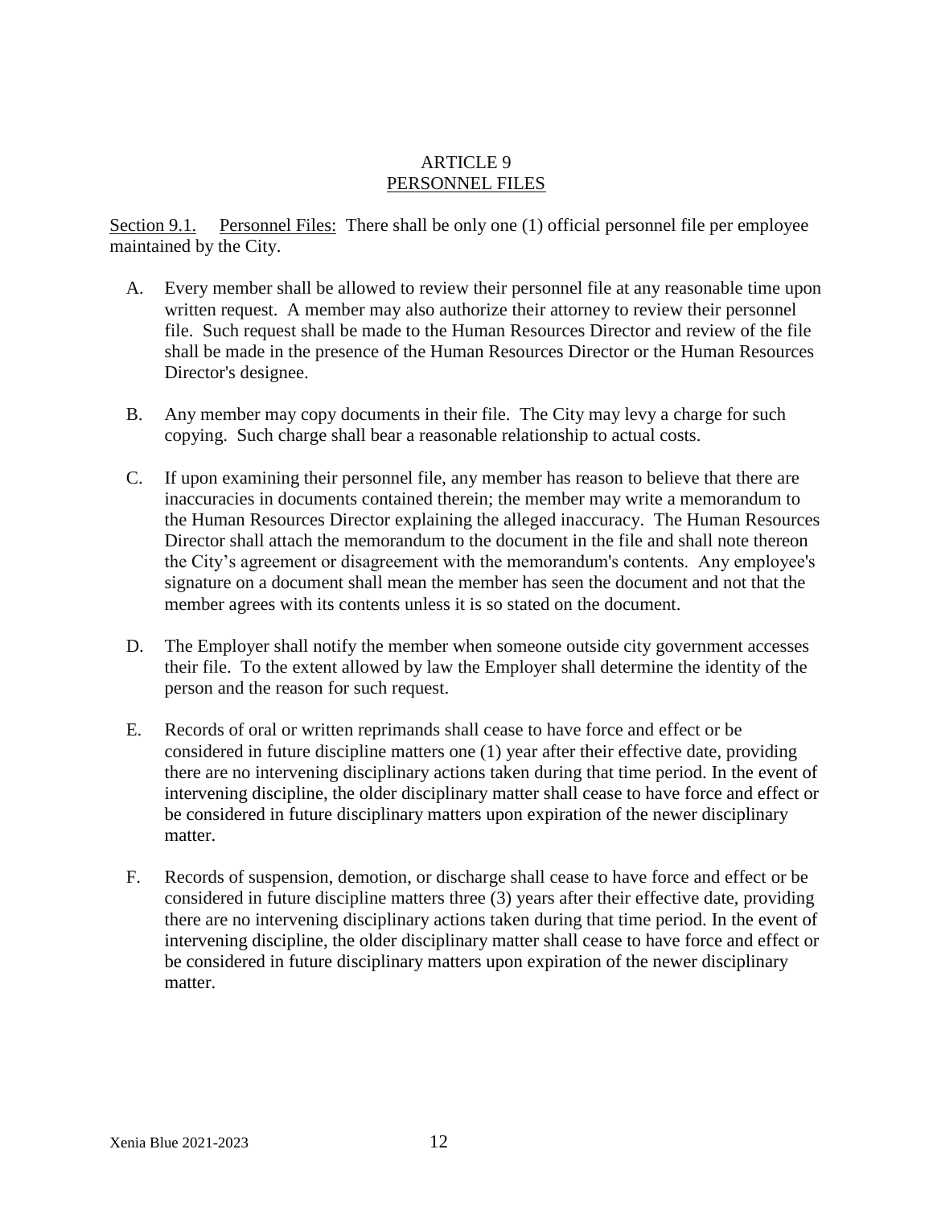# ARTICLE 9
## PERSONNEL FILES

Section 9.1. Personnel Files: There shall be only one (1) official personnel file per employee maintained by the City.

A. Every member shall be allowed to review their personnel file at any reasonable time upon written request. A member may also authorize their attorney to review their personnel file. Such request shall be made to the Human Resources Director and review of the file shall be made in the presence of the Human Resources Director or the Human Resources Director's designee.

B. Any member may copy documents in their file. The City may levy a charge for such copying. Such charge shall bear a reasonable relationship to actual costs.

C. If upon examining their personnel file, any member has reason to believe that there are inaccuracies in documents contained therein; the member may write a memorandum to the Human Resources Director explaining the alleged inaccuracy. The Human Resources Director shall attach the memorandum to the document in the file and shall note thereon the City's agreement or disagreement with the memorandum's contents. Any employee's signature on a document shall mean the member has seen the document and not that the member agrees with its contents unless it is so stated on the document.

D. The Employer shall notify the member when someone outside city government accesses their file. To the extent allowed by law the Employer shall determine the identity of the person and the reason for such request.

E. Records of oral or written reprimands shall cease to have force and effect or be considered in future discipline matters one (1) year after their effective date, providing there are no intervening disciplinary actions taken during that time period. In the event of intervening discipline, the older disciplinary matter shall cease to have force and effect or be considered in future disciplinary matters upon expiration of the newer disciplinary matter.

F. Records of suspension, demotion, or discharge shall cease to have force and effect or be considered in future discipline matters three (3) years after their effective date, providing there are no intervening disciplinary actions taken during that time period. In the event of intervening discipline, the older disciplinary matter shall cease to have force and effect or be considered in future disciplinary matters upon expiration of the newer disciplinary matter.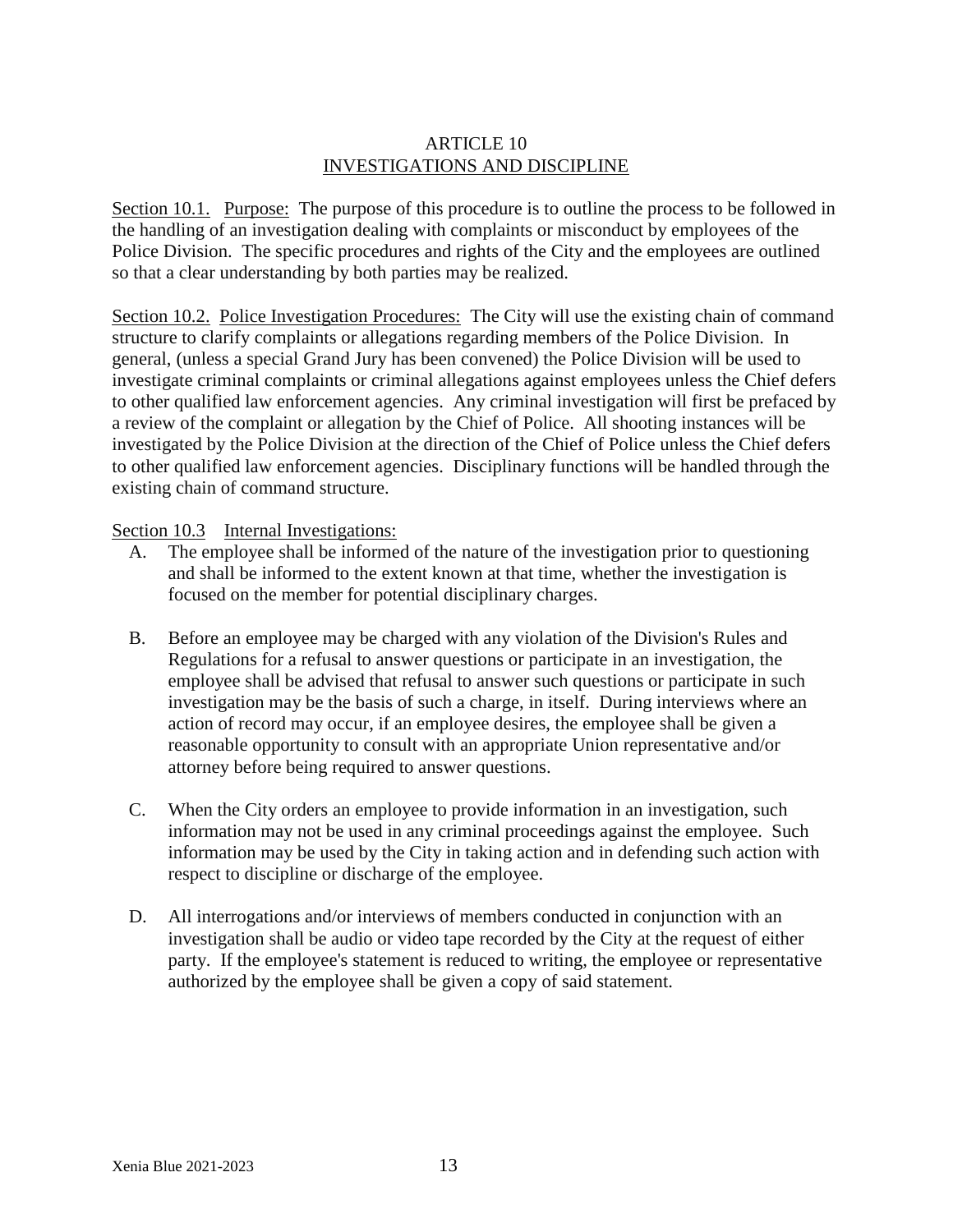# ARTICLE 10
## INVESTIGATIONS AND DISCIPLINE

Section 10.1. Purpose: The purpose of this procedure is to outline the process to be followed in the handling of an investigation dealing with complaints or misconduct by employees of the Police Division. The specific procedures and rights of the City and the employees are outlined so that a clear understanding by both parties may be realized.

Section 10.2. Police Investigation Procedures: The City will use the existing chain of command structure to clarify complaints or allegations regarding members of the Police Division. In general, (unless a special Grand Jury has been convened) the Police Division will be used to investigate criminal complaints or criminal allegations against employees unless the Chief defers to other qualified law enforcement agencies. Any criminal investigation will first be prefaced by a review of the complaint or allegation by the Chief of Police. All shooting instances will be investigated by the Police Division at the direction of the Chief of Police unless the Chief defers to other qualified law enforcement agencies. Disciplinary functions will be handled through the existing chain of command structure.

Section 10.3 Internal Investigations:

A. The employee shall be informed of the nature of the investigation prior to questioning and shall be informed to the extent known at that time, whether the investigation is focused on the member for potential disciplinary charges.

B. Before an employee may be charged with any violation of the Division's Rules and Regulations for a refusal to answer questions or participate in an investigation, the employee shall be advised that refusal to answer such questions or participate in such investigation may be the basis of such a charge, in itself. During interviews where an action of record may occur, if an employee desires, the employee shall be given a reasonable opportunity to consult with an appropriate Union representative and/or attorney before being required to answer questions.

C. When the City orders an employee to provide information in an investigation, such information may not be used in any criminal proceedings against the employee. Such information may be used by the City in taking action and in defending such action with respect to discipline or discharge of the employee.

D. All interrogations and/or interviews of members conducted in conjunction with an investigation shall be audio or video tape recorded by the City at the request of either party. If the employee's statement is reduced to writing, the employee or representative authorized by the employee shall be given a copy of said statement.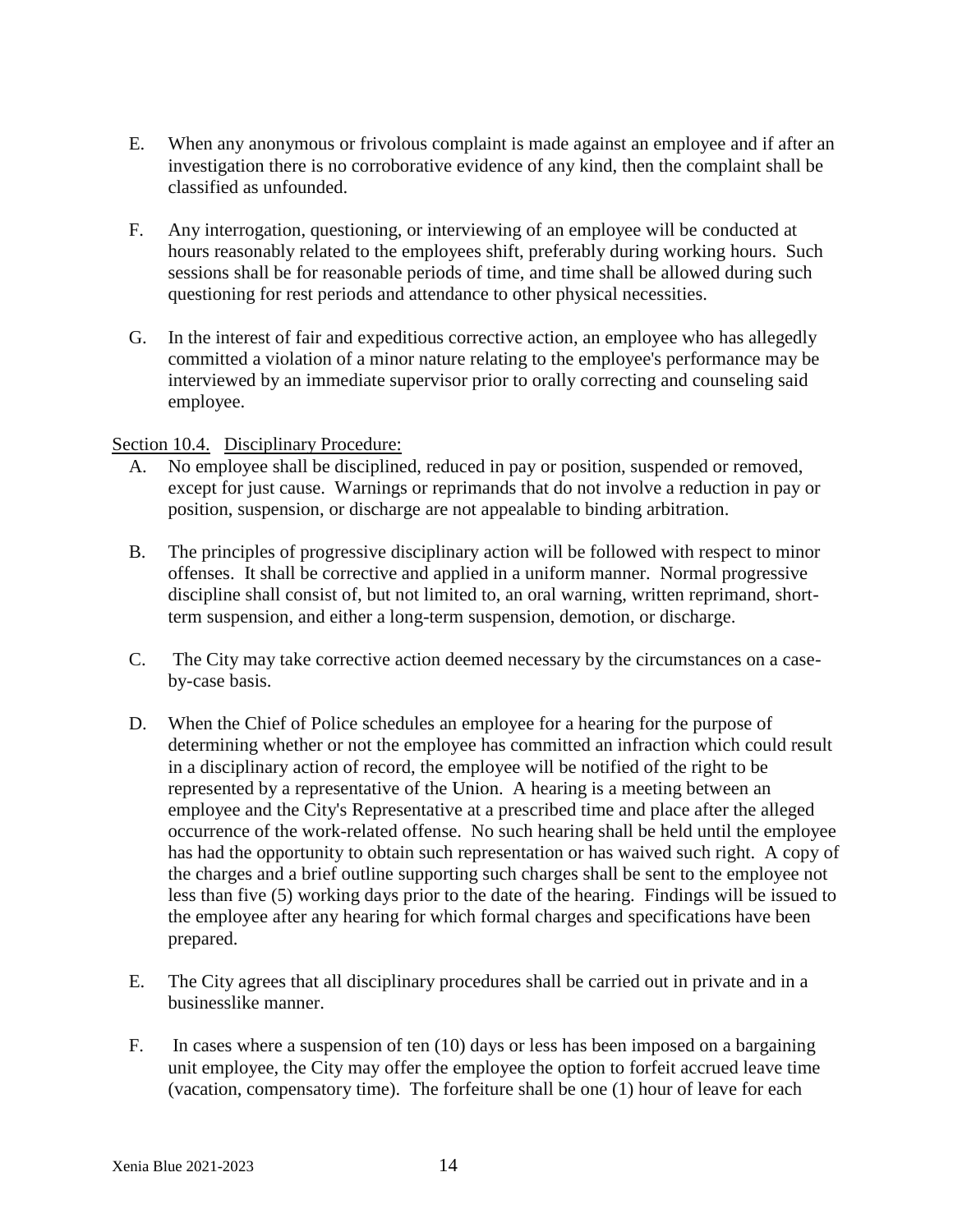E. When any anonymous or frivolous complaint is made against an employee and if after an investigation there is no corroborative evidence of any kind, then the complaint shall be classified as unfounded.

F. Any interrogation, questioning, or interviewing of an employee will be conducted at hours reasonably related to the employees shift, preferably during working hours. Such sessions shall be for reasonable periods of time, and time shall be allowed during such questioning for rest periods and attendance to other physical necessities.

G. In the interest of fair and expeditious corrective action, an employee who has allegedly committed a violation of a minor nature relating to the employee's performance may be interviewed by an immediate supervisor prior to orally correcting and counseling said employee.

Section 10.4. Disciplinary Procedure:

A. No employee shall be disciplined, reduced in pay or position, suspended or removed, except for just cause. Warnings or reprimands that do not involve a reduction in pay or position, suspension, or discharge are not appealable to binding arbitration.

B. The principles of progressive disciplinary action will be followed with respect to minor offenses. It shall be corrective and applied in a uniform manner. Normal progressive discipline shall consist of, but not limited to, an oral warning, written reprimand, short-term suspension, and either a long-term suspension, demotion, or discharge.

C. The City may take corrective action deemed necessary by the circumstances on a case-by-case basis.

D. When the Chief of Police schedules an employee for a hearing for the purpose of determining whether or not the employee has committed an infraction which could result in a disciplinary action of record, the employee will be notified of the right to be represented by a representative of the Union. A hearing is a meeting between an employee and the City's Representative at a prescribed time and place after the alleged occurrence of the work-related offense. No such hearing shall be held until the employee has had the opportunity to obtain such representation or has waived such right. A copy of the charges and a brief outline supporting such charges shall be sent to the employee not less than five (5) working days prior to the date of the hearing. Findings will be issued to the employee after any hearing for which formal charges and specifications have been prepared.

E. The City agrees that all disciplinary procedures shall be carried out in private and in a businesslike manner.

F. In cases where a suspension of ten (10) days or less has been imposed on a bargaining unit employee, the City may offer the employee the option to forfeit accrued leave time (vacation, compensatory time). The forfeiture shall be one (1) hour of leave for each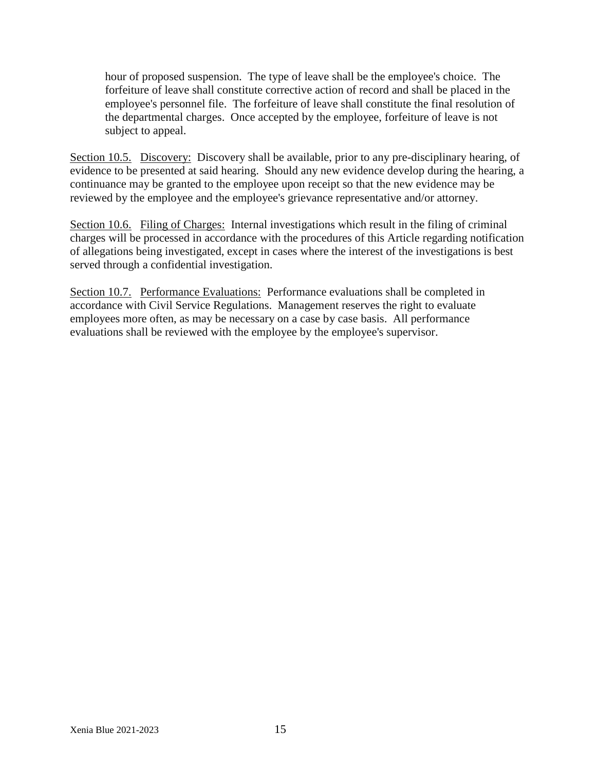hour of proposed suspension. The type of leave shall be the employee's choice. The forfeiture of leave shall constitute corrective action of record and shall be placed in the employee's personnel file. The forfeiture of leave shall constitute the final resolution of the departmental charges. Once accepted by the employee, forfeiture of leave is not subject to appeal.

Section 10.5. Discovery: Discovery shall be available, prior to any pre-disciplinary hearing, of evidence to be presented at said hearing. Should any new evidence develop during the hearing, a continuance may be granted to the employee upon receipt so that the new evidence may be reviewed by the employee and the employee's grievance representative and/or attorney.

Section 10.6. Filing of Charges: Internal investigations which result in the filing of criminal charges will be processed in accordance with the procedures of this Article regarding notification of allegations being investigated, except in cases where the interest of the investigations is best served through a confidential investigation.

Section 10.7. Performance Evaluations: Performance evaluations shall be completed in accordance with Civil Service Regulations. Management reserves the right to evaluate employees more often, as may be necessary on a case by case basis. All performance evaluations shall be reviewed with the employee by the employee's supervisor.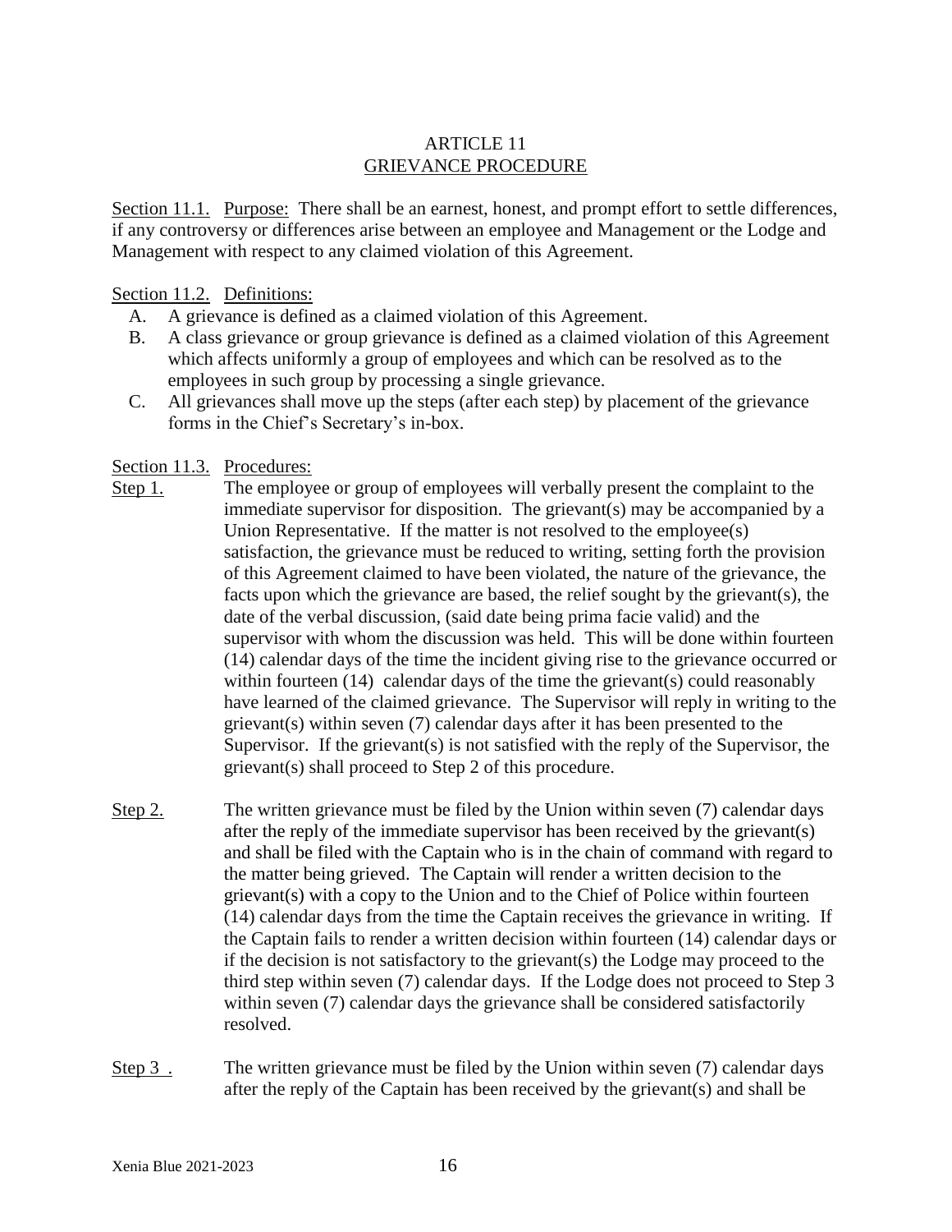# ARTICLE 11
## GRIEVANCE PROCEDURE

Section 11.1. Purpose: There shall be an earnest, honest, and prompt effort to settle differences, if any controversy or differences arise between an employee and Management or the Lodge and Management with respect to any claimed violation of this Agreement.

Section 11.2. Definitions:

A. A grievance is defined as a claimed violation of this Agreement.

B. A class grievance or group grievance is defined as a claimed violation of this Agreement which affects uniformly a group of employees and which can be resolved as to the employees in such group by processing a single grievance.

C. All grievances shall move up the steps (after each step) by placement of the grievance forms in the Chief's Secretary's in-box.

Section 11.3. Procedures:

Step 1. The employee or group of employees will verbally present the complaint to the immediate supervisor for disposition. The grievant(s) may be accompanied by a Union Representative. If the matter is not resolved to the employee(s) satisfaction, the grievance must be reduced to writing, setting forth the provision of this Agreement claimed to have been violated, the nature of the grievance, the facts upon which the grievance are based, the relief sought by the grievant(s), the date of the verbal discussion, (said date being prima facie valid) and the supervisor with whom the discussion was held. This will be done within fourteen (14) calendar days of the time the incident giving rise to the grievance occurred or within fourteen (14) calendar days of the time the grievant(s) could reasonably have learned of the claimed grievance. The Supervisor will reply in writing to the grievant(s) within seven (7) calendar days after it has been presented to the Supervisor. If the grievant(s) is not satisfied with the reply of the Supervisor, the grievant(s) shall proceed to Step 2 of this procedure.

Step 2. The written grievance must be filed by the Union within seven (7) calendar days after the reply of the immediate supervisor has been received by the grievant(s) and shall be filed with the Captain who is in the chain of command with regard to the matter being grieved. The Captain will render a written decision to the grievant(s) with a copy to the Union and to the Chief of Police within fourteen (14) calendar days from the time the Captain receives the grievance in writing. If the Captain fails to render a written decision within fourteen (14) calendar days or if the decision is not satisfactory to the grievant(s) the Lodge may proceed to the third step within seven (7) calendar days. If the Lodge does not proceed to Step 3 within seven (7) calendar days the grievance shall be considered satisfactorily resolved.

Step 3 . The written grievance must be filed by the Union within seven (7) calendar days after the reply of the Captain has been received by the grievant(s) and shall be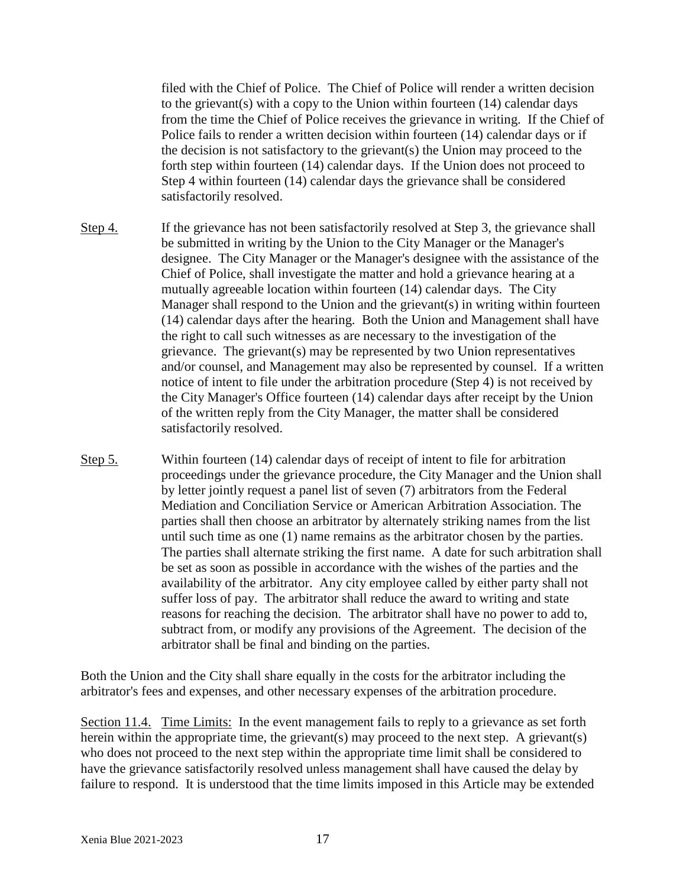filed with the Chief of Police. The Chief of Police will render a written decision to the grievant(s) with a copy to the Union within fourteen (14) calendar days from the time the Chief of Police receives the grievance in writing. If the Chief of Police fails to render a written decision within fourteen (14) calendar days or if the decision is not satisfactory to the grievant(s) the Union may proceed to the forth step within fourteen (14) calendar days. If the Union does not proceed to Step 4 within fourteen (14) calendar days the grievance shall be considered satisfactorily resolved.

Step 4. If the grievance has not been satisfactorily resolved at Step 3, the grievance shall be submitted in writing by the Union to the City Manager or the Manager's designee. The City Manager or the Manager's designee with the assistance of the Chief of Police, shall investigate the matter and hold a grievance hearing at a mutually agreeable location within fourteen (14) calendar days. The City Manager shall respond to the Union and the grievant(s) in writing within fourteen (14) calendar days after the hearing. Both the Union and Management shall have the right to call such witnesses as are necessary to the investigation of the grievance. The grievant(s) may be represented by two Union representatives and/or counsel, and Management may also be represented by counsel. If a written notice of intent to file under the arbitration procedure (Step 4) is not received by the City Manager's Office fourteen (14) calendar days after receipt by the Union of the written reply from the City Manager, the matter shall be considered satisfactorily resolved.

Step 5. Within fourteen (14) calendar days of receipt of intent to file for arbitration proceedings under the grievance procedure, the City Manager and the Union shall by letter jointly request a panel list of seven (7) arbitrators from the Federal Mediation and Conciliation Service or American Arbitration Association. The parties shall then choose an arbitrator by alternately striking names from the list until such time as one (1) name remains as the arbitrator chosen by the parties. The parties shall alternate striking the first name. A date for such arbitration shall be set as soon as possible in accordance with the wishes of the parties and the availability of the arbitrator. Any city employee called by either party shall not suffer loss of pay. The arbitrator shall reduce the award to writing and state reasons for reaching the decision. The arbitrator shall have no power to add to, subtract from, or modify any provisions of the Agreement. The decision of the arbitrator shall be final and binding on the parties.

Both the Union and the City shall share equally in the costs for the arbitrator including the arbitrator's fees and expenses, and other necessary expenses of the arbitration procedure.

Section 11.4. Time Limits: In the event management fails to reply to a grievance as set forth herein within the appropriate time, the grievant(s) may proceed to the next step. A grievant(s) who does not proceed to the next step within the appropriate time limit shall be considered to have the grievance satisfactorily resolved unless management shall have caused the delay by failure to respond. It is understood that the time limits imposed in this Article may be extended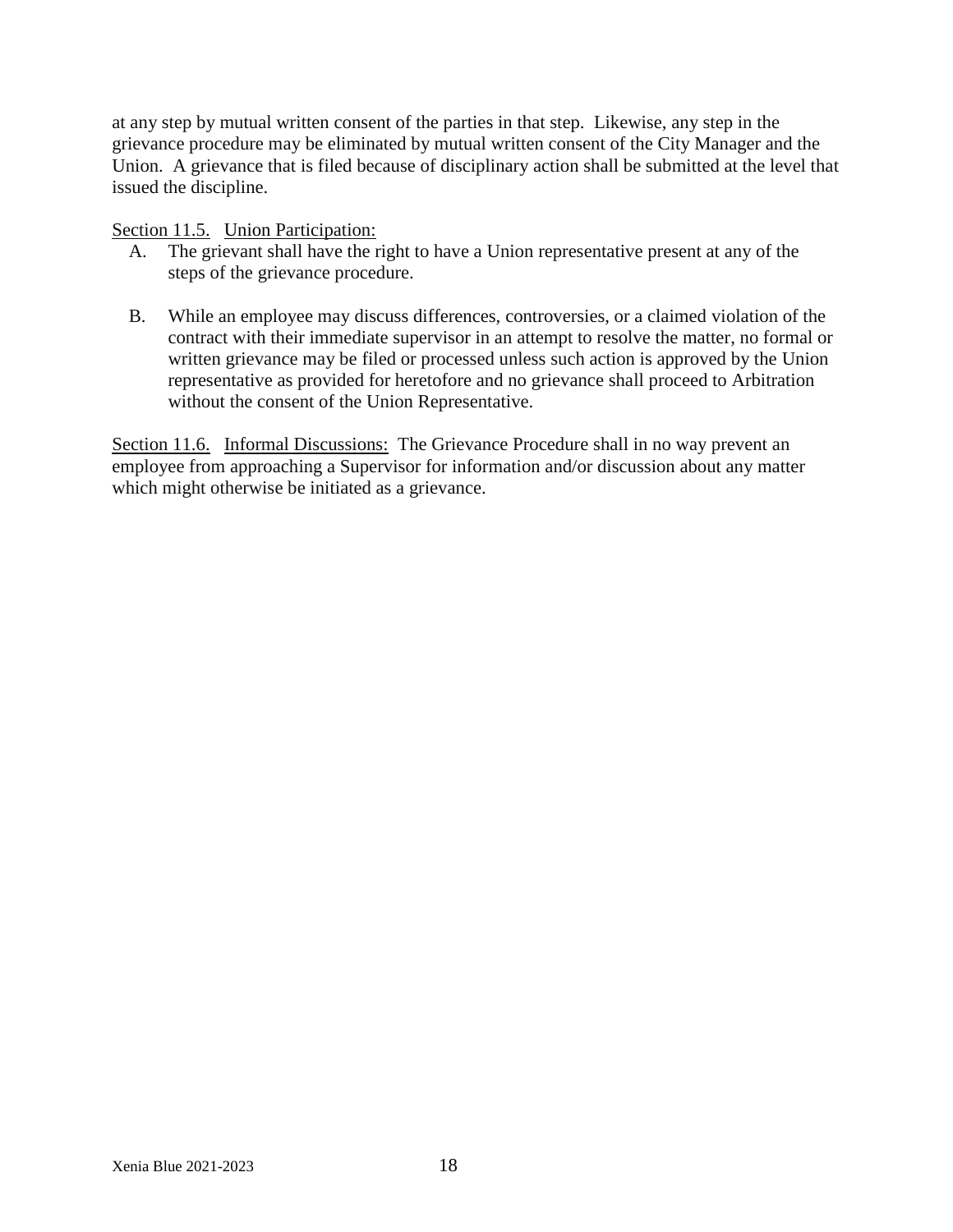at any step by mutual written consent of the parties in that step. Likewise, any step in the grievance procedure may be eliminated by mutual written consent of the City Manager and the Union. A grievance that is filed because of disciplinary action shall be submitted at the level that issued the discipline.

<u>Section 11.5.</u> <u>Union Participation:</u>

A. The grievant shall have the right to have a Union representative present at any of the steps of the grievance procedure.

B. While an employee may discuss differences, controversies, or a claimed violation of the contract with their immediate supervisor in an attempt to resolve the matter, no formal or written grievance may be filed or processed unless such action is approved by the Union representative as provided for heretofore and no grievance shall proceed to Arbitration without the consent of the Union Representative.

<u>Section 11.6.</u> <u>Informal Discussions:</u> The Grievance Procedure shall in no way prevent an employee from approaching a Supervisor for information and/or discussion about any matter which might otherwise be initiated as a grievance.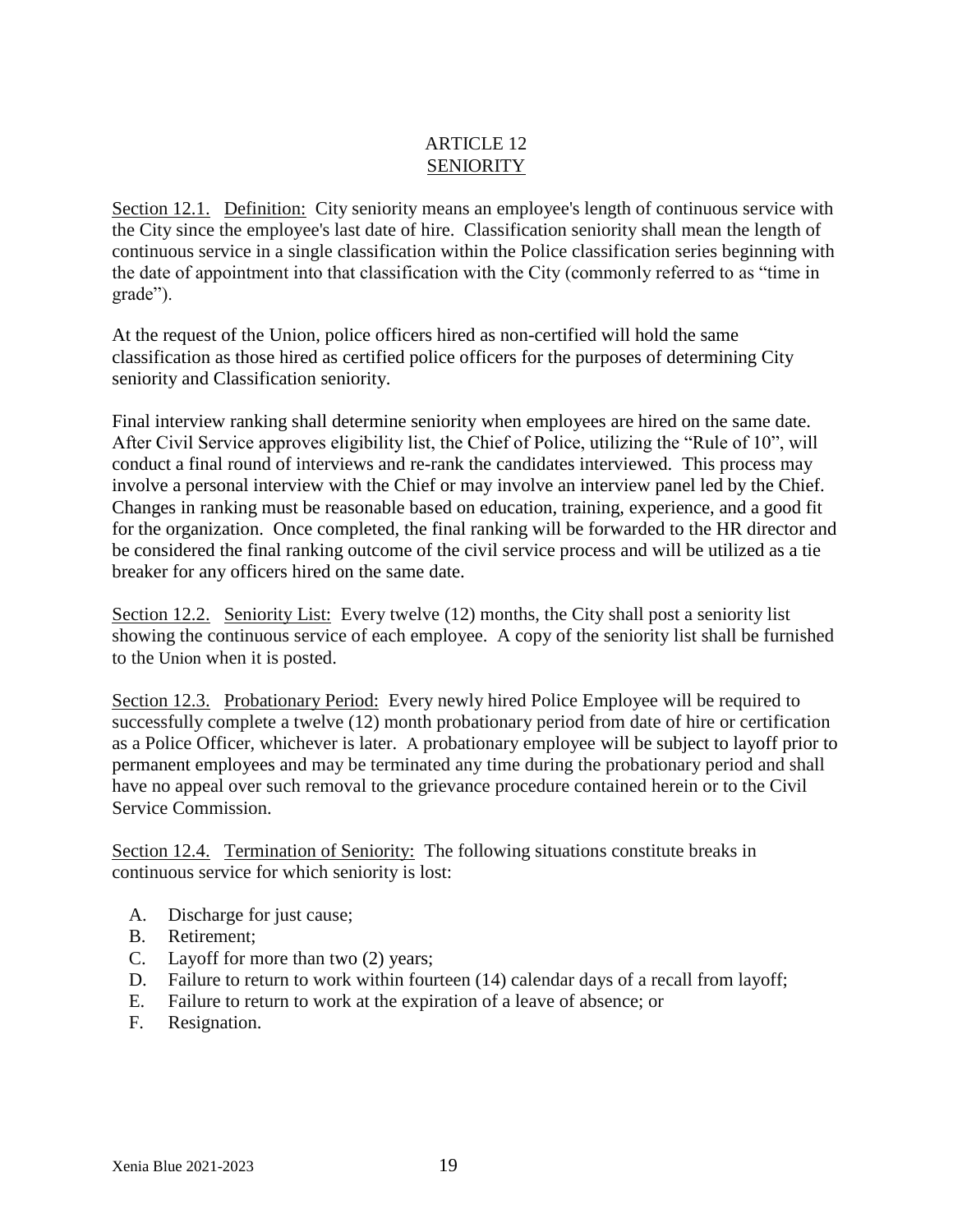# ARTICLE 12
## SENIORITY

Section 12.1. Definition: City seniority means an employee's length of continuous service with the City since the employee's last date of hire. Classification seniority shall mean the length of continuous service in a single classification within the Police classification series beginning with the date of appointment into that classification with the City (commonly referred to as "time in grade").

At the request of the Union, police officers hired as non-certified will hold the same classification as those hired as certified police officers for the purposes of determining City seniority and Classification seniority.

Final interview ranking shall determine seniority when employees are hired on the same date. After Civil Service approves eligibility list, the Chief of Police, utilizing the "Rule of 10", will conduct a final round of interviews and re-rank the candidates interviewed. This process may involve a personal interview with the Chief or may involve an interview panel led by the Chief. Changes in ranking must be reasonable based on education, training, experience, and a good fit for the organization. Once completed, the final ranking will be forwarded to the HR director and be considered the final ranking outcome of the civil service process and will be utilized as a tie breaker for any officers hired on the same date.

Section 12.2. Seniority List: Every twelve (12) months, the City shall post a seniority list showing the continuous service of each employee. A copy of the seniority list shall be furnished to the Union when it is posted.

Section 12.3. Probationary Period: Every newly hired Police Employee will be required to successfully complete a twelve (12) month probationary period from date of hire or certification as a Police Officer, whichever is later. A probationary employee will be subject to layoff prior to permanent employees and may be terminated any time during the probationary period and shall have no appeal over such removal to the grievance procedure contained herein or to the Civil Service Commission.

Section 12.4. Termination of Seniority: The following situations constitute breaks in continuous service for which seniority is lost:

A. Discharge for just cause;
B. Retirement;
C. Layoff for more than two (2) years;
D. Failure to return to work within fourteen (14) calendar days of a recall from layoff;
E. Failure to return to work at the expiration of a leave of absence; or
F. Resignation.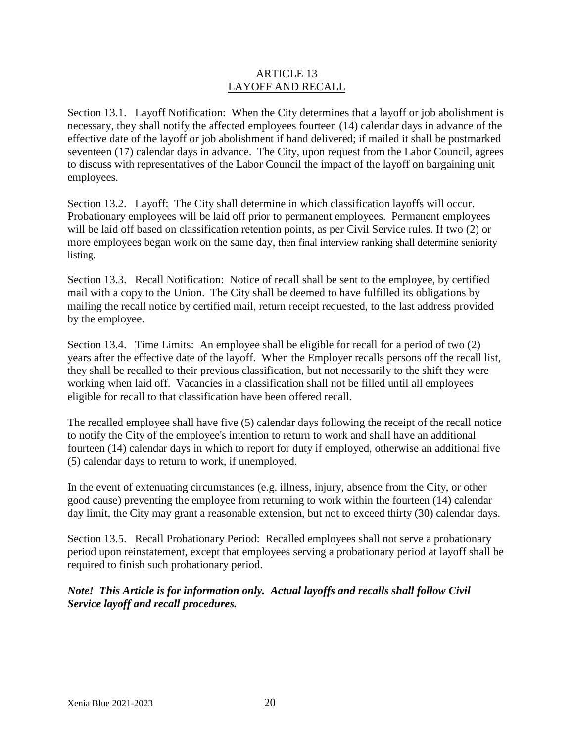# ARTICLE 13
## LAYOFF AND RECALL

Section 13.1. Layoff Notification: When the City determines that a layoff or job abolishment is necessary, they shall notify the affected employees fourteen (14) calendar days in advance of the effective date of the layoff or job abolishment if hand delivered; if mailed it shall be postmarked seventeen (17) calendar days in advance. The City, upon request from the Labor Council, agrees to discuss with representatives of the Labor Council the impact of the layoff on bargaining unit employees.

Section 13.2. Layoff: The City shall determine in which classification layoffs will occur. Probationary employees will be laid off prior to permanent employees. Permanent employees will be laid off based on classification retention points, as per Civil Service rules. If two (2) or more employees began work on the same day, then final interview ranking shall determine seniority listing.

Section 13.3. Recall Notification: Notice of recall shall be sent to the employee, by certified mail with a copy to the Union. The City shall be deemed to have fulfilled its obligations by mailing the recall notice by certified mail, return receipt requested, to the last address provided by the employee.

Section 13.4. Time Limits: An employee shall be eligible for recall for a period of two (2) years after the effective date of the layoff. When the Employer recalls persons off the recall list, they shall be recalled to their previous classification, but not necessarily to the shift they were working when laid off. Vacancies in a classification shall not be filled until all employees eligible for recall to that classification have been offered recall.

The recalled employee shall have five (5) calendar days following the receipt of the recall notice to notify the City of the employee's intention to return to work and shall have an additional fourteen (14) calendar days in which to report for duty if employed, otherwise an additional five (5) calendar days to return to work, if unemployed.

In the event of extenuating circumstances (e.g. illness, injury, absence from the City, or other good cause) preventing the employee from returning to work within the fourteen (14) calendar day limit, the City may grant a reasonable extension, but not to exceed thirty (30) calendar days.

Section 13.5. Recall Probationary Period: Recalled employees shall not serve a probationary period upon reinstatement, except that employees serving a probationary period at layoff shall be required to finish such probationary period.

***Note! This Article is for information only. Actual layoffs and recalls shall follow Civil Service layoff and recall procedures.***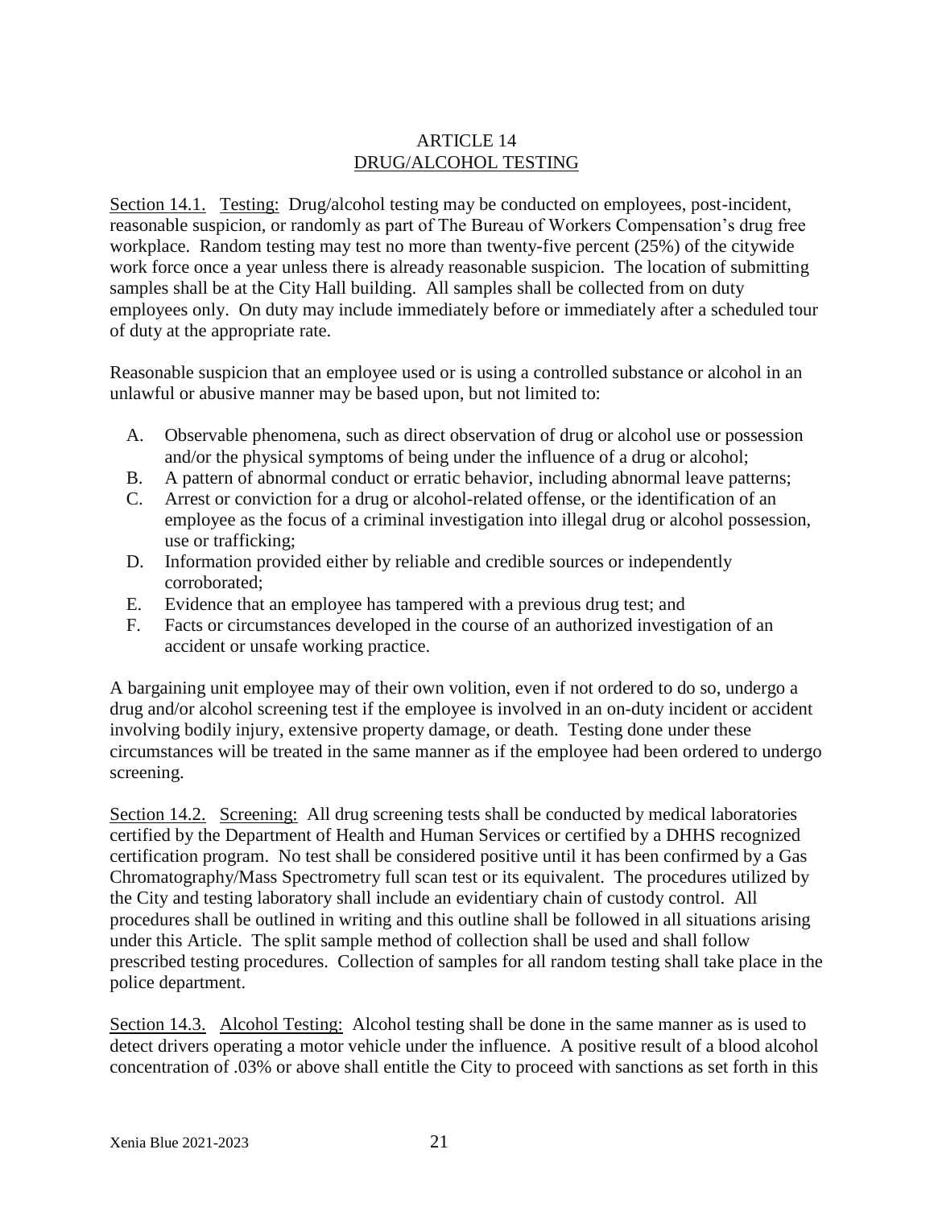## ARTICLE 14
## DRUG/ALCOHOL TESTING

Section 14.1. Testing: Drug/alcohol testing may be conducted on employees, post-incident, reasonable suspicion, or randomly as part of The Bureau of Workers Compensation's drug free workplace. Random testing may test no more than twenty-five percent (25%) of the citywide work force once a year unless there is already reasonable suspicion. The location of submitting samples shall be at the City Hall building. All samples shall be collected from on duty employees only. On duty may include immediately before or immediately after a scheduled tour of duty at the appropriate rate.

Reasonable suspicion that an employee used or is using a controlled substance or alcohol in an unlawful or abusive manner may be based upon, but not limited to:

A. Observable phenomena, such as direct observation of drug or alcohol use or possession and/or the physical symptoms of being under the influence of a drug or alcohol;
B. A pattern of abnormal conduct or erratic behavior, including abnormal leave patterns;
C. Arrest or conviction for a drug or alcohol-related offense, or the identification of an employee as the focus of a criminal investigation into illegal drug or alcohol possession, use or trafficking;
D. Information provided either by reliable and credible sources or independently corroborated;
E. Evidence that an employee has tampered with a previous drug test; and
F. Facts or circumstances developed in the course of an authorized investigation of an accident or unsafe working practice.

A bargaining unit employee may of their own volition, even if not ordered to do so, undergo a drug and/or alcohol screening test if the employee is involved in an on-duty incident or accident involving bodily injury, extensive property damage, or death. Testing done under these circumstances will be treated in the same manner as if the employee had been ordered to undergo screening.

Section 14.2. Screening: All drug screening tests shall be conducted by medical laboratories certified by the Department of Health and Human Services or certified by a DHHS recognized certification program. No test shall be considered positive until it has been confirmed by a Gas Chromatography/Mass Spectrometry full scan test or its equivalent. The procedures utilized by the City and testing laboratory shall include an evidentiary chain of custody control. All procedures shall be outlined in writing and this outline shall be followed in all situations arising under this Article. The split sample method of collection shall be used and shall follow prescribed testing procedures. Collection of samples for all random testing shall take place in the police department.

Section 14.3. Alcohol Testing: Alcohol testing shall be done in the same manner as is used to detect drivers operating a motor vehicle under the influence. A positive result of a blood alcohol concentration of .03% or above shall entitle the City to proceed with sanctions as set forth in this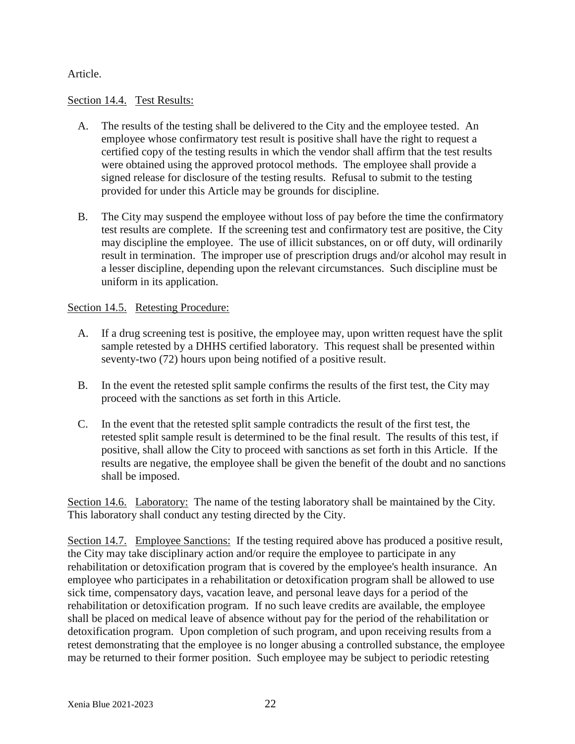Article.

Section 14.4. Test Results:

A. The results of the testing shall be delivered to the City and the employee tested. An employee whose confirmatory test result is positive shall have the right to request a certified copy of the testing results in which the vendor shall affirm that the test results were obtained using the approved protocol methods. The employee shall provide a signed release for disclosure of the testing results. Refusal to submit to the testing provided for under this Article may be grounds for discipline.

B. The City may suspend the employee without loss of pay before the time the confirmatory test results are complete. If the screening test and confirmatory test are positive, the City may discipline the employee. The use of illicit substances, on or off duty, will ordinarily result in termination. The improper use of prescription drugs and/or alcohol may result in a lesser discipline, depending upon the relevant circumstances. Such discipline must be uniform in its application.

Section 14.5. Retesting Procedure:

A. If a drug screening test is positive, the employee may, upon written request have the split sample retested by a DHHS certified laboratory. This request shall be presented within seventy-two (72) hours upon being notified of a positive result.

B. In the event the retested split sample confirms the results of the first test, the City may proceed with the sanctions as set forth in this Article.

C. In the event that the retested split sample contradicts the result of the first test, the retested split sample result is determined to be the final result. The results of this test, if positive, shall allow the City to proceed with sanctions as set forth in this Article. If the results are negative, the employee shall be given the benefit of the doubt and no sanctions shall be imposed.

Section 14.6. Laboratory: The name of the testing laboratory shall be maintained by the City. This laboratory shall conduct any testing directed by the City.

Section 14.7. Employee Sanctions: If the testing required above has produced a positive result, the City may take disciplinary action and/or require the employee to participate in any rehabilitation or detoxification program that is covered by the employee's health insurance. An employee who participates in a rehabilitation or detoxification program shall be allowed to use sick time, compensatory days, vacation leave, and personal leave days for a period of the rehabilitation or detoxification program. If no such leave credits are available, the employee shall be placed on medical leave of absence without pay for the period of the rehabilitation or detoxification program. Upon completion of such program, and upon receiving results from a retest demonstrating that the employee is no longer abusing a controlled substance, the employee may be returned to their former position. Such employee may be subject to periodic retesting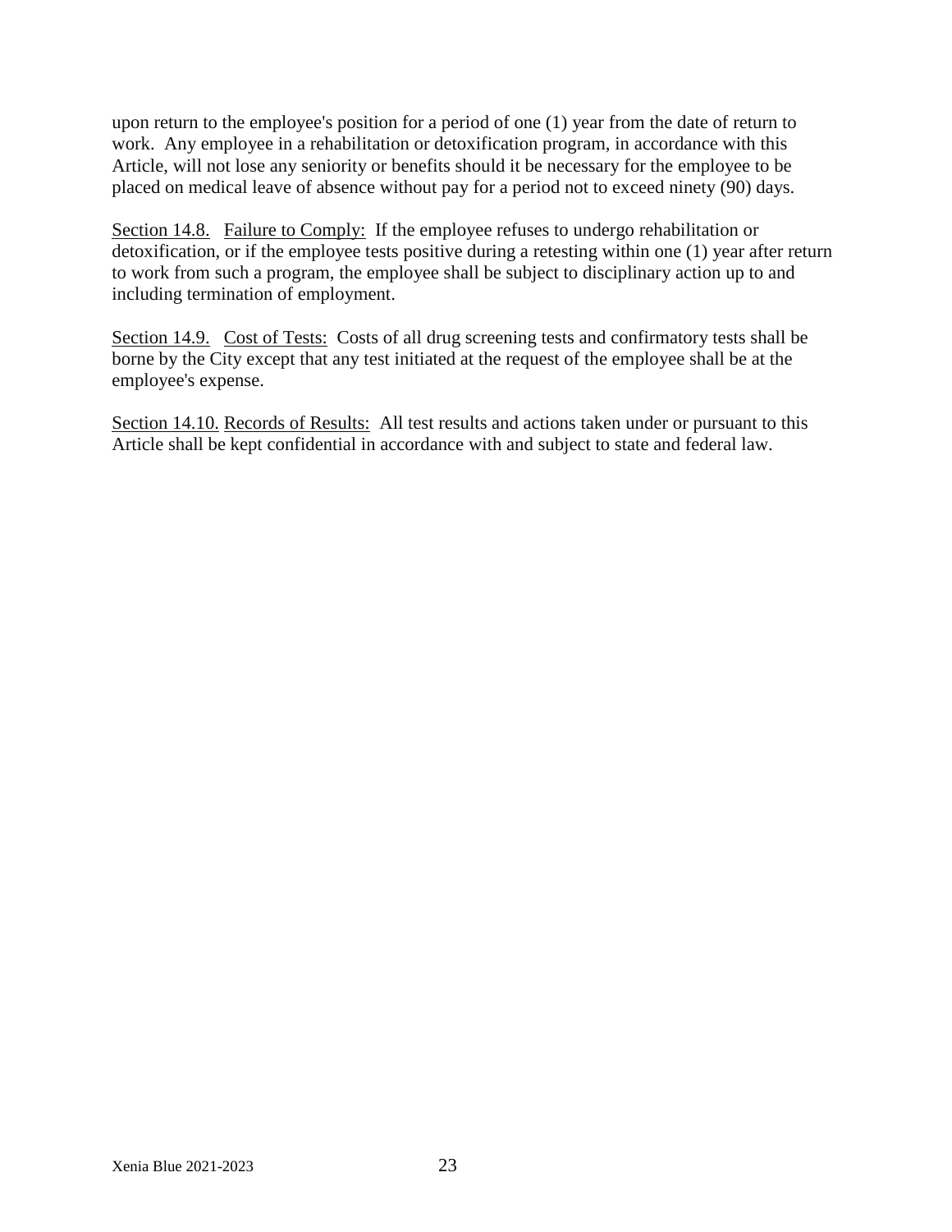upon return to the employee's position for a period of one (1) year from the date of return to work. Any employee in a rehabilitation or detoxification program, in accordance with this Article, will not lose any seniority or benefits should it be necessary for the employee to be placed on medical leave of absence without pay for a period not to exceed ninety (90) days.

<u>Section 14.8.</u> <u>Failure to Comply:</u> If the employee refuses to undergo rehabilitation or detoxification, or if the employee tests positive during a retesting within one (1) year after return to work from such a program, the employee shall be subject to disciplinary action up to and including termination of employment.

<u>Section 14.9.</u> <u>Cost of Tests:</u> Costs of all drug screening tests and confirmatory tests shall be borne by the City except that any test initiated at the request of the employee shall be at the employee's expense.

<u>Section 14.10.</u> <u>Records of Results:</u> All test results and actions taken under or pursuant to this Article shall be kept confidential in accordance with and subject to state and federal law.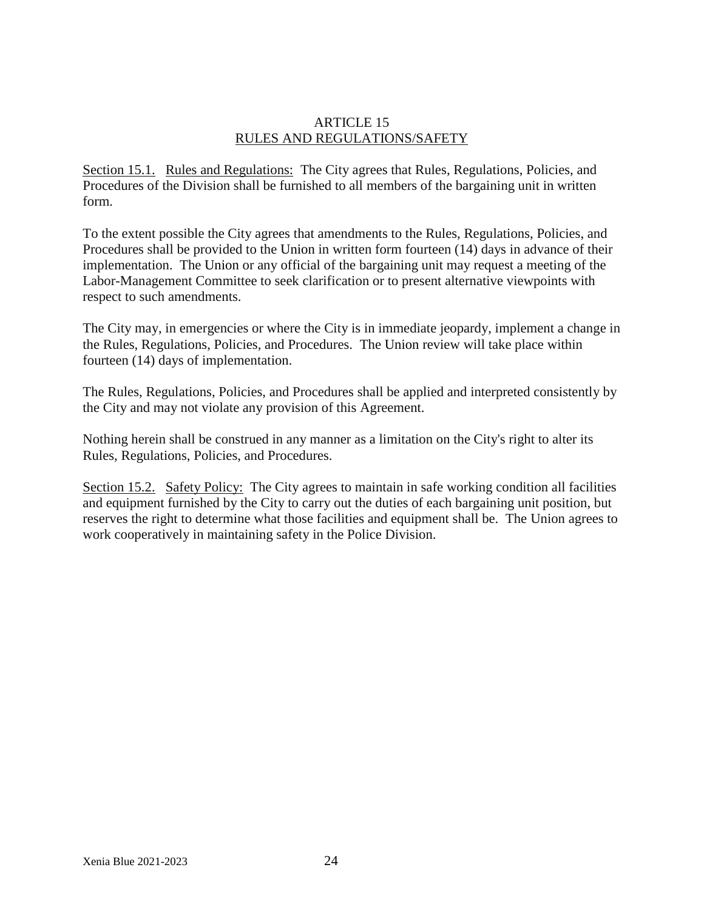# ARTICLE 15
## RULES AND REGULATIONS/SAFETY

Section 15.1. Rules and Regulations: The City agrees that Rules, Regulations, Policies, and Procedures of the Division shall be furnished to all members of the bargaining unit in written form.

To the extent possible the City agrees that amendments to the Rules, Regulations, Policies, and Procedures shall be provided to the Union in written form fourteen (14) days in advance of their implementation. The Union or any official of the bargaining unit may request a meeting of the Labor-Management Committee to seek clarification or to present alternative viewpoints with respect to such amendments.

The City may, in emergencies or where the City is in immediate jeopardy, implement a change in the Rules, Regulations, Policies, and Procedures. The Union review will take place within fourteen (14) days of implementation.

The Rules, Regulations, Policies, and Procedures shall be applied and interpreted consistently by the City and may not violate any provision of this Agreement.

Nothing herein shall be construed in any manner as a limitation on the City's right to alter its Rules, Regulations, Policies, and Procedures.

Section 15.2. Safety Policy: The City agrees to maintain in safe working condition all facilities and equipment furnished by the City to carry out the duties of each bargaining unit position, but reserves the right to determine what those facilities and equipment shall be. The Union agrees to work cooperatively in maintaining safety in the Police Division.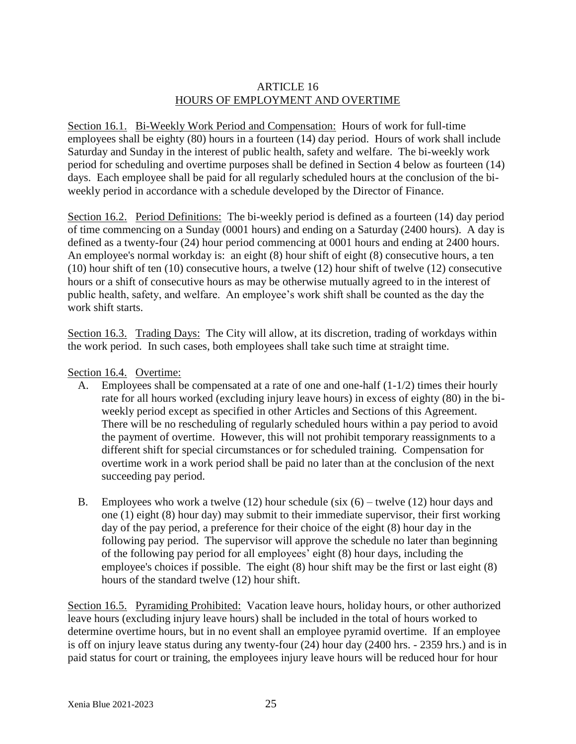## ARTICLE 16
## HOURS OF EMPLOYMENT AND OVERTIME

Section 16.1. Bi-Weekly Work Period and Compensation: Hours of work for full-time employees shall be eighty (80) hours in a fourteen (14) day period. Hours of work shall include Saturday and Sunday in the interest of public health, safety and welfare. The bi-weekly work period for scheduling and overtime purposes shall be defined in Section 4 below as fourteen (14) days. Each employee shall be paid for all regularly scheduled hours at the conclusion of the bi-weekly period in accordance with a schedule developed by the Director of Finance.

Section 16.2. Period Definitions: The bi-weekly period is defined as a fourteen (14) day period of time commencing on a Sunday (0001 hours) and ending on a Saturday (2400 hours). A day is defined as a twenty-four (24) hour period commencing at 0001 hours and ending at 2400 hours. An employee's normal workday is: an eight (8) hour shift of eight (8) consecutive hours, a ten (10) hour shift of ten (10) consecutive hours, a twelve (12) hour shift of twelve (12) consecutive hours or a shift of consecutive hours as may be otherwise mutually agreed to in the interest of public health, safety, and welfare. An employee's work shift shall be counted as the day the work shift starts.

Section 16.3. Trading Days: The City will allow, at its discretion, trading of workdays within the work period. In such cases, both employees shall take such time at straight time.

Section 16.4. Overtime:

A. Employees shall be compensated at a rate of one and one-half (1-1/2) times their hourly rate for all hours worked (excluding injury leave hours) in excess of eighty (80) in the bi-weekly period except as specified in other Articles and Sections of this Agreement. There will be no rescheduling of regularly scheduled hours within a pay period to avoid the payment of overtime. However, this will not prohibit temporary reassignments to a different shift for special circumstances or for scheduled training. Compensation for overtime work in a work period shall be paid no later than at the conclusion of the next succeeding pay period.

B. Employees who work a twelve (12) hour schedule (six (6) – twelve (12) hour days and one (1) eight (8) hour day) may submit to their immediate supervisor, their first working day of the pay period, a preference for their choice of the eight (8) hour day in the following pay period. The supervisor will approve the schedule no later than beginning of the following pay period for all employees' eight (8) hour days, including the employee's choices if possible. The eight (8) hour shift may be the first or last eight (8) hours of the standard twelve (12) hour shift.

Section 16.5. Pyramiding Prohibited: Vacation leave hours, holiday hours, or other authorized leave hours (excluding injury leave hours) shall be included in the total of hours worked to determine overtime hours, but in no event shall an employee pyramid overtime. If an employee is off on injury leave status during any twenty-four (24) hour day (2400 hrs. - 2359 hrs.) and is in paid status for court or training, the employees injury leave hours will be reduced hour for hour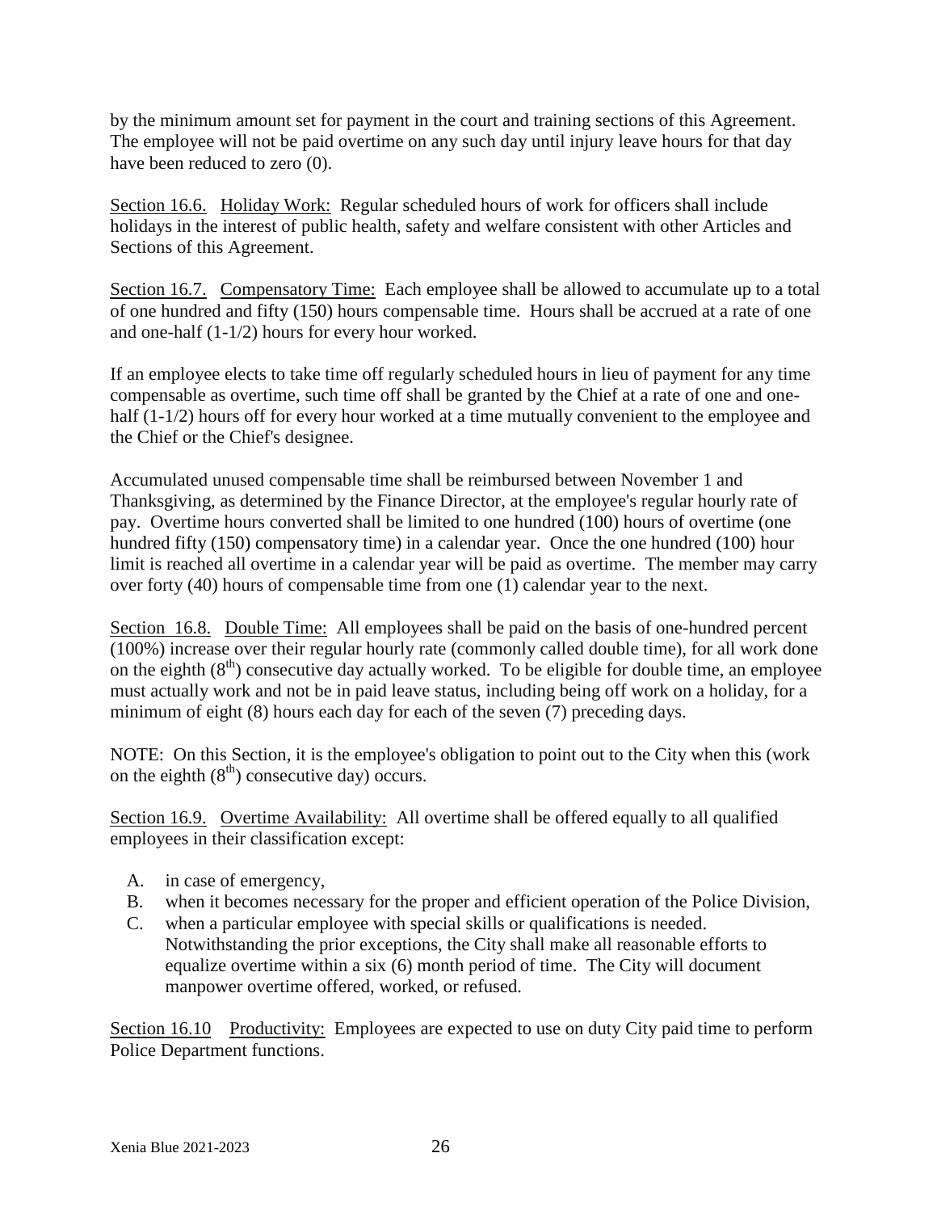by the minimum amount set for payment in the court and training sections of this Agreement. The employee will not be paid overtime on any such day until injury leave hours for that day have been reduced to zero (0).

Section 16.6. Holiday Work: Regular scheduled hours of work for officers shall include holidays in the interest of public health, safety and welfare consistent with other Articles and Sections of this Agreement.

Section 16.7. Compensatory Time: Each employee shall be allowed to accumulate up to a total of one hundred and fifty (150) hours compensable time. Hours shall be accrued at a rate of one and one-half (1-1/2) hours for every hour worked.

If an employee elects to take time off regularly scheduled hours in lieu of payment for any time compensable as overtime, such time off shall be granted by the Chief at a rate of one and one-half (1-1/2) hours off for every hour worked at a time mutually convenient to the employee and the Chief or the Chief's designee.

Accumulated unused compensable time shall be reimbursed between November 1 and Thanksgiving, as determined by the Finance Director, at the employee's regular hourly rate of pay. Overtime hours converted shall be limited to one hundred (100) hours of overtime (one hundred fifty (150) compensatory time) in a calendar year. Once the one hundred (100) hour limit is reached all overtime in a calendar year will be paid as overtime. The member may carry over forty (40) hours of compensable time from one (1) calendar year to the next.

Section 16.8. Double Time: All employees shall be paid on the basis of one-hundred percent (100%) increase over their regular hourly rate (commonly called double time), for all work done on the eighth (8th) consecutive day actually worked. To be eligible for double time, an employee must actually work and not be in paid leave status, including being off work on a holiday, for a minimum of eight (8) hours each day for each of the seven (7) preceding days.

NOTE: On this Section, it is the employee's obligation to point out to the City when this (work on the eighth (8th) consecutive day) occurs.

Section 16.9. Overtime Availability: All overtime shall be offered equally to all qualified employees in their classification except:

A. in case of emergency,
B. when it becomes necessary for the proper and efficient operation of the Police Division,
C. when a particular employee with special skills or qualifications is needed. Notwithstanding the prior exceptions, the City shall make all reasonable efforts to equalize overtime within a six (6) month period of time. The City will document manpower overtime offered, worked, or refused.

Section 16.10 Productivity: Employees are expected to use on duty City paid time to perform Police Department functions.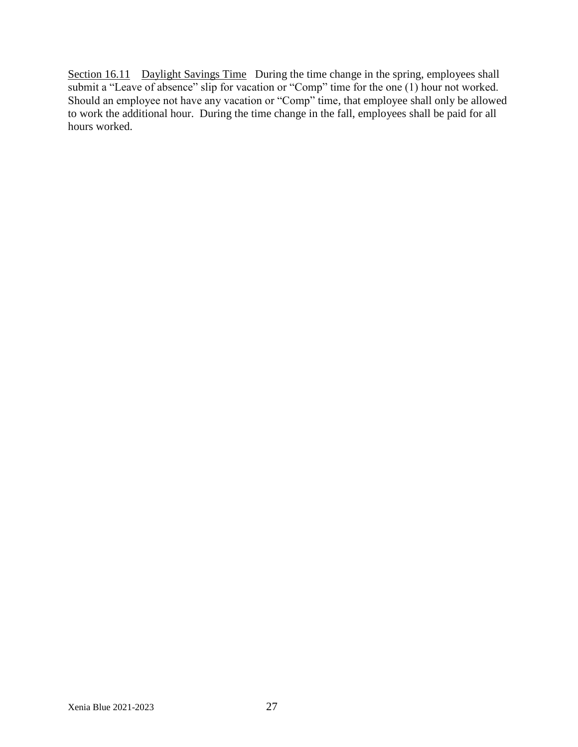Section 16.11 Daylight Savings Time During the time change in the spring, employees shall submit a "Leave of absence" slip for vacation or "Comp" time for the one (1) hour not worked. Should an employee not have any vacation or "Comp" time, that employee shall only be allowed to work the additional hour. During the time change in the fall, employees shall be paid for all hours worked.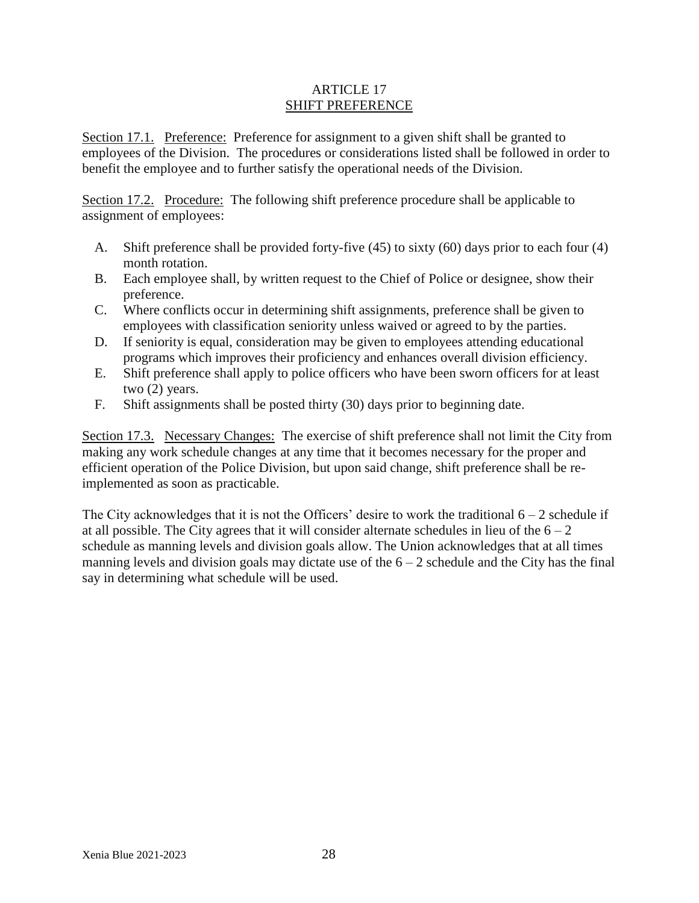## ARTICLE 17
## SHIFT PREFERENCE

Section 17.1. Preference: Preference for assignment to a given shift shall be granted to employees of the Division. The procedures or considerations listed shall be followed in order to benefit the employee and to further satisfy the operational needs of the Division.

Section 17.2. Procedure: The following shift preference procedure shall be applicable to assignment of employees:

A. Shift preference shall be provided forty-five (45) to sixty (60) days prior to each four (4) month rotation.
B. Each employee shall, by written request to the Chief of Police or designee, show their preference.
C. Where conflicts occur in determining shift assignments, preference shall be given to employees with classification seniority unless waived or agreed to by the parties.
D. If seniority is equal, consideration may be given to employees attending educational programs which improves their proficiency and enhances overall division efficiency.
E. Shift preference shall apply to police officers who have been sworn officers for at least two (2) years.
F. Shift assignments shall be posted thirty (30) days prior to beginning date.

Section 17.3. Necessary Changes: The exercise of shift preference shall not limit the City from making any work schedule changes at any time that it becomes necessary for the proper and efficient operation of the Police Division, but upon said change, shift preference shall be re-implemented as soon as practicable.

The City acknowledges that it is not the Officers' desire to work the traditional 6 – 2 schedule if at all possible. The City agrees that it will consider alternate schedules in lieu of the 6 – 2 schedule as manning levels and division goals allow. The Union acknowledges that at all times manning levels and division goals may dictate use of the 6 – 2 schedule and the City has the final say in determining what schedule will be used.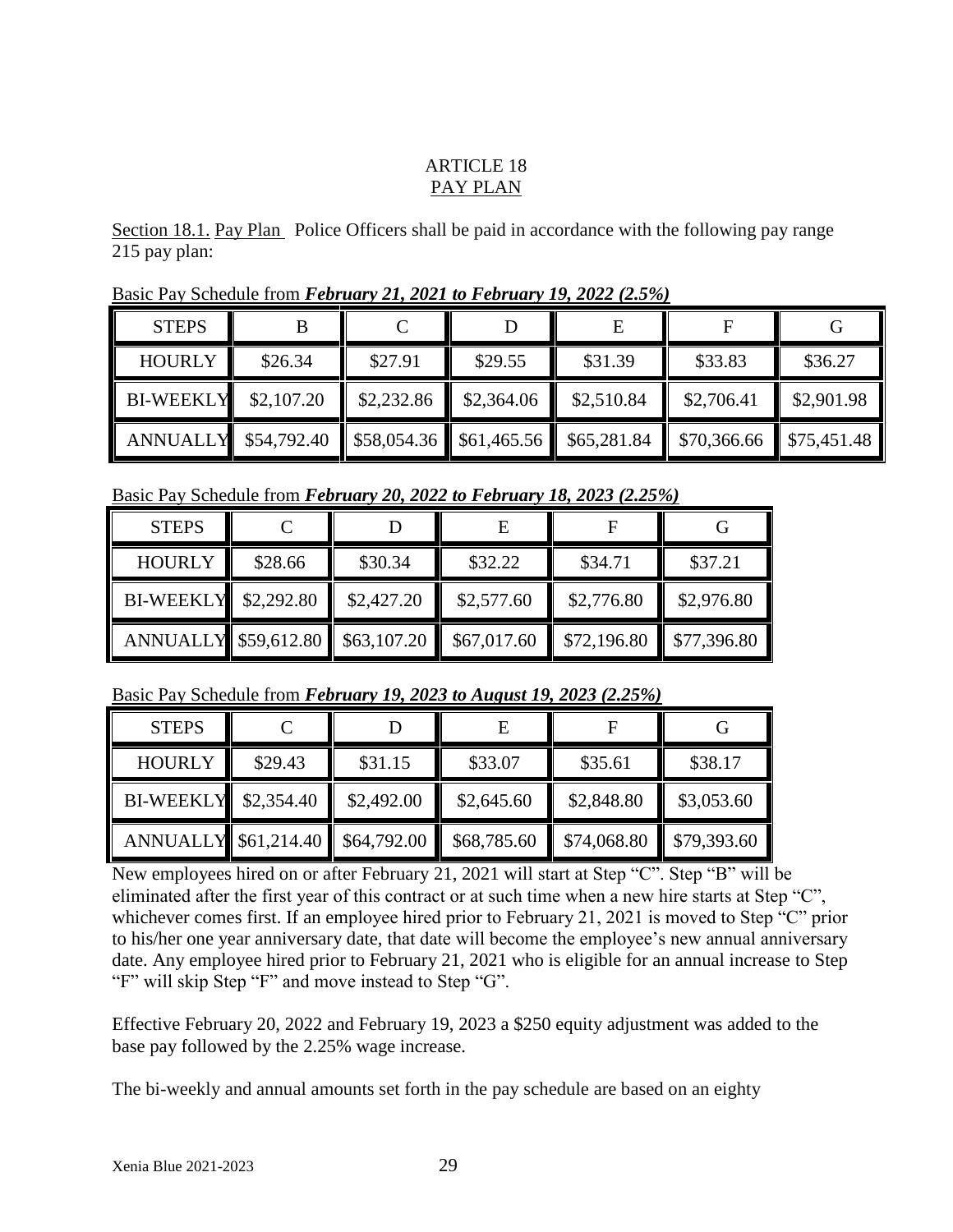# ARTICLE 18
## PAY PLAN

Section 18.1. Pay Plan Police Officers shall be paid in accordance with the following pay range 215 pay plan:

Basic Pay Schedule from ***February 21, 2021 to February 19, 2022 (2.5%)***

| STEPS | B | C | D | E | F | G |
|---|---|---|---|---|---|---|
| HOURLY | $26.34 | $27.91 | $29.55 | $31.39 | $33.83 | $36.27 |
| BI-WEEKLY | $2,107.20 | $2,232.86 | $2,364.06 | $2,510.84 | $2,706.41 | $2,901.98 |
| ANNUALLY | $54,792.40 | $58,054.36 | $61,465.56 | $65,281.84 | $70,366.66 | $75,451.48 |

Basic Pay Schedule from ***February 20, 2022 to February 18, 2023 (2.25%)***

| STEPS | C | D | E | F | G |
|---|---|---|---|---|---|
| HOURLY | $28.66 | $30.34 | $32.22 | $34.71 | $37.21 |
| BI-WEEKLY | $2,292.80 | $2,427.20 | $2,577.60 | $2,776.80 | $2,976.80 |
| ANNUALLY | $59,612.80 | $63,107.20 | $67,017.60 | $72,196.80 | $77,396.80 |

Basic Pay Schedule from ***February 19, 2023 to August 19, 2023 (2.25%)***

| STEPS | C | D | E | F | G |
|---|---|---|---|---|---|
| HOURLY | $29.43 | $31.15 | $33.07 | $35.61 | $38.17 |
| BI-WEEKLY | $2,354.40 | $2,492.00 | $2,645.60 | $2,848.80 | $3,053.60 |
| ANNUALLY | $61,214.40 | $64,792.00 | $68,785.60 | $74,068.80 | $79,393.60 |

New employees hired on or after February 21, 2021 will start at Step "C". Step "B" will be eliminated after the first year of this contract or at such time when a new hire starts at Step "C", whichever comes first. If an employee hired prior to February 21, 2021 is moved to Step "C" prior to his/her one year anniversary date, that date will become the employee's new annual anniversary date. Any employee hired prior to February 21, 2021 who is eligible for an annual increase to Step "F" will skip Step "F" and move instead to Step "G".

Effective February 20, 2022 and February 19, 2023 a $250 equity adjustment was added to the base pay followed by the 2.25% wage increase.

The bi-weekly and annual amounts set forth in the pay schedule are based on an eighty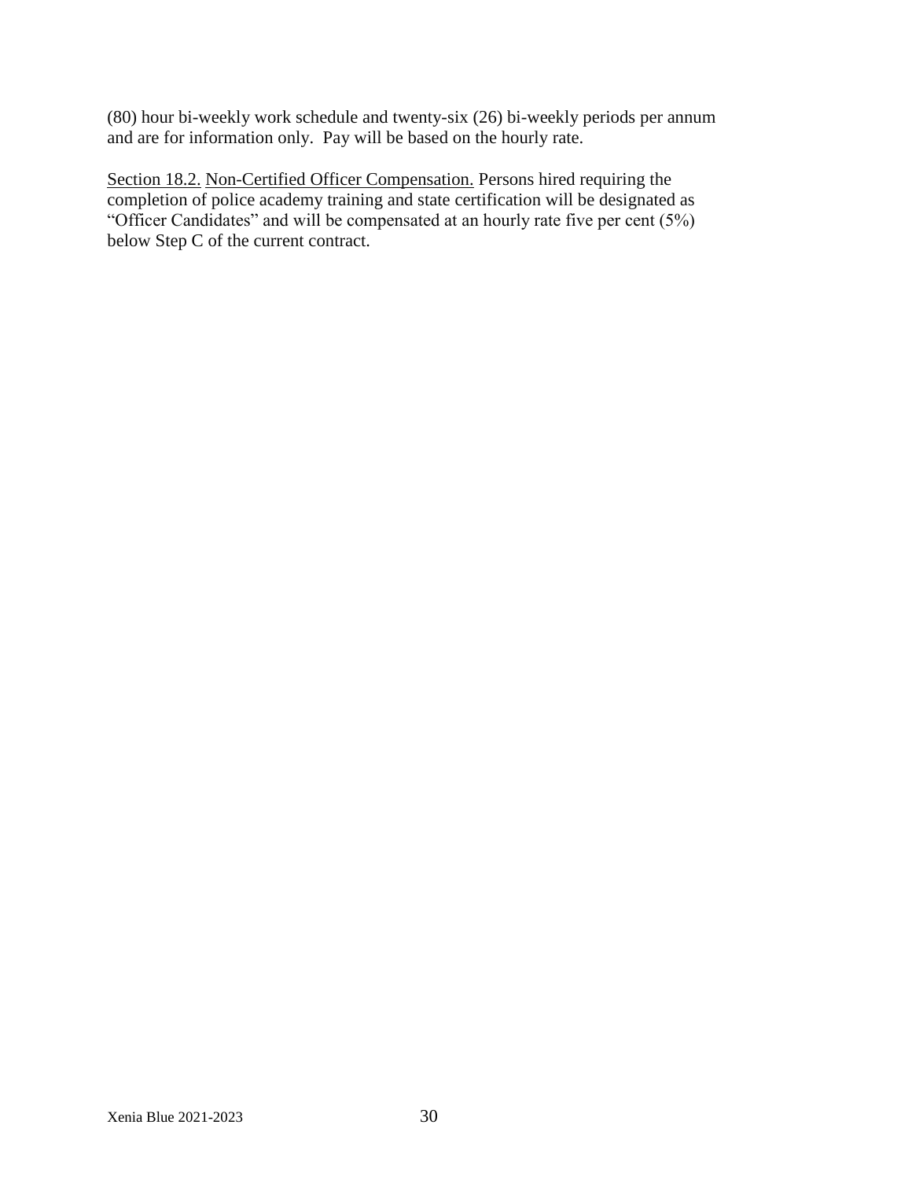(80) hour bi-weekly work schedule and twenty-six (26) bi-weekly periods per annum and are for information only. Pay will be based on the hourly rate.

Section 18.2. Non-Certified Officer Compensation. Persons hired requiring the completion of police academy training and state certification will be designated as "Officer Candidates" and will be compensated at an hourly rate five per cent (5%) below Step C of the current contract.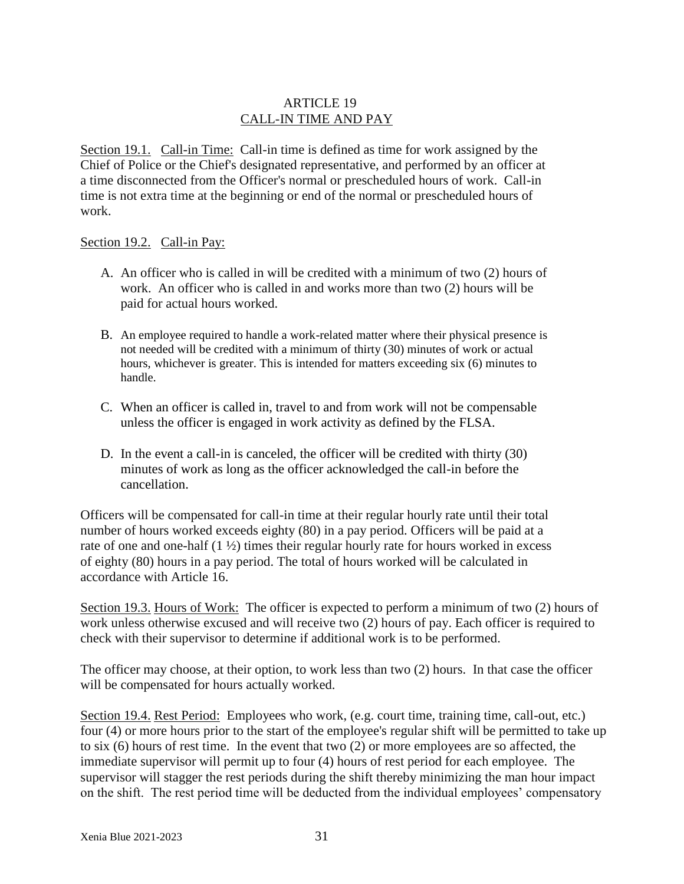# ARTICLE 19
## CALL-IN TIME AND PAY

Section 19.1. Call-in Time: Call-in time is defined as time for work assigned by the Chief of Police or the Chief's designated representative, and performed by an officer at a time disconnected from the Officer's normal or prescheduled hours of work. Call-in time is not extra time at the beginning or end of the normal or prescheduled hours of work.

Section 19.2. Call-in Pay:

A. An officer who is called in will be credited with a minimum of two (2) hours of work. An officer who is called in and works more than two (2) hours will be paid for actual hours worked.

B. An employee required to handle a work-related matter where their physical presence is not needed will be credited with a minimum of thirty (30) minutes of work or actual hours, whichever is greater. This is intended for matters exceeding six (6) minutes to handle.

C. When an officer is called in, travel to and from work will not be compensable unless the officer is engaged in work activity as defined by the FLSA.

D. In the event a call-in is canceled, the officer will be credited with thirty (30) minutes of work as long as the officer acknowledged the call-in before the cancellation.

Officers will be compensated for call-in time at their regular hourly rate until their total number of hours worked exceeds eighty (80) in a pay period. Officers will be paid at a rate of one and one-half (1 ½) times their regular hourly rate for hours worked in excess of eighty (80) hours in a pay period. The total of hours worked will be calculated in accordance with Article 16.

Section 19.3. Hours of Work: The officer is expected to perform a minimum of two (2) hours of work unless otherwise excused and will receive two (2) hours of pay. Each officer is required to check with their supervisor to determine if additional work is to be performed.

The officer may choose, at their option, to work less than two (2) hours. In that case the officer will be compensated for hours actually worked.

Section 19.4. Rest Period: Employees who work, (e.g. court time, training time, call-out, etc.) four (4) or more hours prior to the start of the employee's regular shift will be permitted to take up to six (6) hours of rest time. In the event that two (2) or more employees are so affected, the immediate supervisor will permit up to four (4) hours of rest period for each employee. The supervisor will stagger the rest periods during the shift thereby minimizing the man hour impact on the shift. The rest period time will be deducted from the individual employees' compensatory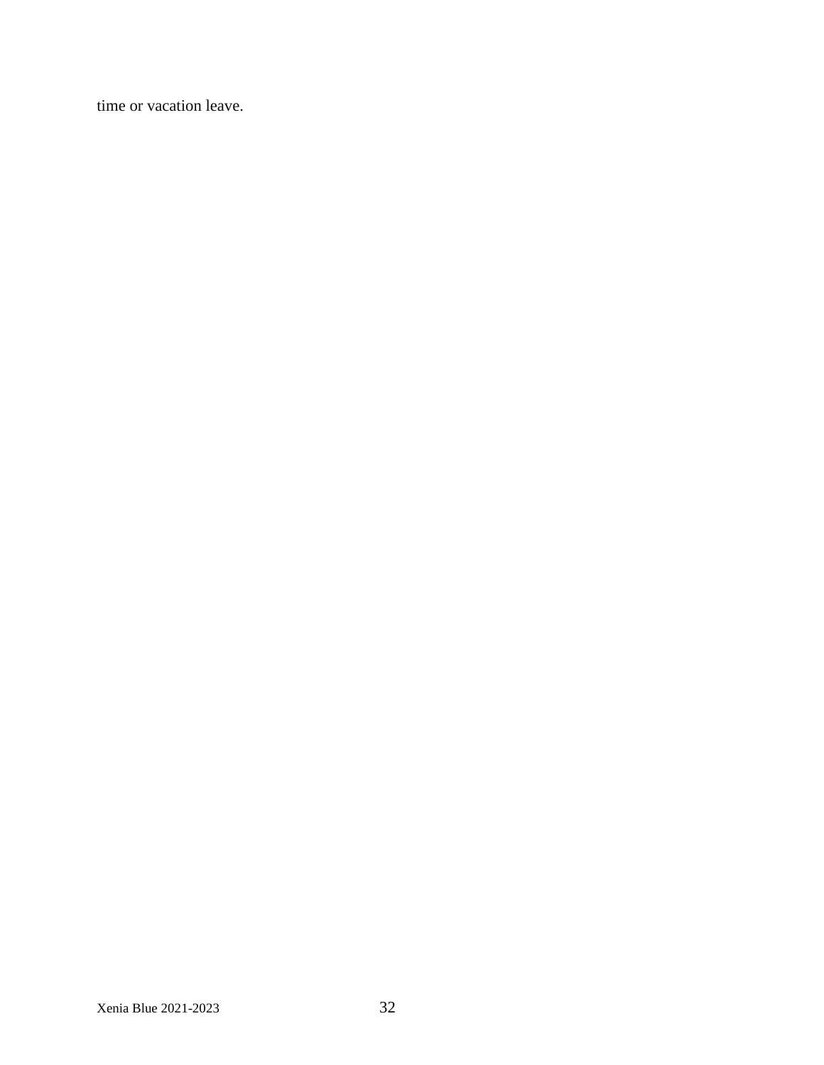time or vacation leave.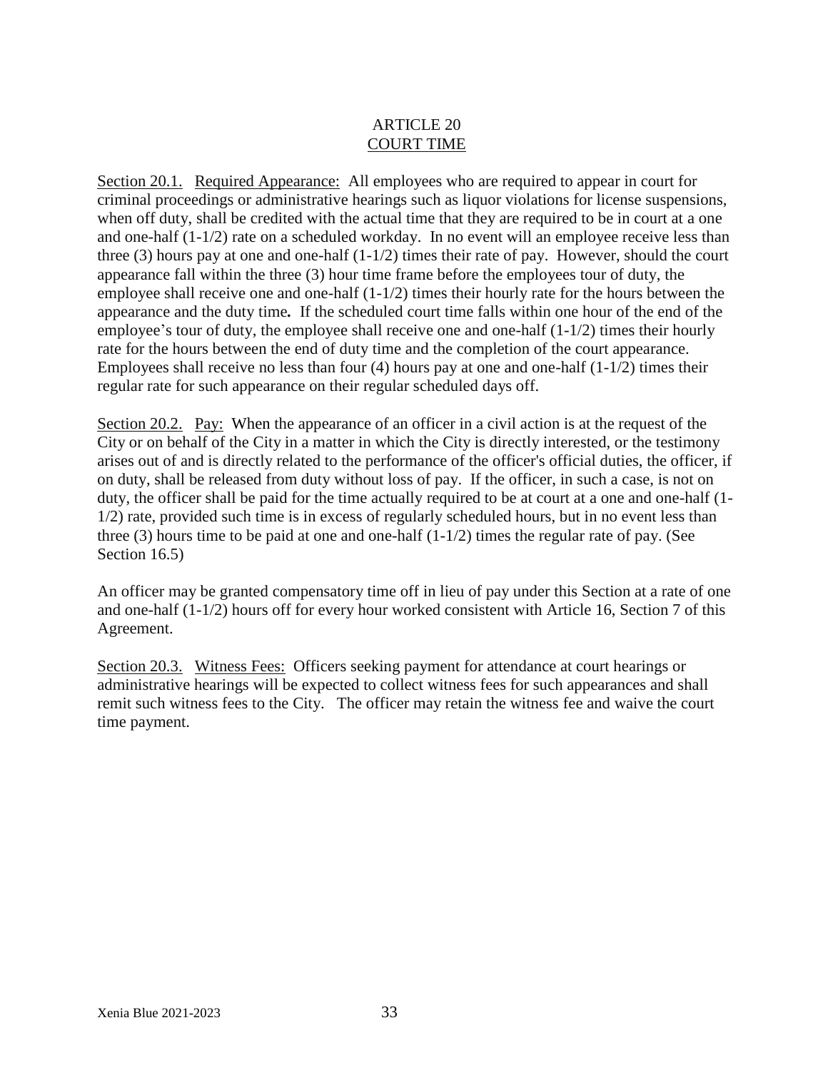# ARTICLE 20
## COURT TIME

Section 20.1. Required Appearance: All employees who are required to appear in court for criminal proceedings or administrative hearings such as liquor violations for license suspensions, when off duty, shall be credited with the actual time that they are required to be in court at a one and one-half (1-1/2) rate on a scheduled workday. In no event will an employee receive less than three (3) hours pay at one and one-half (1-1/2) times their rate of pay. However, should the court appearance fall within the three (3) hour time frame before the employees tour of duty, the employee shall receive one and one-half (1-1/2) times their hourly rate for the hours between the appearance and the duty time**.** If the scheduled court time falls within one hour of the end of the employee's tour of duty, the employee shall receive one and one-half (1-1/2) times their hourly rate for the hours between the end of duty time and the completion of the court appearance. Employees shall receive no less than four (4) hours pay at one and one-half (1-1/2) times their regular rate for such appearance on their regular scheduled days off.

Section 20.2. Pay: When the appearance of an officer in a civil action is at the request of the City or on behalf of the City in a matter in which the City is directly interested, or the testimony arises out of and is directly related to the performance of the officer's official duties, the officer, if on duty, shall be released from duty without loss of pay. If the officer, in such a case, is not on duty, the officer shall be paid for the time actually required to be at court at a one and one-half (1-1/2) rate, provided such time is in excess of regularly scheduled hours, but in no event less than three (3) hours time to be paid at one and one-half (1-1/2) times the regular rate of pay. (See Section 16.5)

An officer may be granted compensatory time off in lieu of pay under this Section at a rate of one and one-half (1-1/2) hours off for every hour worked consistent with Article 16, Section 7 of this Agreement.

Section 20.3. Witness Fees: Officers seeking payment for attendance at court hearings or administrative hearings will be expected to collect witness fees for such appearances and shall remit such witness fees to the City. The officer may retain the witness fee and waive the court time payment.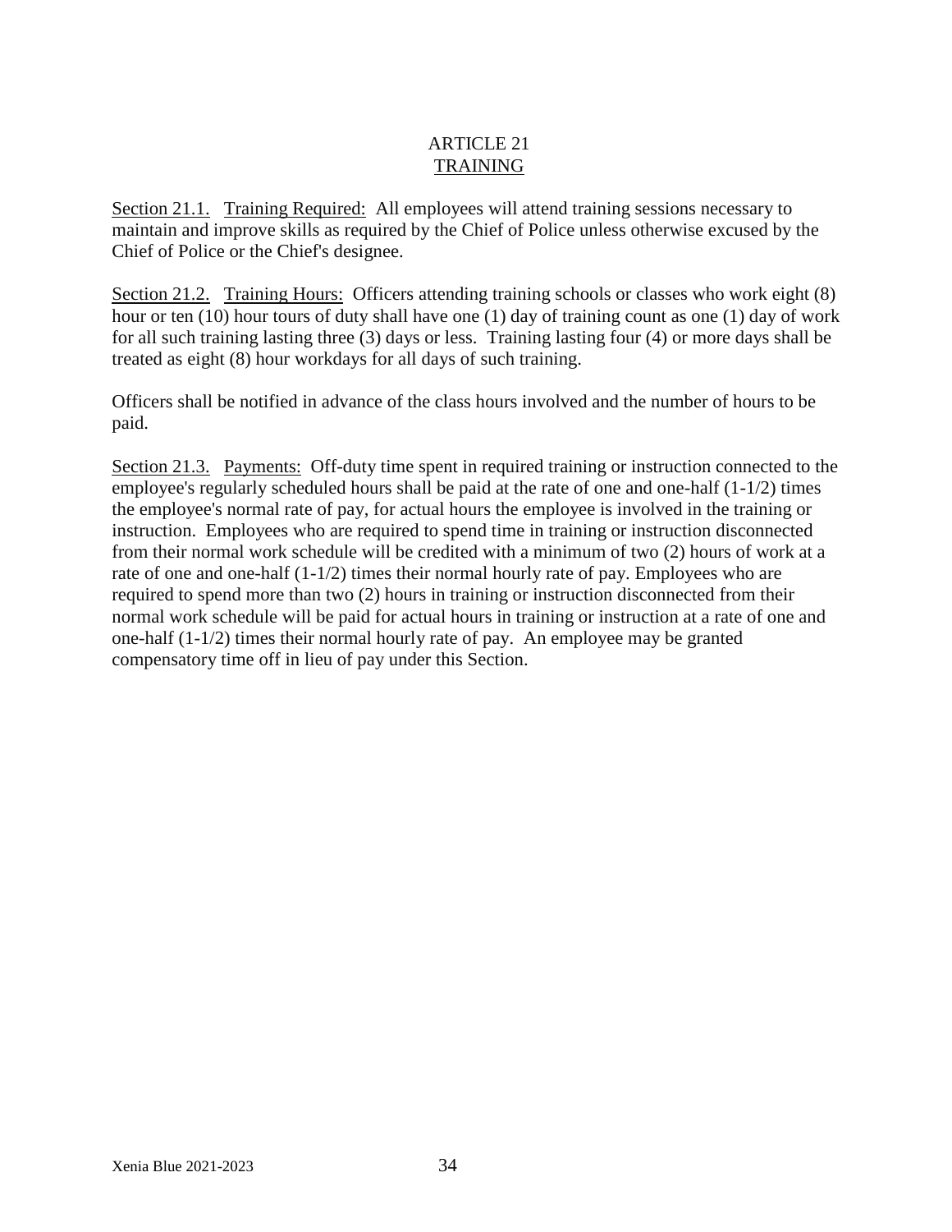# ARTICLE 21
## TRAINING

Section 21.1. Training Required: All employees will attend training sessions necessary to maintain and improve skills as required by the Chief of Police unless otherwise excused by the Chief of Police or the Chief's designee.

Section 21.2. Training Hours: Officers attending training schools or classes who work eight (8) hour or ten (10) hour tours of duty shall have one (1) day of training count as one (1) day of work for all such training lasting three (3) days or less. Training lasting four (4) or more days shall be treated as eight (8) hour workdays for all days of such training.

Officers shall be notified in advance of the class hours involved and the number of hours to be paid.

Section 21.3. Payments: Off-duty time spent in required training or instruction connected to the employee's regularly scheduled hours shall be paid at the rate of one and one-half (1-1/2) times the employee's normal rate of pay, for actual hours the employee is involved in the training or instruction. Employees who are required to spend time in training or instruction disconnected from their normal work schedule will be credited with a minimum of two (2) hours of work at a rate of one and one-half (1-1/2) times their normal hourly rate of pay. Employees who are required to spend more than two (2) hours in training or instruction disconnected from their normal work schedule will be paid for actual hours in training or instruction at a rate of one and one-half (1-1/2) times their normal hourly rate of pay. An employee may be granted compensatory time off in lieu of pay under this Section.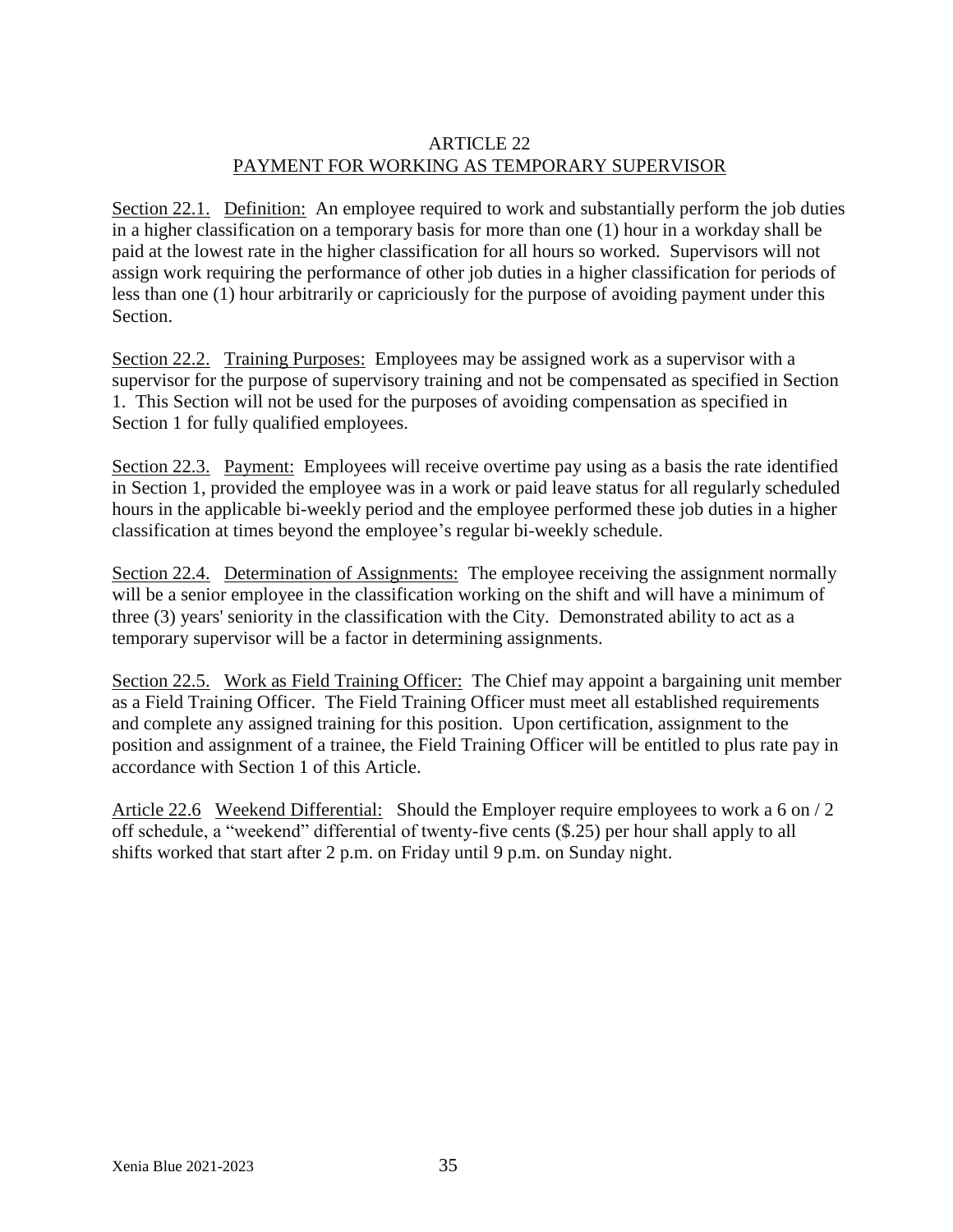# ARTICLE 22
## PAYMENT FOR WORKING AS TEMPORARY SUPERVISOR

Section 22.1. Definition: An employee required to work and substantially perform the job duties in a higher classification on a temporary basis for more than one (1) hour in a workday shall be paid at the lowest rate in the higher classification for all hours so worked. Supervisors will not assign work requiring the performance of other job duties in a higher classification for periods of less than one (1) hour arbitrarily or capriciously for the purpose of avoiding payment under this Section.

Section 22.2. Training Purposes: Employees may be assigned work as a supervisor with a supervisor for the purpose of supervisory training and not be compensated as specified in Section 1. This Section will not be used for the purposes of avoiding compensation as specified in Section 1 for fully qualified employees.

Section 22.3. Payment: Employees will receive overtime pay using as a basis the rate identified in Section 1, provided the employee was in a work or paid leave status for all regularly scheduled hours in the applicable bi-weekly period and the employee performed these job duties in a higher classification at times beyond the employee's regular bi-weekly schedule.

Section 22.4. Determination of Assignments: The employee receiving the assignment normally will be a senior employee in the classification working on the shift and will have a minimum of three (3) years' seniority in the classification with the City. Demonstrated ability to act as a temporary supervisor will be a factor in determining assignments.

Section 22.5. Work as Field Training Officer: The Chief may appoint a bargaining unit member as a Field Training Officer. The Field Training Officer must meet all established requirements and complete any assigned training for this position. Upon certification, assignment to the position and assignment of a trainee, the Field Training Officer will be entitled to plus rate pay in accordance with Section 1 of this Article.

Article 22.6 Weekend Differential: Should the Employer require employees to work a 6 on / 2 off schedule, a "weekend" differential of twenty-five cents ($.25) per hour shall apply to all shifts worked that start after 2 p.m. on Friday until 9 p.m. on Sunday night.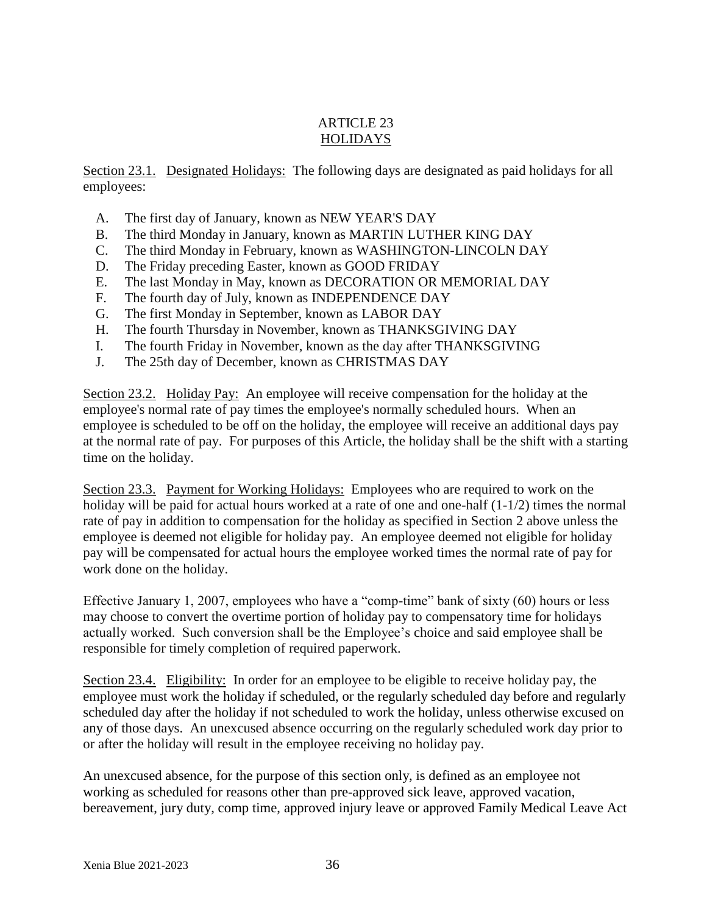# ARTICLE 23
## HOLIDAYS

Section 23.1. Designated Holidays: The following days are designated as paid holidays for all employees:

A. The first day of January, known as NEW YEAR'S DAY
B. The third Monday in January, known as MARTIN LUTHER KING DAY
C. The third Monday in February, known as WASHINGTON-LINCOLN DAY
D. The Friday preceding Easter, known as GOOD FRIDAY
E. The last Monday in May, known as DECORATION OR MEMORIAL DAY
F. The fourth day of July, known as INDEPENDENCE DAY
G. The first Monday in September, known as LABOR DAY
H. The fourth Thursday in November, known as THANKSGIVING DAY
I. The fourth Friday in November, known as the day after THANKSGIVING
J. The 25th day of December, known as CHRISTMAS DAY

Section 23.2. Holiday Pay: An employee will receive compensation for the holiday at the employee's normal rate of pay times the employee's normally scheduled hours. When an employee is scheduled to be off on the holiday, the employee will receive an additional days pay at the normal rate of pay. For purposes of this Article, the holiday shall be the shift with a starting time on the holiday.

Section 23.3. Payment for Working Holidays: Employees who are required to work on the holiday will be paid for actual hours worked at a rate of one and one-half (1-1/2) times the normal rate of pay in addition to compensation for the holiday as specified in Section 2 above unless the employee is deemed not eligible for holiday pay. An employee deemed not eligible for holiday pay will be compensated for actual hours the employee worked times the normal rate of pay for work done on the holiday.

Effective January 1, 2007, employees who have a "comp-time" bank of sixty (60) hours or less may choose to convert the overtime portion of holiday pay to compensatory time for holidays actually worked. Such conversion shall be the Employee's choice and said employee shall be responsible for timely completion of required paperwork.

Section 23.4. Eligibility: In order for an employee to be eligible to receive holiday pay, the employee must work the holiday if scheduled, or the regularly scheduled day before and regularly scheduled day after the holiday if not scheduled to work the holiday, unless otherwise excused on any of those days. An unexcused absence occurring on the regularly scheduled work day prior to or after the holiday will result in the employee receiving no holiday pay.

An unexcused absence, for the purpose of this section only, is defined as an employee not working as scheduled for reasons other than pre-approved sick leave, approved vacation, bereavement, jury duty, comp time, approved injury leave or approved Family Medical Leave Act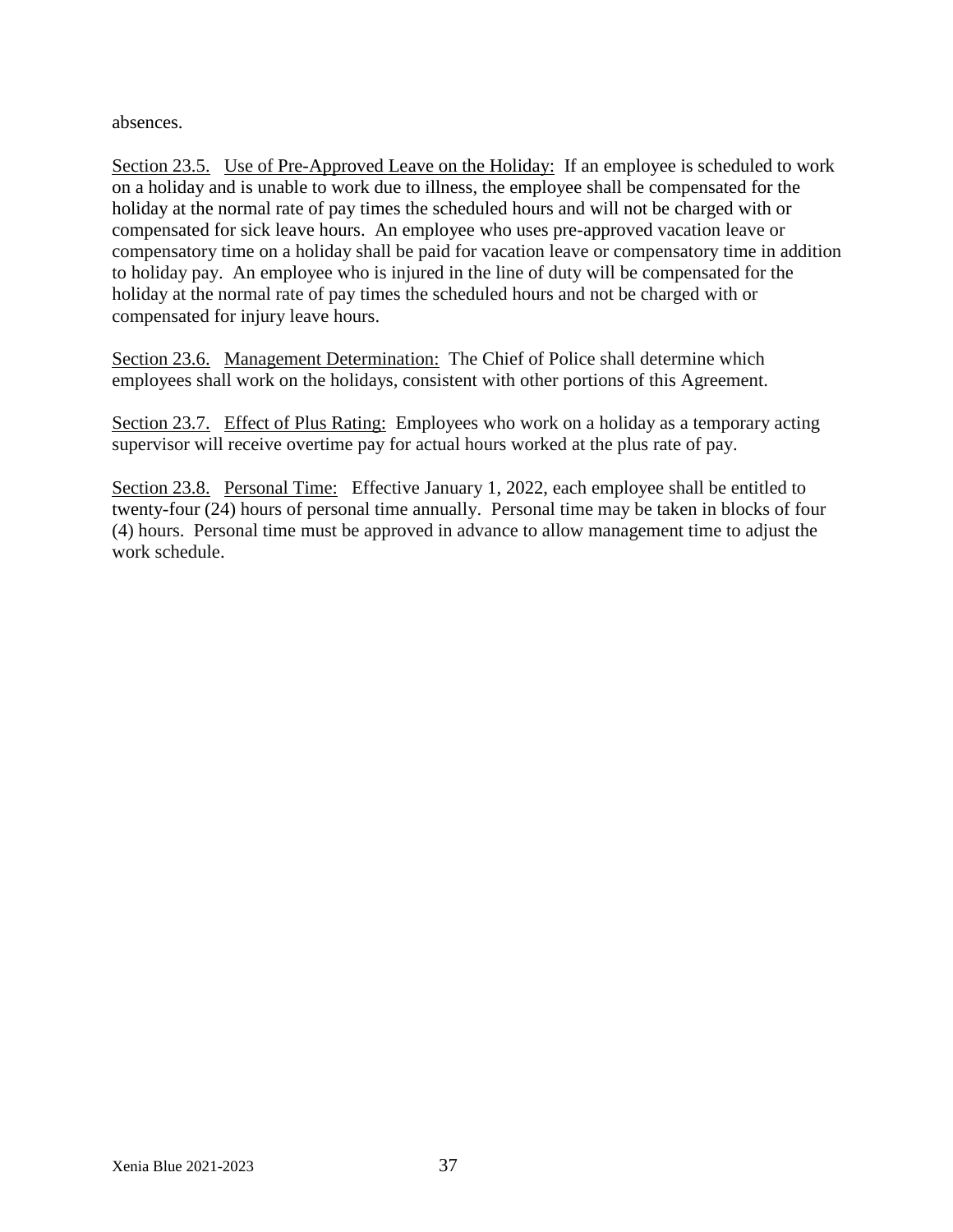absences.

Section 23.5. Use of Pre-Approved Leave on the Holiday: If an employee is scheduled to work on a holiday and is unable to work due to illness, the employee shall be compensated for the holiday at the normal rate of pay times the scheduled hours and will not be charged with or compensated for sick leave hours. An employee who uses pre-approved vacation leave or compensatory time on a holiday shall be paid for vacation leave or compensatory time in addition to holiday pay. An employee who is injured in the line of duty will be compensated for the holiday at the normal rate of pay times the scheduled hours and not be charged with or compensated for injury leave hours.

Section 23.6. Management Determination: The Chief of Police shall determine which employees shall work on the holidays, consistent with other portions of this Agreement.

Section 23.7. Effect of Plus Rating: Employees who work on a holiday as a temporary acting supervisor will receive overtime pay for actual hours worked at the plus rate of pay.

Section 23.8. Personal Time: Effective January 1, 2022, each employee shall be entitled to twenty-four (24) hours of personal time annually. Personal time may be taken in blocks of four (4) hours. Personal time must be approved in advance to allow management time to adjust the work schedule.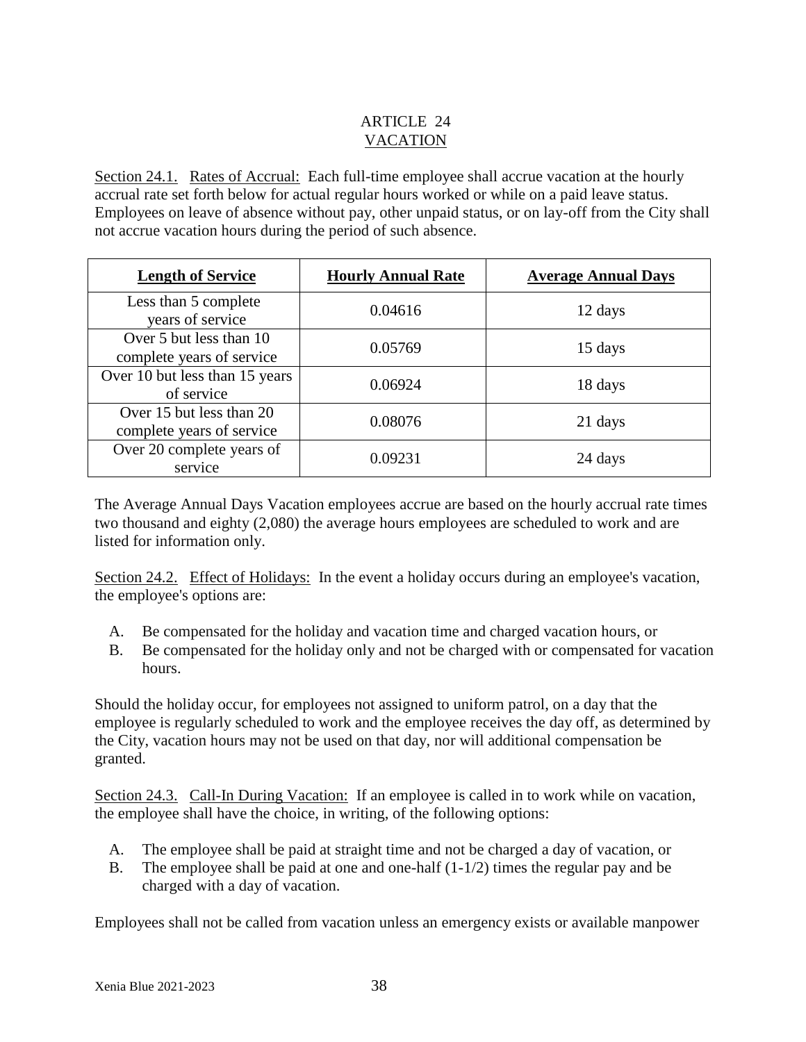# ARTICLE 24
## VACATION

Section 24.1. Rates of Accrual: Each full-time employee shall accrue vacation at the hourly accrual rate set forth below for actual regular hours worked or while on a paid leave status. Employees on leave of absence without pay, other unpaid status, or on lay-off from the City shall not accrue vacation hours during the period of such absence.

| Length of Service | Hourly Annual Rate | Average Annual Days |
|---|---|---|
| Less than 5 complete years of service | 0.04616 | 12 days |
| Over 5 but less than 10 complete years of service | 0.05769 | 15 days |
| Over 10 but less than 15 years of service | 0.06924 | 18 days |
| Over 15 but less than 20 complete years of service | 0.08076 | 21 days |
| Over 20 complete years of service | 0.09231 | 24 days |

The Average Annual Days Vacation employees accrue are based on the hourly accrual rate times two thousand and eighty (2,080) the average hours employees are scheduled to work and are listed for information only.

Section 24.2. Effect of Holidays: In the event a holiday occurs during an employee's vacation, the employee's options are:

A. Be compensated for the holiday and vacation time and charged vacation hours, or
B. Be compensated for the holiday only and not be charged with or compensated for vacation hours.

Should the holiday occur, for employees not assigned to uniform patrol, on a day that the employee is regularly scheduled to work and the employee receives the day off, as determined by the City, vacation hours may not be used on that day, nor will additional compensation be granted.

Section 24.3. Call-In During Vacation: If an employee is called in to work while on vacation, the employee shall have the choice, in writing, of the following options:

A. The employee shall be paid at straight time and not be charged a day of vacation, or
B. The employee shall be paid at one and one-half (1-1/2) times the regular pay and be charged with a day of vacation.

Employees shall not be called from vacation unless an emergency exists or available manpower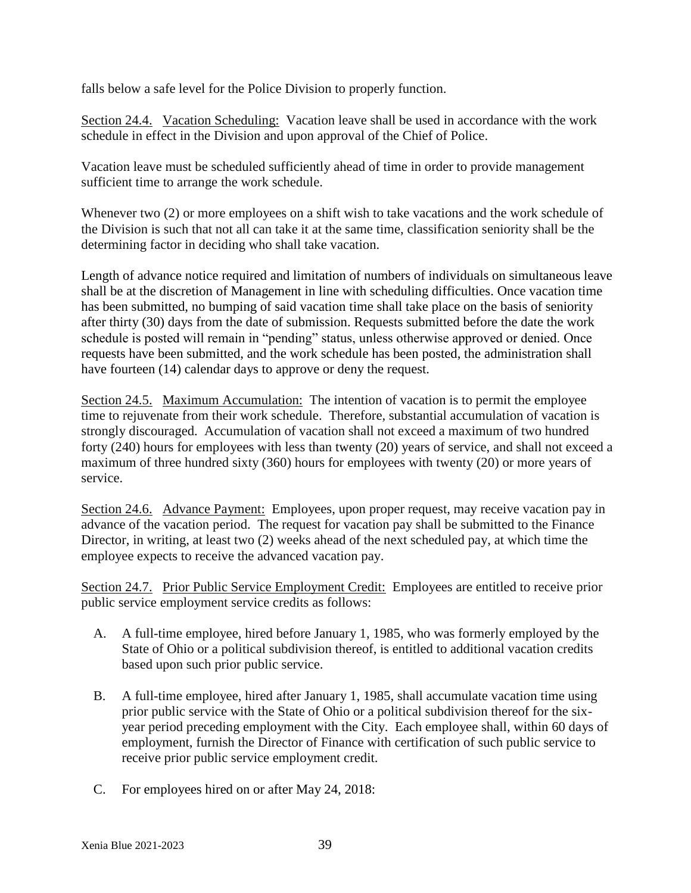falls below a safe level for the Police Division to properly function.

Section 24.4. Vacation Scheduling: Vacation leave shall be used in accordance with the work schedule in effect in the Division and upon approval of the Chief of Police.

Vacation leave must be scheduled sufficiently ahead of time in order to provide management sufficient time to arrange the work schedule.

Whenever two (2) or more employees on a shift wish to take vacations and the work schedule of the Division is such that not all can take it at the same time, classification seniority shall be the determining factor in deciding who shall take vacation.

Length of advance notice required and limitation of numbers of individuals on simultaneous leave shall be at the discretion of Management in line with scheduling difficulties. Once vacation time has been submitted, no bumping of said vacation time shall take place on the basis of seniority after thirty (30) days from the date of submission. Requests submitted before the date the work schedule is posted will remain in "pending" status, unless otherwise approved or denied. Once requests have been submitted, and the work schedule has been posted, the administration shall have fourteen (14) calendar days to approve or deny the request.

Section 24.5. Maximum Accumulation: The intention of vacation is to permit the employee time to rejuvenate from their work schedule. Therefore, substantial accumulation of vacation is strongly discouraged. Accumulation of vacation shall not exceed a maximum of two hundred forty (240) hours for employees with less than twenty (20) years of service, and shall not exceed a maximum of three hundred sixty (360) hours for employees with twenty (20) or more years of service.

Section 24.6. Advance Payment: Employees, upon proper request, may receive vacation pay in advance of the vacation period. The request for vacation pay shall be submitted to the Finance Director, in writing, at least two (2) weeks ahead of the next scheduled pay, at which time the employee expects to receive the advanced vacation pay.

Section 24.7. Prior Public Service Employment Credit: Employees are entitled to receive prior public service employment service credits as follows:

A. A full-time employee, hired before January 1, 1985, who was formerly employed by the State of Ohio or a political subdivision thereof, is entitled to additional vacation credits based upon such prior public service.

B. A full-time employee, hired after January 1, 1985, shall accumulate vacation time using prior public service with the State of Ohio or a political subdivision thereof for the six-year period preceding employment with the City. Each employee shall, within 60 days of employment, furnish the Director of Finance with certification of such public service to receive prior public service employment credit.

C. For employees hired on or after May 24, 2018: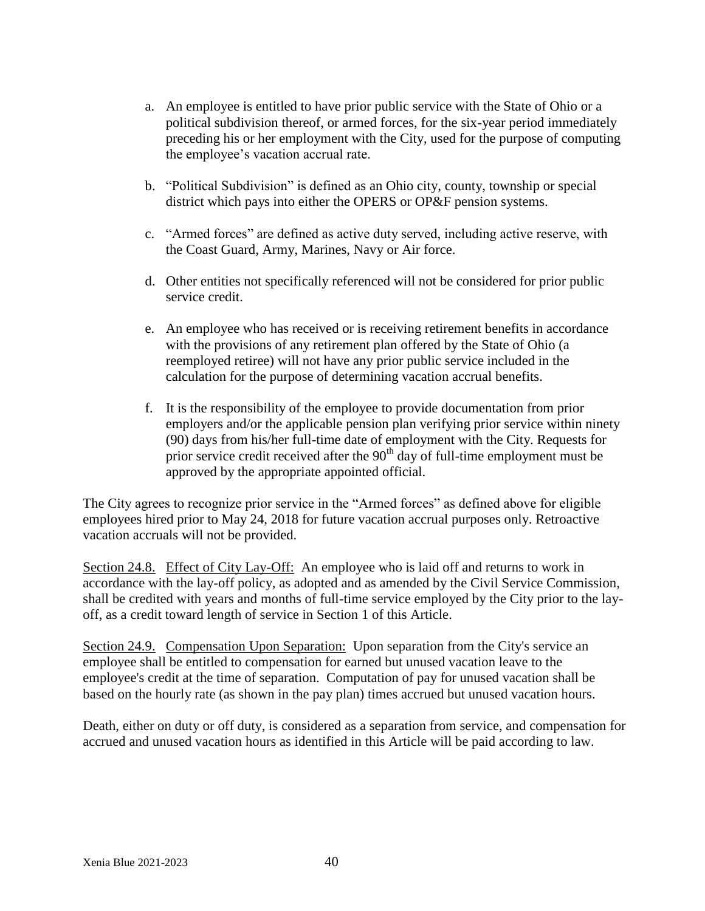a. An employee is entitled to have prior public service with the State of Ohio or a political subdivision thereof, or armed forces, for the six-year period immediately preceding his or her employment with the City, used for the purpose of computing the employee's vacation accrual rate.

b. "Political Subdivision" is defined as an Ohio city, county, township or special district which pays into either the OPERS or OP&F pension systems.

c. "Armed forces" are defined as active duty served, including active reserve, with the Coast Guard, Army, Marines, Navy or Air force.

d. Other entities not specifically referenced will not be considered for prior public service credit.

e. An employee who has received or is receiving retirement benefits in accordance with the provisions of any retirement plan offered by the State of Ohio (a reemployed retiree) will not have any prior public service included in the calculation for the purpose of determining vacation accrual benefits.

f. It is the responsibility of the employee to provide documentation from prior employers and/or the applicable pension plan verifying prior service within ninety (90) days from his/her full-time date of employment with the City. Requests for prior service credit received after the 90th day of full-time employment must be approved by the appropriate appointed official.

The City agrees to recognize prior service in the "Armed forces" as defined above for eligible employees hired prior to May 24, 2018 for future vacation accrual purposes only. Retroactive vacation accruals will not be provided.

Section 24.8. Effect of City Lay-Off: An employee who is laid off and returns to work in accordance with the lay-off policy, as adopted and as amended by the Civil Service Commission, shall be credited with years and months of full-time service employed by the City prior to the lay-off, as a credit toward length of service in Section 1 of this Article.

Section 24.9. Compensation Upon Separation: Upon separation from the City's service an employee shall be entitled to compensation for earned but unused vacation leave to the employee's credit at the time of separation. Computation of pay for unused vacation shall be based on the hourly rate (as shown in the pay plan) times accrued but unused vacation hours.

Death, either on duty or off duty, is considered as a separation from service, and compensation for accrued and unused vacation hours as identified in this Article will be paid according to law.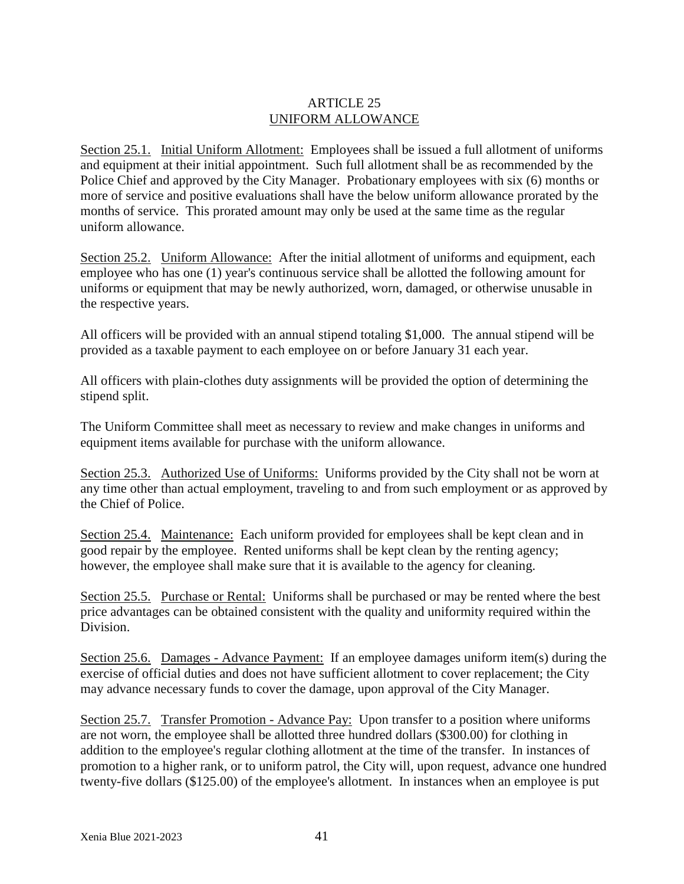# ARTICLE 25
## UNIFORM ALLOWANCE

Section 25.1. Initial Uniform Allotment: Employees shall be issued a full allotment of uniforms and equipment at their initial appointment. Such full allotment shall be as recommended by the Police Chief and approved by the City Manager. Probationary employees with six (6) months or more of service and positive evaluations shall have the below uniform allowance prorated by the months of service. This prorated amount may only be used at the same time as the regular uniform allowance.

Section 25.2. Uniform Allowance: After the initial allotment of uniforms and equipment, each employee who has one (1) year's continuous service shall be allotted the following amount for uniforms or equipment that may be newly authorized, worn, damaged, or otherwise unusable in the respective years.

All officers will be provided with an annual stipend totaling $1,000. The annual stipend will be provided as a taxable payment to each employee on or before January 31 each year.

All officers with plain-clothes duty assignments will be provided the option of determining the stipend split.

The Uniform Committee shall meet as necessary to review and make changes in uniforms and equipment items available for purchase with the uniform allowance.

Section 25.3. Authorized Use of Uniforms: Uniforms provided by the City shall not be worn at any time other than actual employment, traveling to and from such employment or as approved by the Chief of Police.

Section 25.4. Maintenance: Each uniform provided for employees shall be kept clean and in good repair by the employee. Rented uniforms shall be kept clean by the renting agency; however, the employee shall make sure that it is available to the agency for cleaning.

Section 25.5. Purchase or Rental: Uniforms shall be purchased or may be rented where the best price advantages can be obtained consistent with the quality and uniformity required within the Division.

Section 25.6. Damages - Advance Payment: If an employee damages uniform item(s) during the exercise of official duties and does not have sufficient allotment to cover replacement; the City may advance necessary funds to cover the damage, upon approval of the City Manager.

Section 25.7. Transfer Promotion - Advance Pay: Upon transfer to a position where uniforms are not worn, the employee shall be allotted three hundred dollars ($300.00) for clothing in addition to the employee's regular clothing allotment at the time of the transfer. In instances of promotion to a higher rank, or to uniform patrol, the City will, upon request, advance one hundred twenty-five dollars ($125.00) of the employee's allotment. In instances when an employee is put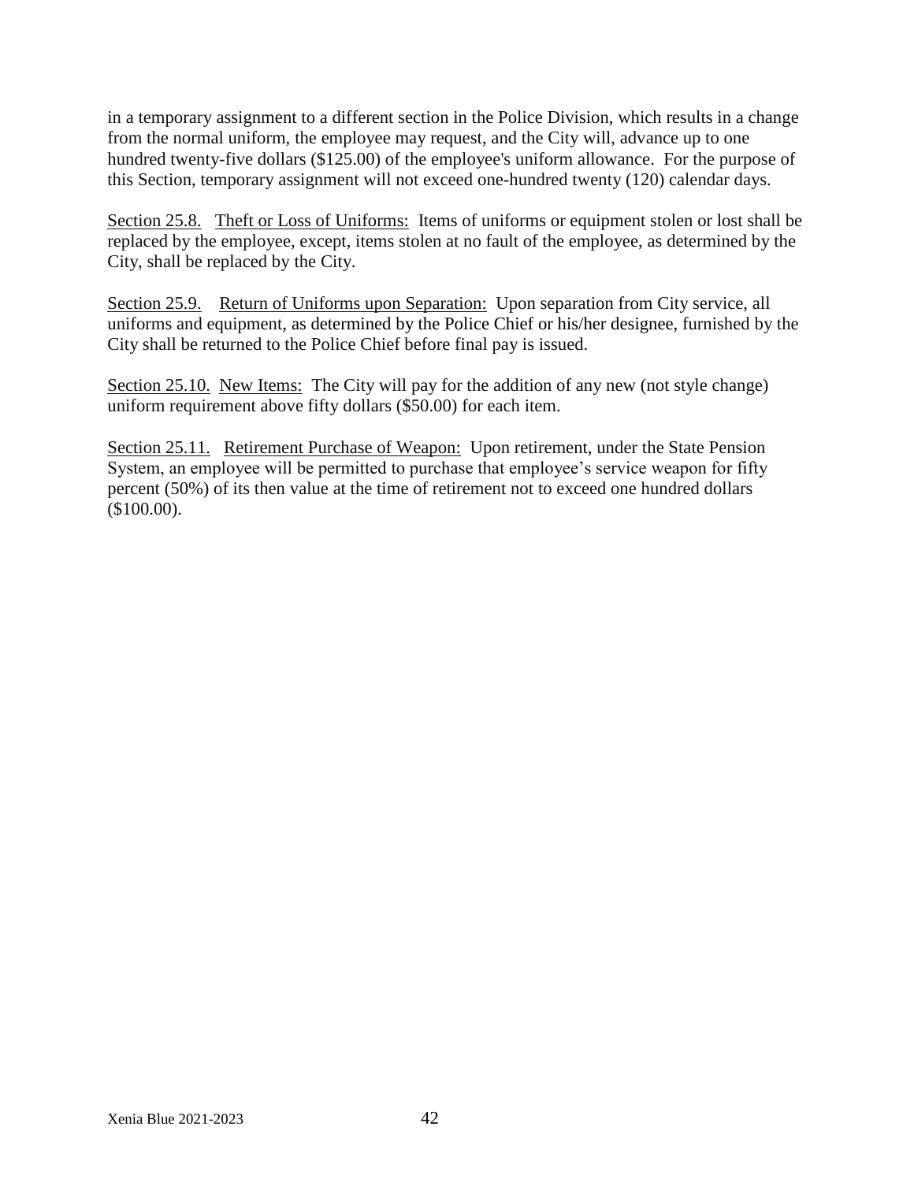in a temporary assignment to a different section in the Police Division, which results in a change from the normal uniform, the employee may request, and the City will, advance up to one hundred twenty-five dollars ($125.00) of the employee's uniform allowance. For the purpose of this Section, temporary assignment will not exceed one-hundred twenty (120) calendar days.

Section 25.8. Theft or Loss of Uniforms: Items of uniforms or equipment stolen or lost shall be replaced by the employee, except, items stolen at no fault of the employee, as determined by the City, shall be replaced by the City.

Section 25.9. Return of Uniforms upon Separation: Upon separation from City service, all uniforms and equipment, as determined by the Police Chief or his/her designee, furnished by the City shall be returned to the Police Chief before final pay is issued.

Section 25.10. New Items: The City will pay for the addition of any new (not style change) uniform requirement above fifty dollars ($50.00) for each item.

Section 25.11. Retirement Purchase of Weapon: Upon retirement, under the State Pension System, an employee will be permitted to purchase that employee's service weapon for fifty percent (50%) of its then value at the time of retirement not to exceed one hundred dollars ($100.00).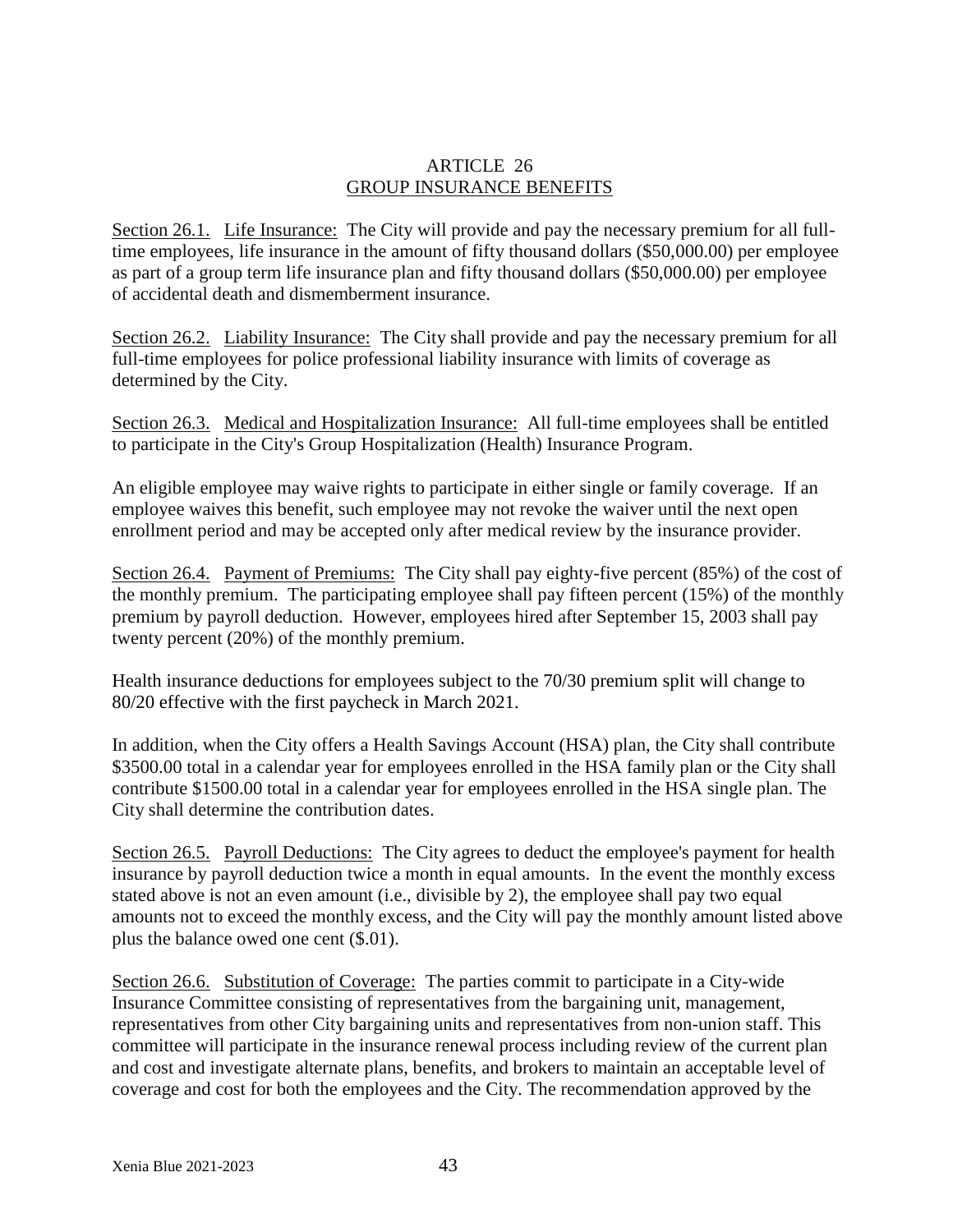# ARTICLE 26
## GROUP INSURANCE BENEFITS

Section 26.1. Life Insurance: The City will provide and pay the necessary premium for all full-time employees, life insurance in the amount of fifty thousand dollars ($50,000.00) per employee as part of a group term life insurance plan and fifty thousand dollars ($50,000.00) per employee of accidental death and dismemberment insurance.

Section 26.2. Liability Insurance: The City shall provide and pay the necessary premium for all full-time employees for police professional liability insurance with limits of coverage as determined by the City.

Section 26.3. Medical and Hospitalization Insurance: All full-time employees shall be entitled to participate in the City's Group Hospitalization (Health) Insurance Program.

An eligible employee may waive rights to participate in either single or family coverage. If an employee waives this benefit, such employee may not revoke the waiver until the next open enrollment period and may be accepted only after medical review by the insurance provider.

Section 26.4. Payment of Premiums: The City shall pay eighty-five percent (85%) of the cost of the monthly premium. The participating employee shall pay fifteen percent (15%) of the monthly premium by payroll deduction. However, employees hired after September 15, 2003 shall pay twenty percent (20%) of the monthly premium.

Health insurance deductions for employees subject to the 70/30 premium split will change to 80/20 effective with the first paycheck in March 2021.

In addition, when the City offers a Health Savings Account (HSA) plan, the City shall contribute $3500.00 total in a calendar year for employees enrolled in the HSA family plan or the City shall contribute $1500.00 total in a calendar year for employees enrolled in the HSA single plan. The City shall determine the contribution dates.

Section 26.5. Payroll Deductions: The City agrees to deduct the employee's payment for health insurance by payroll deduction twice a month in equal amounts. In the event the monthly excess stated above is not an even amount (i.e., divisible by 2), the employee shall pay two equal amounts not to exceed the monthly excess, and the City will pay the monthly amount listed above plus the balance owed one cent ($.01).

Section 26.6. Substitution of Coverage: The parties commit to participate in a City-wide Insurance Committee consisting of representatives from the bargaining unit, management, representatives from other City bargaining units and representatives from non-union staff. This committee will participate in the insurance renewal process including review of the current plan and cost and investigate alternate plans, benefits, and brokers to maintain an acceptable level of coverage and cost for both the employees and the City. The recommendation approved by the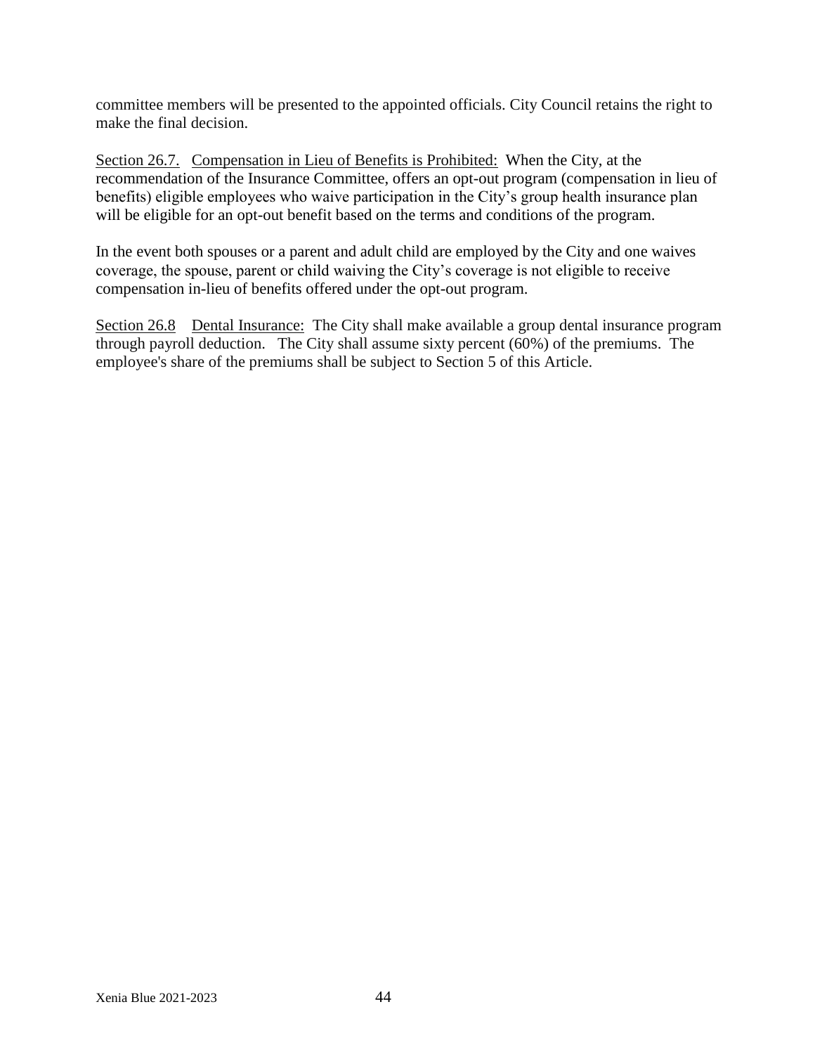committee members will be presented to the appointed officials. City Council retains the right to make the final decision.

Section 26.7. Compensation in Lieu of Benefits is Prohibited: When the City, at the recommendation of the Insurance Committee, offers an opt-out program (compensation in lieu of benefits) eligible employees who waive participation in the City's group health insurance plan will be eligible for an opt-out benefit based on the terms and conditions of the program.

In the event both spouses or a parent and adult child are employed by the City and one waives coverage, the spouse, parent or child waiving the City's coverage is not eligible to receive compensation in-lieu of benefits offered under the opt-out program.

Section 26.8 Dental Insurance: The City shall make available a group dental insurance program through payroll deduction. The City shall assume sixty percent (60%) of the premiums. The employee's share of the premiums shall be subject to Section 5 of this Article.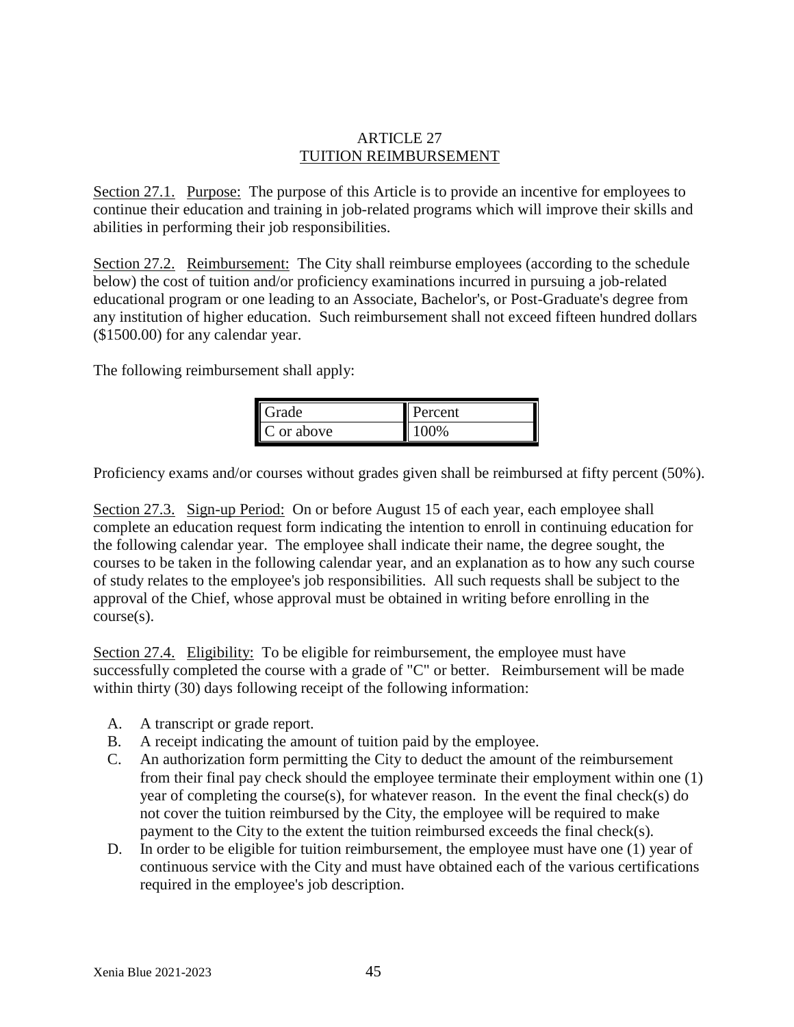# ARTICLE 27
## TUITION REIMBURSEMENT

Section 27.1. Purpose: The purpose of this Article is to provide an incentive for employees to continue their education and training in job-related programs which will improve their skills and abilities in performing their job responsibilities.

Section 27.2. Reimbursement: The City shall reimburse employees (according to the schedule below) the cost of tuition and/or proficiency examinations incurred in pursuing a job-related educational program or one leading to an Associate, Bachelor's, or Post-Graduate's degree from any institution of higher education. Such reimbursement shall not exceed fifteen hundred dollars ($1500.00) for any calendar year.

The following reimbursement shall apply:

| Grade | Percent |
|---|---|
| C or above | 100% |

Proficiency exams and/or courses without grades given shall be reimbursed at fifty percent (50%).

Section 27.3. Sign-up Period: On or before August 15 of each year, each employee shall complete an education request form indicating the intention to enroll in continuing education for the following calendar year. The employee shall indicate their name, the degree sought, the courses to be taken in the following calendar year, and an explanation as to how any such course of study relates to the employee's job responsibilities. All such requests shall be subject to the approval of the Chief, whose approval must be obtained in writing before enrolling in the course(s).

Section 27.4. Eligibility: To be eligible for reimbursement, the employee must have successfully completed the course with a grade of "C" or better. Reimbursement will be made within thirty (30) days following receipt of the following information:

A. A transcript or grade report.
B. A receipt indicating the amount of tuition paid by the employee.
C. An authorization form permitting the City to deduct the amount of the reimbursement from their final pay check should the employee terminate their employment within one (1) year of completing the course(s), for whatever reason. In the event the final check(s) do not cover the tuition reimbursed by the City, the employee will be required to make payment to the City to the extent the tuition reimbursed exceeds the final check(s).
D. In order to be eligible for tuition reimbursement, the employee must have one (1) year of continuous service with the City and must have obtained each of the various certifications required in the employee's job description.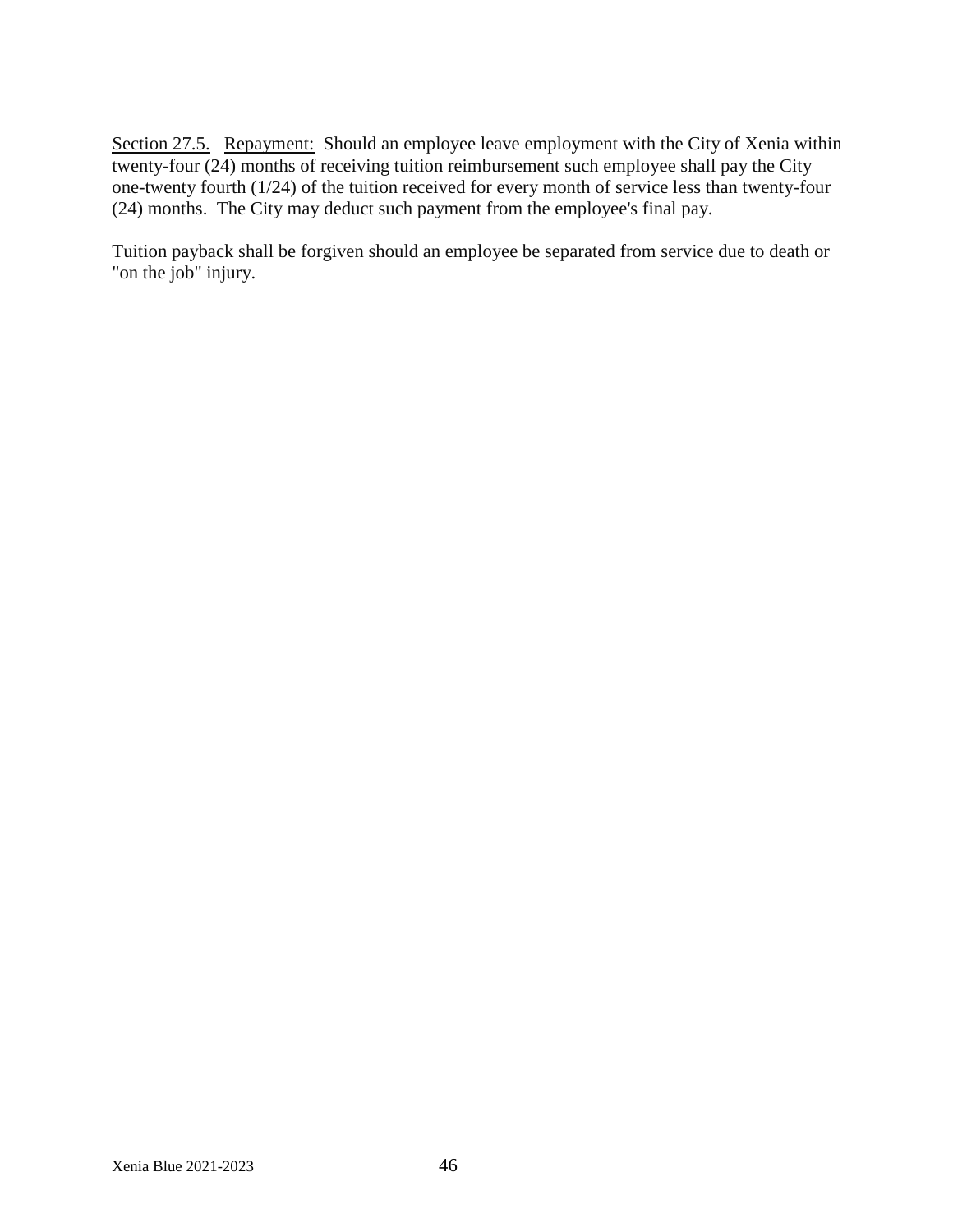<u>Section 27.5.</u> <u>Repayment:</u> Should an employee leave employment with the City of Xenia within twenty-four (24) months of receiving tuition reimbursement such employee shall pay the City one-twenty fourth (1/24) of the tuition received for every month of service less than twenty-four (24) months. The City may deduct such payment from the employee's final pay.

Tuition payback shall be forgiven should an employee be separated from service due to death or "on the job" injury.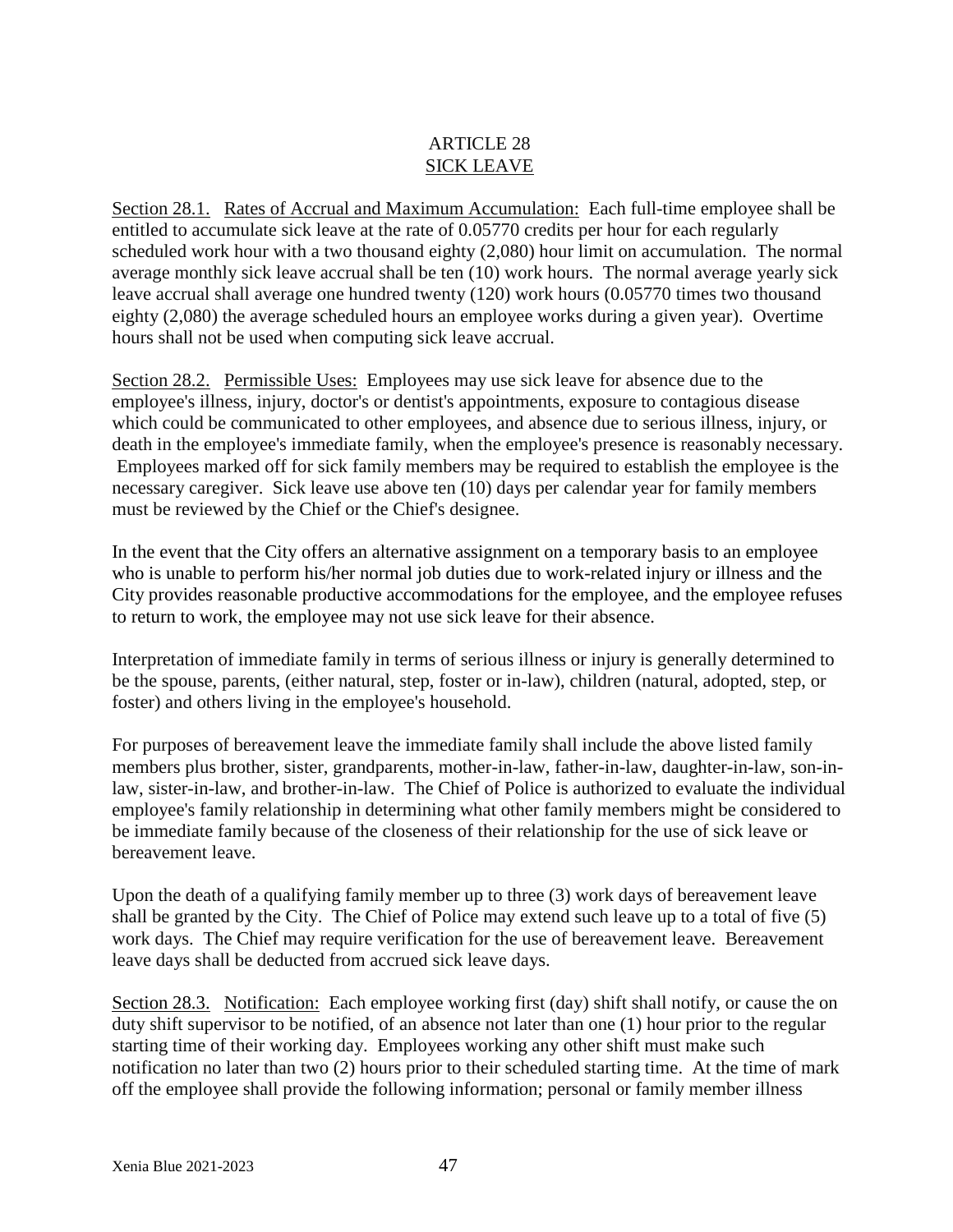# ARTICLE 28
## SICK LEAVE

Section 28.1. Rates of Accrual and Maximum Accumulation: Each full-time employee shall be entitled to accumulate sick leave at the rate of 0.05770 credits per hour for each regularly scheduled work hour with a two thousand eighty (2,080) hour limit on accumulation. The normal average monthly sick leave accrual shall be ten (10) work hours. The normal average yearly sick leave accrual shall average one hundred twenty (120) work hours (0.05770 times two thousand eighty (2,080) the average scheduled hours an employee works during a given year). Overtime hours shall not be used when computing sick leave accrual.

Section 28.2. Permissible Uses: Employees may use sick leave for absence due to the employee's illness, injury, doctor's or dentist's appointments, exposure to contagious disease which could be communicated to other employees, and absence due to serious illness, injury, or death in the employee's immediate family, when the employee's presence is reasonably necessary. Employees marked off for sick family members may be required to establish the employee is the necessary caregiver. Sick leave use above ten (10) days per calendar year for family members must be reviewed by the Chief or the Chief's designee.

In the event that the City offers an alternative assignment on a temporary basis to an employee who is unable to perform his/her normal job duties due to work-related injury or illness and the City provides reasonable productive accommodations for the employee, and the employee refuses to return to work, the employee may not use sick leave for their absence.

Interpretation of immediate family in terms of serious illness or injury is generally determined to be the spouse, parents, (either natural, step, foster or in-law), children (natural, adopted, step, or foster) and others living in the employee's household.

For purposes of bereavement leave the immediate family shall include the above listed family members plus brother, sister, grandparents, mother-in-law, father-in-law, daughter-in-law, son-in-law, sister-in-law, and brother-in-law. The Chief of Police is authorized to evaluate the individual employee's family relationship in determining what other family members might be considered to be immediate family because of the closeness of their relationship for the use of sick leave or bereavement leave.

Upon the death of a qualifying family member up to three (3) work days of bereavement leave shall be granted by the City. The Chief of Police may extend such leave up to a total of five (5) work days. The Chief may require verification for the use of bereavement leave. Bereavement leave days shall be deducted from accrued sick leave days.

Section 28.3. Notification: Each employee working first (day) shift shall notify, or cause the on duty shift supervisor to be notified, of an absence not later than one (1) hour prior to the regular starting time of their working day. Employees working any other shift must make such notification no later than two (2) hours prior to their scheduled starting time. At the time of mark off the employee shall provide the following information; personal or family member illness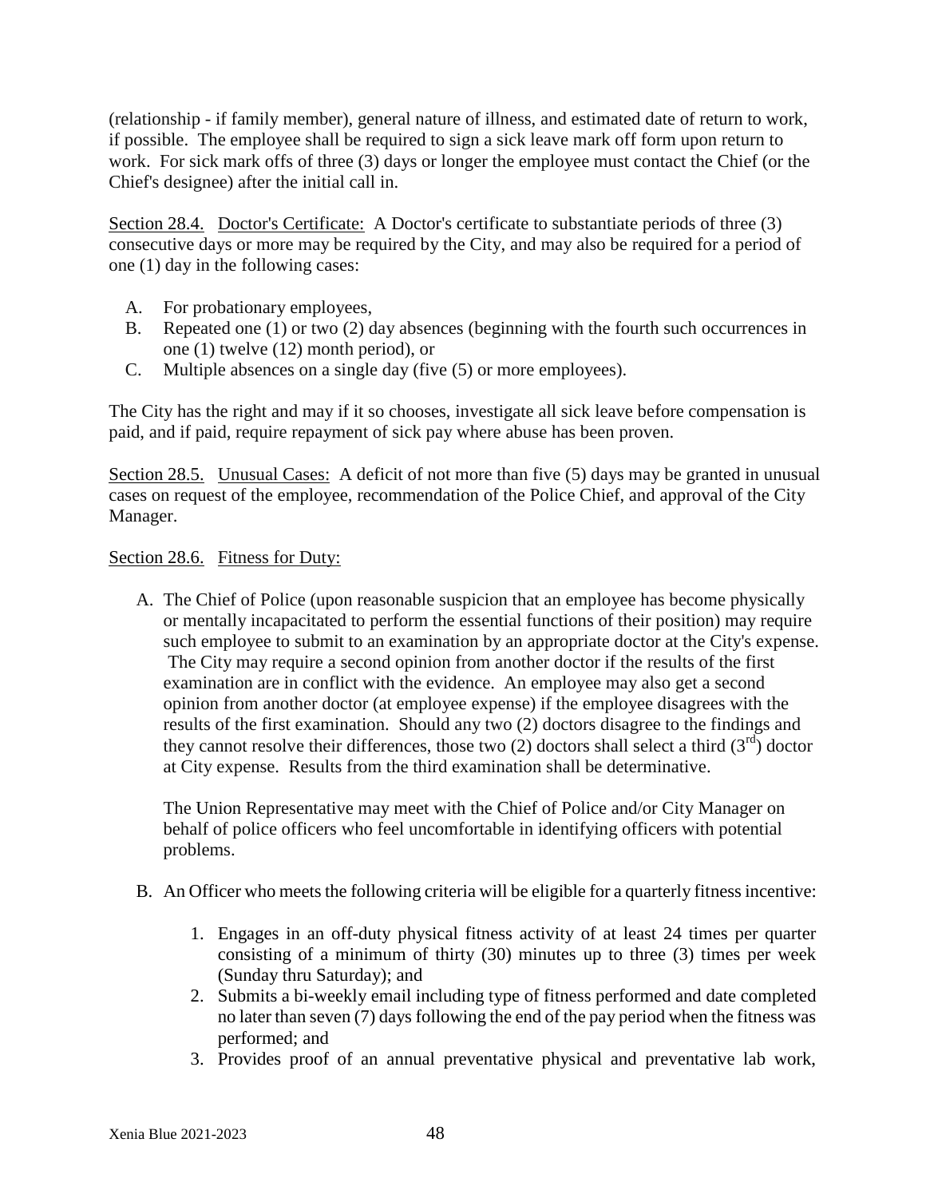(relationship - if family member), general nature of illness, and estimated date of return to work, if possible. The employee shall be required to sign a sick leave mark off form upon return to work. For sick mark offs of three (3) days or longer the employee must contact the Chief (or the Chief's designee) after the initial call in.

Section 28.4. Doctor's Certificate: A Doctor's certificate to substantiate periods of three (3) consecutive days or more may be required by the City, and may also be required for a period of one (1) day in the following cases:

A. For probationary employees,
B. Repeated one (1) or two (2) day absences (beginning with the fourth such occurrences in one (1) twelve (12) month period), or
C. Multiple absences on a single day (five (5) or more employees).

The City has the right and may if it so chooses, investigate all sick leave before compensation is paid, and if paid, require repayment of sick pay where abuse has been proven.

Section 28.5. Unusual Cases: A deficit of not more than five (5) days may be granted in unusual cases on request of the employee, recommendation of the Police Chief, and approval of the City Manager.

Section 28.6. Fitness for Duty:

A. The Chief of Police (upon reasonable suspicion that an employee has become physically or mentally incapacitated to perform the essential functions of their position) may require such employee to submit to an examination by an appropriate doctor at the City's expense. The City may require a second opinion from another doctor if the results of the first examination are in conflict with the evidence. An employee may also get a second opinion from another doctor (at employee expense) if the employee disagrees with the results of the first examination. Should any two (2) doctors disagree to the findings and they cannot resolve their differences, those two (2) doctors shall select a third (3rd) doctor at City expense. Results from the third examination shall be determinative.

   The Union Representative may meet with the Chief of Police and/or City Manager on behalf of police officers who feel uncomfortable in identifying officers with potential problems.

B. An Officer who meets the following criteria will be eligible for a quarterly fitness incentive:

   1. Engages in an off-duty physical fitness activity of at least 24 times per quarter consisting of a minimum of thirty (30) minutes up to three (3) times per week (Sunday thru Saturday); and
   2. Submits a bi-weekly email including type of fitness performed and date completed no later than seven (7) days following the end of the pay period when the fitness was performed; and
   3. Provides proof of an annual preventative physical and preventative lab work,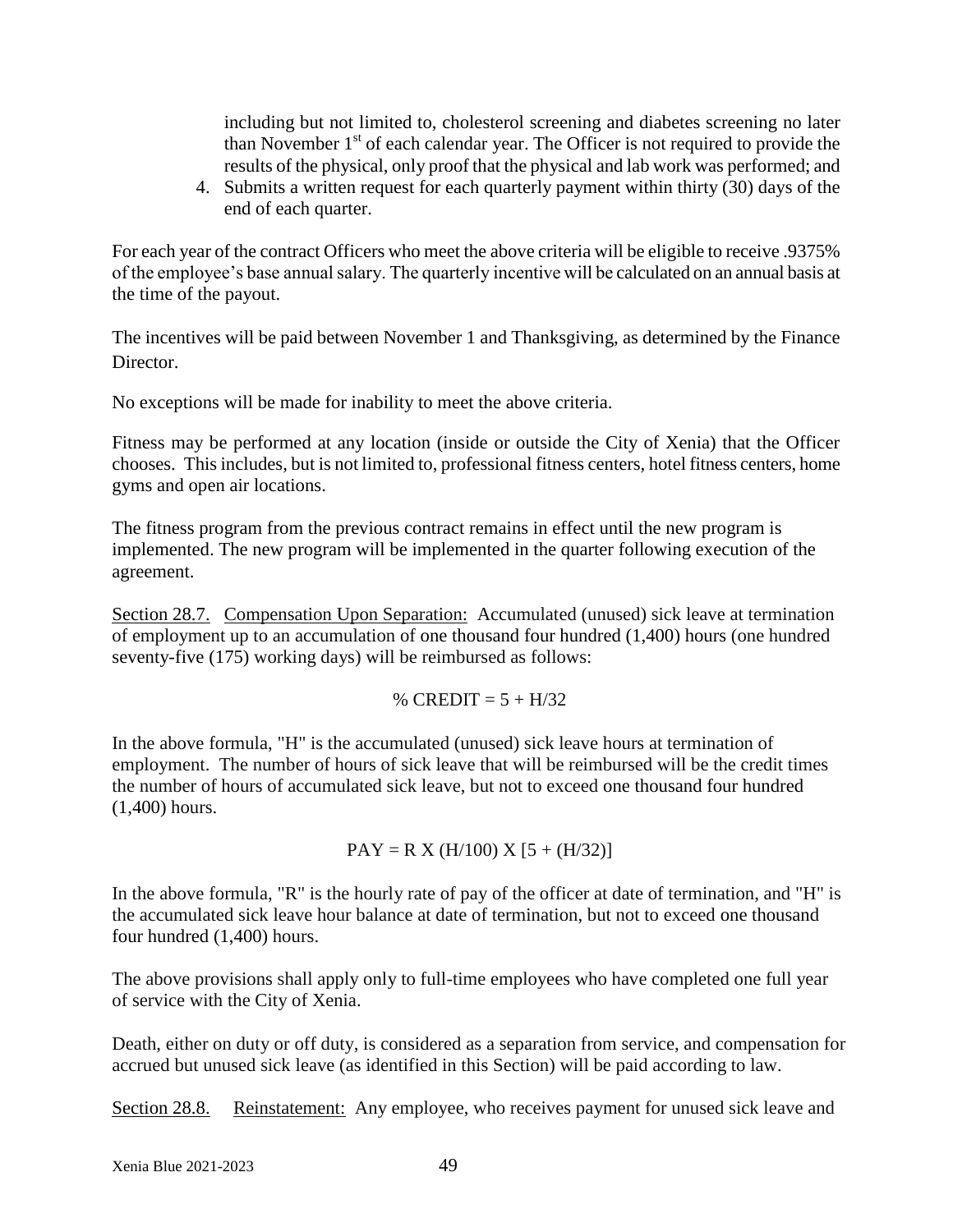including but not limited to, cholesterol screening and diabetes screening no later than November 1st of each calendar year. The Officer is not required to provide the results of the physical, only proof that the physical and lab work was performed; and

4. Submits a written request for each quarterly payment within thirty (30) days of the end of each quarter.

For each year of the contract Officers who meet the above criteria will be eligible to receive .9375% of the employee's base annual salary. The quarterly incentive will be calculated on an annual basis at the time of the payout.

The incentives will be paid between November 1 and Thanksgiving, as determined by the Finance Director.

No exceptions will be made for inability to meet the above criteria.

Fitness may be performed at any location (inside or outside the City of Xenia) that the Officer chooses. This includes, but is not limited to, professional fitness centers, hotel fitness centers, home gyms and open air locations.

The fitness program from the previous contract remains in effect until the new program is implemented. The new program will be implemented in the quarter following execution of the agreement.

Section 28.7. Compensation Upon Separation: Accumulated (unused) sick leave at termination of employment up to an accumulation of one thousand four hundred (1,400) hours (one hundred seventy-five (175) working days) will be reimbursed as follows:

$$\% \text{ CREDIT} = 5 + H/32$$

In the above formula, "H" is the accumulated (unused) sick leave hours at termination of employment. The number of hours of sick leave that will be reimbursed will be the credit times the number of hours of accumulated sick leave, but not to exceed one thousand four hundred (1,400) hours.

$$\text{PAY} = R \text{ X } (H/100) \text{ X } [5 + (H/32)]$$

In the above formula, "R" is the hourly rate of pay of the officer at date of termination, and "H" is the accumulated sick leave hour balance at date of termination, but not to exceed one thousand four hundred (1,400) hours.

The above provisions shall apply only to full-time employees who have completed one full year of service with the City of Xenia.

Death, either on duty or off duty, is considered as a separation from service, and compensation for accrued but unused sick leave (as identified in this Section) will be paid according to law.

Section 28.8. Reinstatement: Any employee, who receives payment for unused sick leave and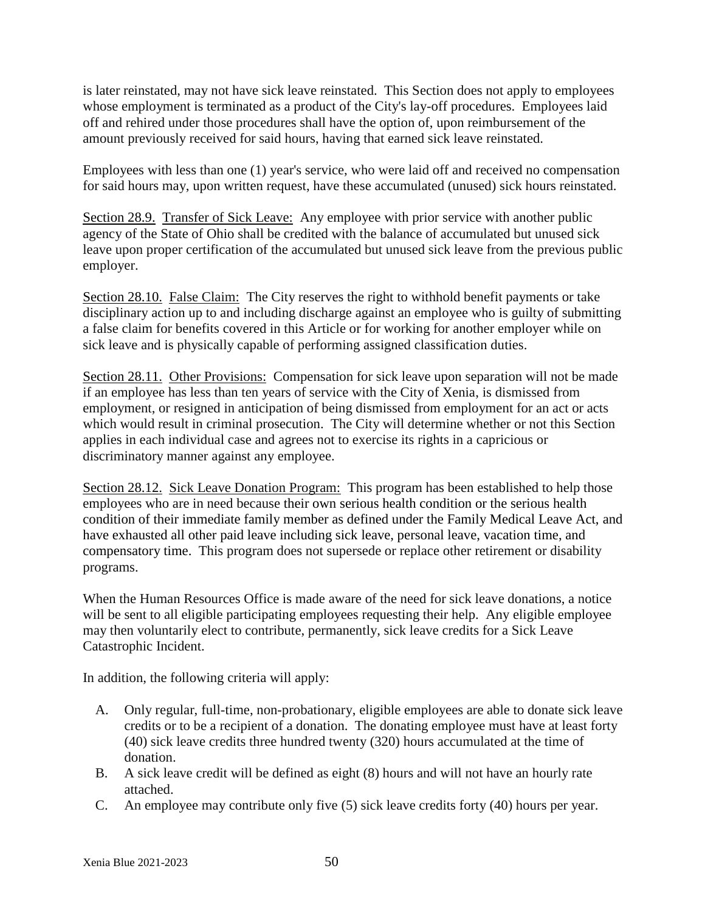is later reinstated, may not have sick leave reinstated. This Section does not apply to employees whose employment is terminated as a product of the City's lay-off procedures. Employees laid off and rehired under those procedures shall have the option of, upon reimbursement of the amount previously received for said hours, having that earned sick leave reinstated.

Employees with less than one (1) year's service, who were laid off and received no compensation for said hours may, upon written request, have these accumulated (unused) sick hours reinstated.

Section 28.9. Transfer of Sick Leave: Any employee with prior service with another public agency of the State of Ohio shall be credited with the balance of accumulated but unused sick leave upon proper certification of the accumulated but unused sick leave from the previous public employer.

Section 28.10. False Claim: The City reserves the right to withhold benefit payments or take disciplinary action up to and including discharge against an employee who is guilty of submitting a false claim for benefits covered in this Article or for working for another employer while on sick leave and is physically capable of performing assigned classification duties.

Section 28.11. Other Provisions: Compensation for sick leave upon separation will not be made if an employee has less than ten years of service with the City of Xenia, is dismissed from employment, or resigned in anticipation of being dismissed from employment for an act or acts which would result in criminal prosecution. The City will determine whether or not this Section applies in each individual case and agrees not to exercise its rights in a capricious or discriminatory manner against any employee.

Section 28.12. Sick Leave Donation Program: This program has been established to help those employees who are in need because their own serious health condition or the serious health condition of their immediate family member as defined under the Family Medical Leave Act, and have exhausted all other paid leave including sick leave, personal leave, vacation time, and compensatory time. This program does not supersede or replace other retirement or disability programs.

When the Human Resources Office is made aware of the need for sick leave donations, a notice will be sent to all eligible participating employees requesting their help. Any eligible employee may then voluntarily elect to contribute, permanently, sick leave credits for a Sick Leave Catastrophic Incident.

In addition, the following criteria will apply:

A. Only regular, full-time, non-probationary, eligible employees are able to donate sick leave credits or to be a recipient of a donation. The donating employee must have at least forty (40) sick leave credits three hundred twenty (320) hours accumulated at the time of donation.
B. A sick leave credit will be defined as eight (8) hours and will not have an hourly rate attached.
C. An employee may contribute only five (5) sick leave credits forty (40) hours per year.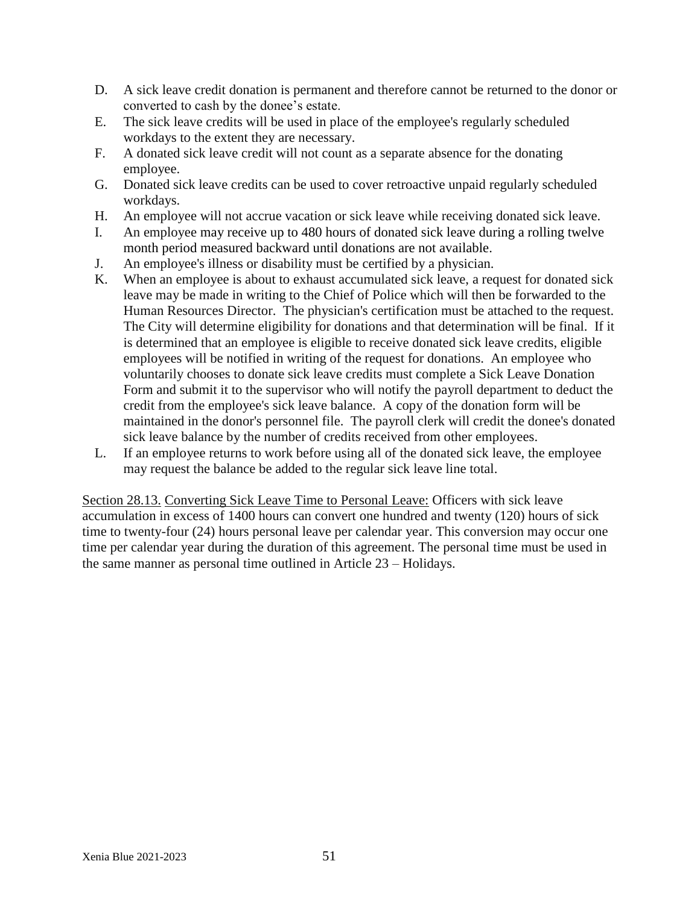D. A sick leave credit donation is permanent and therefore cannot be returned to the donor or converted to cash by the donee's estate.
E. The sick leave credits will be used in place of the employee's regularly scheduled workdays to the extent they are necessary.
F. A donated sick leave credit will not count as a separate absence for the donating employee.
G. Donated sick leave credits can be used to cover retroactive unpaid regularly scheduled workdays.
H. An employee will not accrue vacation or sick leave while receiving donated sick leave.
I. An employee may receive up to 480 hours of donated sick leave during a rolling twelve month period measured backward until donations are not available.
J. An employee's illness or disability must be certified by a physician.
K. When an employee is about to exhaust accumulated sick leave, a request for donated sick leave may be made in writing to the Chief of Police which will then be forwarded to the Human Resources Director. The physician's certification must be attached to the request. The City will determine eligibility for donations and that determination will be final. If it is determined that an employee is eligible to receive donated sick leave credits, eligible employees will be notified in writing of the request for donations. An employee who voluntarily chooses to donate sick leave credits must complete a Sick Leave Donation Form and submit it to the supervisor who will notify the payroll department to deduct the credit from the employee's sick leave balance. A copy of the donation form will be maintained in the donor's personnel file. The payroll clerk will credit the donee's donated sick leave balance by the number of credits received from other employees.
L. If an employee returns to work before using all of the donated sick leave, the employee may request the balance be added to the regular sick leave line total.

<u>Section 28.13.</u> <u>Converting Sick Leave Time to Personal Leave:</u> Officers with sick leave accumulation in excess of 1400 hours can convert one hundred and twenty (120) hours of sick time to twenty-four (24) hours personal leave per calendar year. This conversion may occur one time per calendar year during the duration of this agreement. The personal time must be used in the same manner as personal time outlined in Article 23 – Holidays.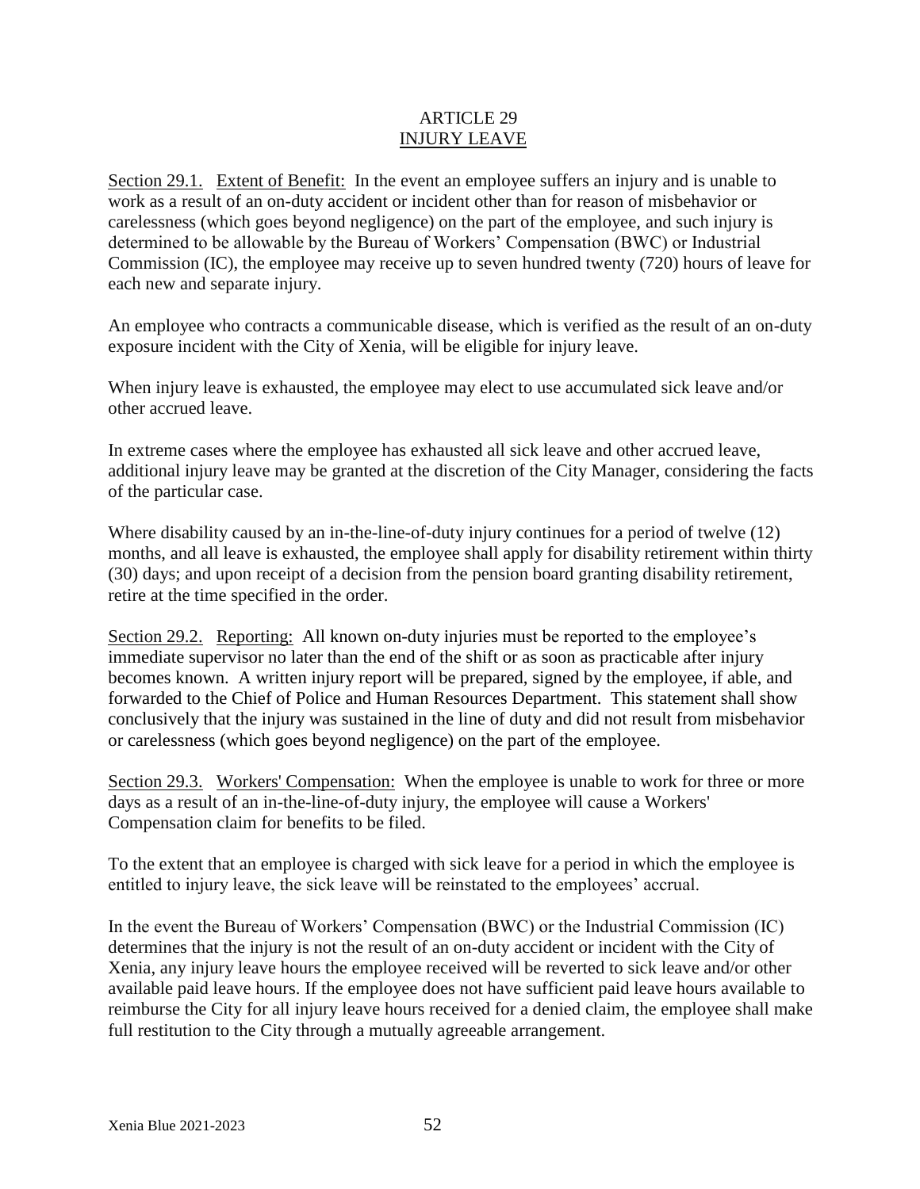# ARTICLE 29
## INJURY LEAVE

Section 29.1. Extent of Benefit: In the event an employee suffers an injury and is unable to work as a result of an on-duty accident or incident other than for reason of misbehavior or carelessness (which goes beyond negligence) on the part of the employee, and such injury is determined to be allowable by the Bureau of Workers' Compensation (BWC) or Industrial Commission (IC), the employee may receive up to seven hundred twenty (720) hours of leave for each new and separate injury.

An employee who contracts a communicable disease, which is verified as the result of an on-duty exposure incident with the City of Xenia, will be eligible for injury leave.

When injury leave is exhausted, the employee may elect to use accumulated sick leave and/or other accrued leave.

In extreme cases where the employee has exhausted all sick leave and other accrued leave, additional injury leave may be granted at the discretion of the City Manager, considering the facts of the particular case.

Where disability caused by an in-the-line-of-duty injury continues for a period of twelve (12) months, and all leave is exhausted, the employee shall apply for disability retirement within thirty (30) days; and upon receipt of a decision from the pension board granting disability retirement, retire at the time specified in the order.

Section 29.2. Reporting: All known on-duty injuries must be reported to the employee's immediate supervisor no later than the end of the shift or as soon as practicable after injury becomes known. A written injury report will be prepared, signed by the employee, if able, and forwarded to the Chief of Police and Human Resources Department. This statement shall show conclusively that the injury was sustained in the line of duty and did not result from misbehavior or carelessness (which goes beyond negligence) on the part of the employee.

Section 29.3. Workers' Compensation: When the employee is unable to work for three or more days as a result of an in-the-line-of-duty injury, the employee will cause a Workers' Compensation claim for benefits to be filed.

To the extent that an employee is charged with sick leave for a period in which the employee is entitled to injury leave, the sick leave will be reinstated to the employees' accrual.

In the event the Bureau of Workers' Compensation (BWC) or the Industrial Commission (IC) determines that the injury is not the result of an on-duty accident or incident with the City of Xenia, any injury leave hours the employee received will be reverted to sick leave and/or other available paid leave hours. If the employee does not have sufficient paid leave hours available to reimburse the City for all injury leave hours received for a denied claim, the employee shall make full restitution to the City through a mutually agreeable arrangement.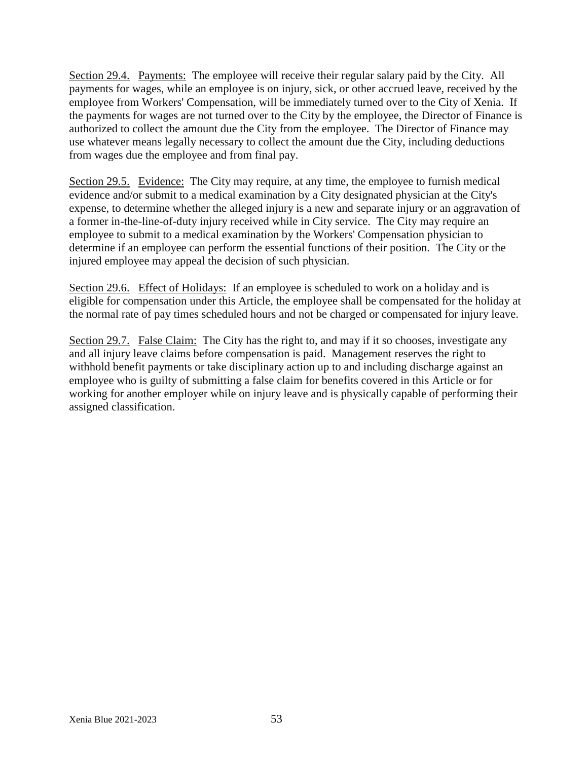Section 29.4. Payments: The employee will receive their regular salary paid by the City. All payments for wages, while an employee is on injury, sick, or other accrued leave, received by the employee from Workers' Compensation, will be immediately turned over to the City of Xenia. If the payments for wages are not turned over to the City by the employee, the Director of Finance is authorized to collect the amount due the City from the employee. The Director of Finance may use whatever means legally necessary to collect the amount due the City, including deductions from wages due the employee and from final pay.

Section 29.5. Evidence: The City may require, at any time, the employee to furnish medical evidence and/or submit to a medical examination by a City designated physician at the City's expense, to determine whether the alleged injury is a new and separate injury or an aggravation of a former in-the-line-of-duty injury received while in City service. The City may require an employee to submit to a medical examination by the Workers' Compensation physician to determine if an employee can perform the essential functions of their position. The City or the injured employee may appeal the decision of such physician.

Section 29.6. Effect of Holidays: If an employee is scheduled to work on a holiday and is eligible for compensation under this Article, the employee shall be compensated for the holiday at the normal rate of pay times scheduled hours and not be charged or compensated for injury leave.

Section 29.7. False Claim: The City has the right to, and may if it so chooses, investigate any and all injury leave claims before compensation is paid. Management reserves the right to withhold benefit payments or take disciplinary action up to and including discharge against an employee who is guilty of submitting a false claim for benefits covered in this Article or for working for another employer while on injury leave and is physically capable of performing their assigned classification.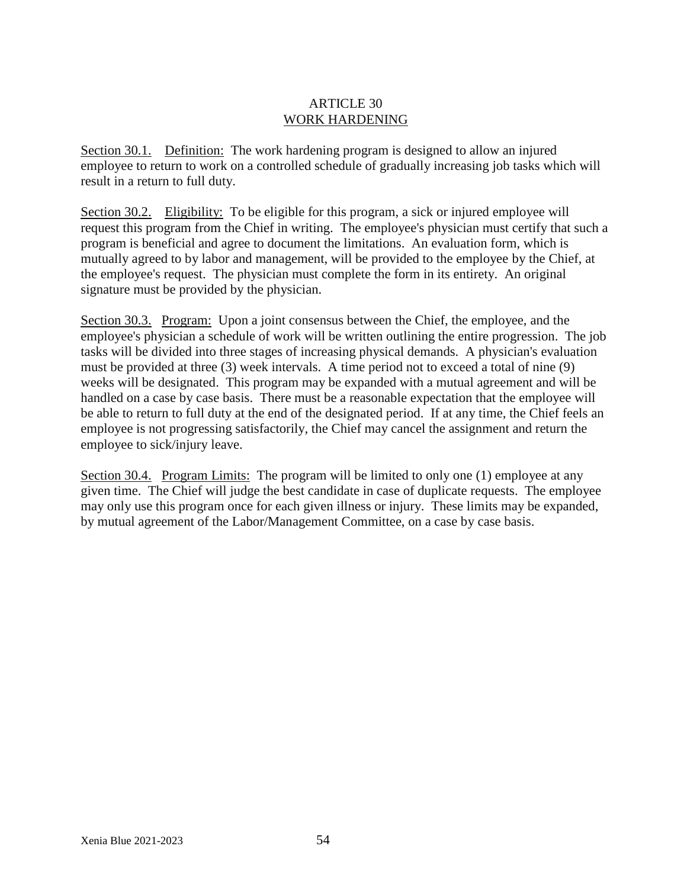# ARTICLE 30
## WORK HARDENING

Section 30.1. Definition: The work hardening program is designed to allow an injured employee to return to work on a controlled schedule of gradually increasing job tasks which will result in a return to full duty.

Section 30.2. Eligibility: To be eligible for this program, a sick or injured employee will request this program from the Chief in writing. The employee's physician must certify that such a program is beneficial and agree to document the limitations. An evaluation form, which is mutually agreed to by labor and management, will be provided to the employee by the Chief, at the employee's request. The physician must complete the form in its entirety. An original signature must be provided by the physician.

Section 30.3. Program: Upon a joint consensus between the Chief, the employee, and the employee's physician a schedule of work will be written outlining the entire progression. The job tasks will be divided into three stages of increasing physical demands. A physician's evaluation must be provided at three (3) week intervals. A time period not to exceed a total of nine (9) weeks will be designated. This program may be expanded with a mutual agreement and will be handled on a case by case basis. There must be a reasonable expectation that the employee will be able to return to full duty at the end of the designated period. If at any time, the Chief feels an employee is not progressing satisfactorily, the Chief may cancel the assignment and return the employee to sick/injury leave.

Section 30.4. Program Limits: The program will be limited to only one (1) employee at any given time. The Chief will judge the best candidate in case of duplicate requests. The employee may only use this program once for each given illness or injury. These limits may be expanded, by mutual agreement of the Labor/Management Committee, on a case by case basis.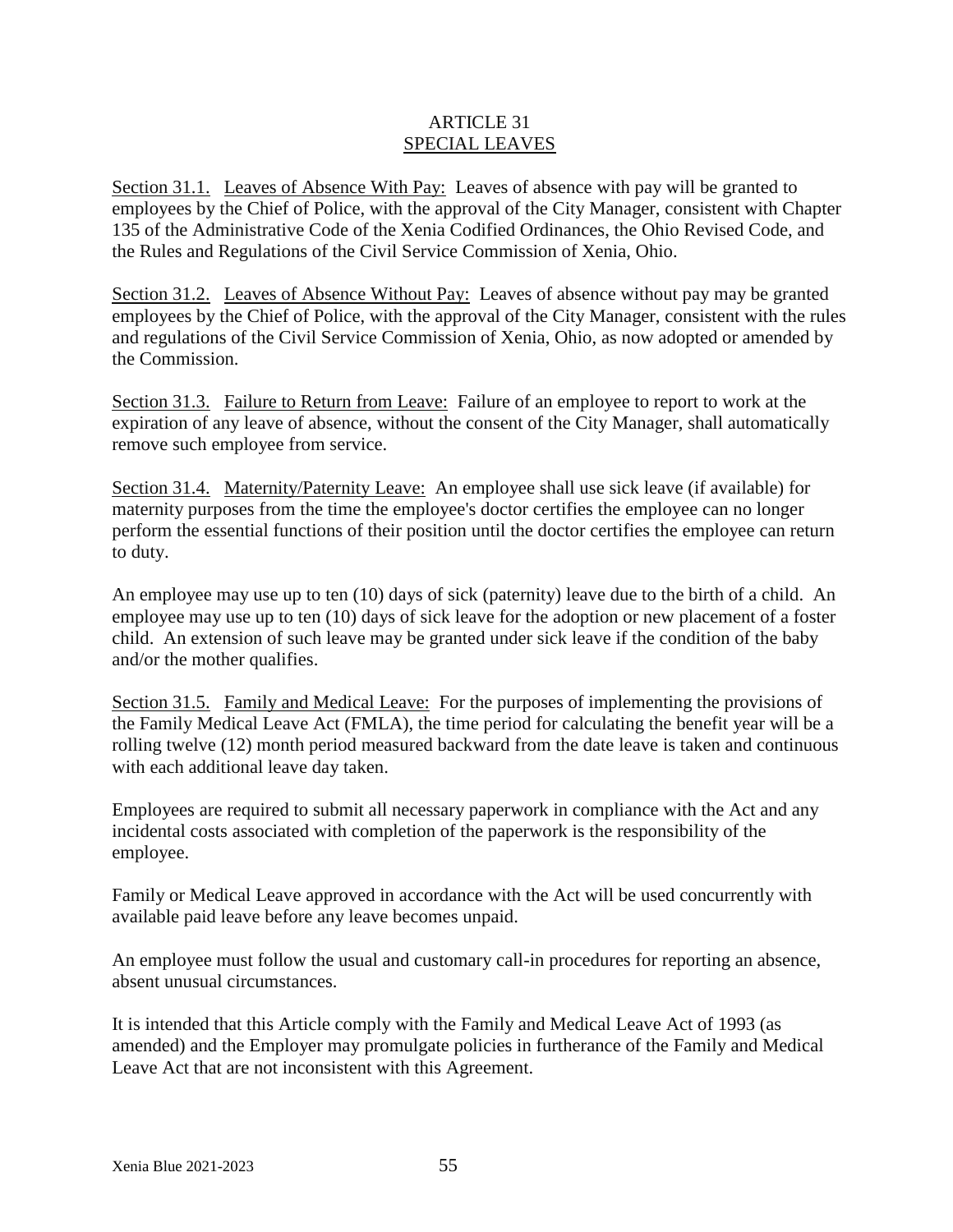# ARTICLE 31
## SPECIAL LEAVES

Section 31.1. Leaves of Absence With Pay: Leaves of absence with pay will be granted to employees by the Chief of Police, with the approval of the City Manager, consistent with Chapter 135 of the Administrative Code of the Xenia Codified Ordinances, the Ohio Revised Code, and the Rules and Regulations of the Civil Service Commission of Xenia, Ohio.

Section 31.2. Leaves of Absence Without Pay: Leaves of absence without pay may be granted employees by the Chief of Police, with the approval of the City Manager, consistent with the rules and regulations of the Civil Service Commission of Xenia, Ohio, as now adopted or amended by the Commission.

Section 31.3. Failure to Return from Leave: Failure of an employee to report to work at the expiration of any leave of absence, without the consent of the City Manager, shall automatically remove such employee from service.

Section 31.4. Maternity/Paternity Leave: An employee shall use sick leave (if available) for maternity purposes from the time the employee's doctor certifies the employee can no longer perform the essential functions of their position until the doctor certifies the employee can return to duty.

An employee may use up to ten (10) days of sick (paternity) leave due to the birth of a child. An employee may use up to ten (10) days of sick leave for the adoption or new placement of a foster child. An extension of such leave may be granted under sick leave if the condition of the baby and/or the mother qualifies.

Section 31.5. Family and Medical Leave: For the purposes of implementing the provisions of the Family Medical Leave Act (FMLA), the time period for calculating the benefit year will be a rolling twelve (12) month period measured backward from the date leave is taken and continuous with each additional leave day taken.

Employees are required to submit all necessary paperwork in compliance with the Act and any incidental costs associated with completion of the paperwork is the responsibility of the employee.

Family or Medical Leave approved in accordance with the Act will be used concurrently with available paid leave before any leave becomes unpaid.

An employee must follow the usual and customary call-in procedures for reporting an absence, absent unusual circumstances.

It is intended that this Article comply with the Family and Medical Leave Act of 1993 (as amended) and the Employer may promulgate policies in furtherance of the Family and Medical Leave Act that are not inconsistent with this Agreement.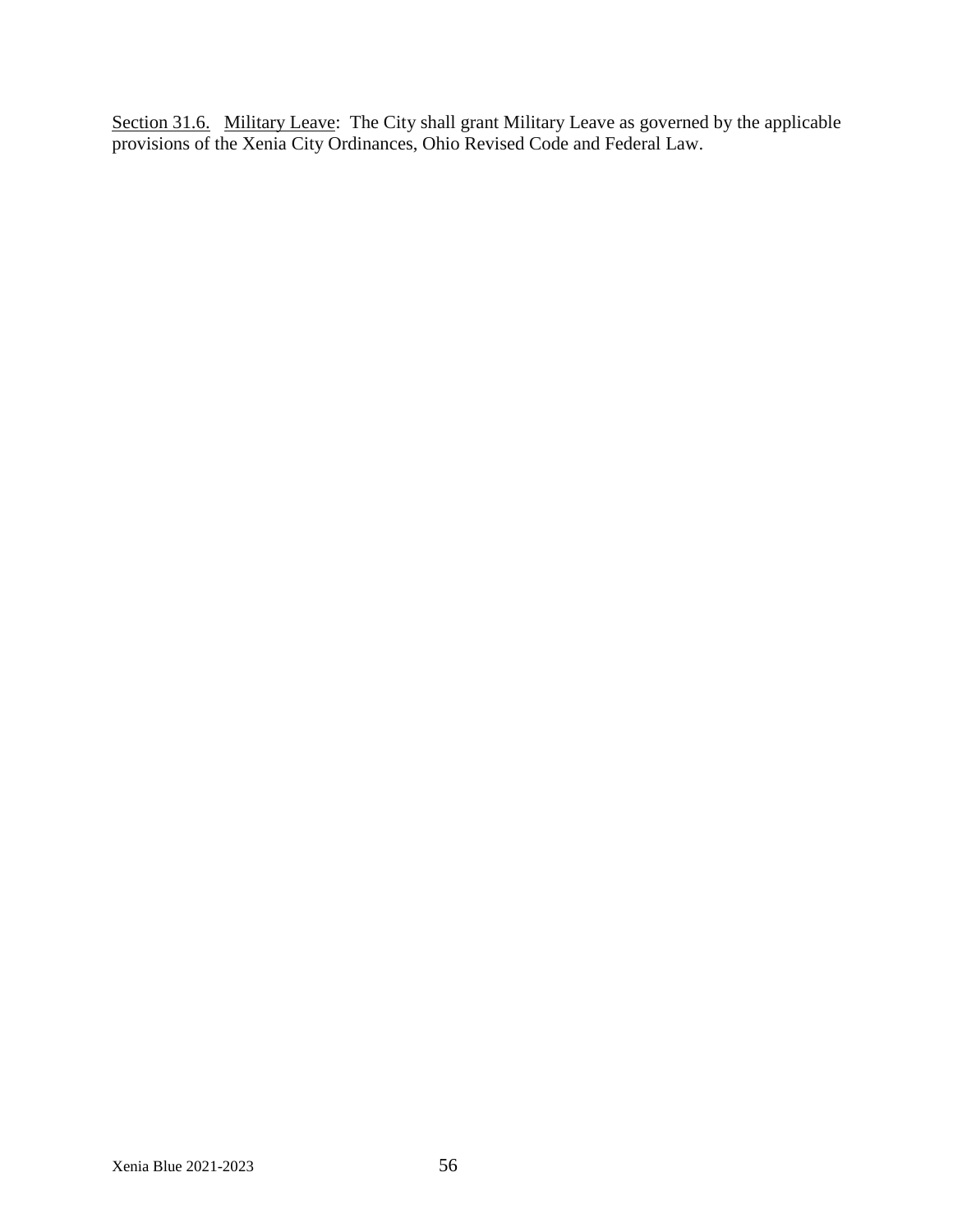Section 31.6. Military Leave: The City shall grant Military Leave as governed by the applicable provisions of the Xenia City Ordinances, Ohio Revised Code and Federal Law.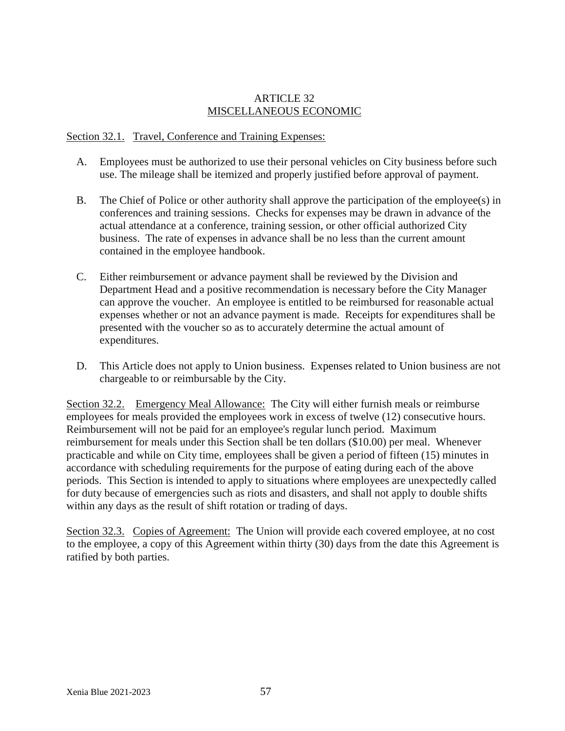# ARTICLE 32
## MISCELLANEOUS ECONOMIC

Section 32.1. Travel, Conference and Training Expenses:

A. Employees must be authorized to use their personal vehicles on City business before such use. The mileage shall be itemized and properly justified before approval of payment.

B. The Chief of Police or other authority shall approve the participation of the employee(s) in conferences and training sessions. Checks for expenses may be drawn in advance of the actual attendance at a conference, training session, or other official authorized City business. The rate of expenses in advance shall be no less than the current amount contained in the employee handbook.

C. Either reimbursement or advance payment shall be reviewed by the Division and Department Head and a positive recommendation is necessary before the City Manager can approve the voucher. An employee is entitled to be reimbursed for reasonable actual expenses whether or not an advance payment is made. Receipts for expenditures shall be presented with the voucher so as to accurately determine the actual amount of expenditures.

D. This Article does not apply to Union business. Expenses related to Union business are not chargeable to or reimbursable by the City.

Section 32.2. Emergency Meal Allowance: The City will either furnish meals or reimburse employees for meals provided the employees work in excess of twelve (12) consecutive hours. Reimbursement will not be paid for an employee's regular lunch period. Maximum reimbursement for meals under this Section shall be ten dollars ($10.00) per meal. Whenever practicable and while on City time, employees shall be given a period of fifteen (15) minutes in accordance with scheduling requirements for the purpose of eating during each of the above periods. This Section is intended to apply to situations where employees are unexpectedly called for duty because of emergencies such as riots and disasters, and shall not apply to double shifts within any days as the result of shift rotation or trading of days.

Section 32.3. Copies of Agreement: The Union will provide each covered employee, at no cost to the employee, a copy of this Agreement within thirty (30) days from the date this Agreement is ratified by both parties.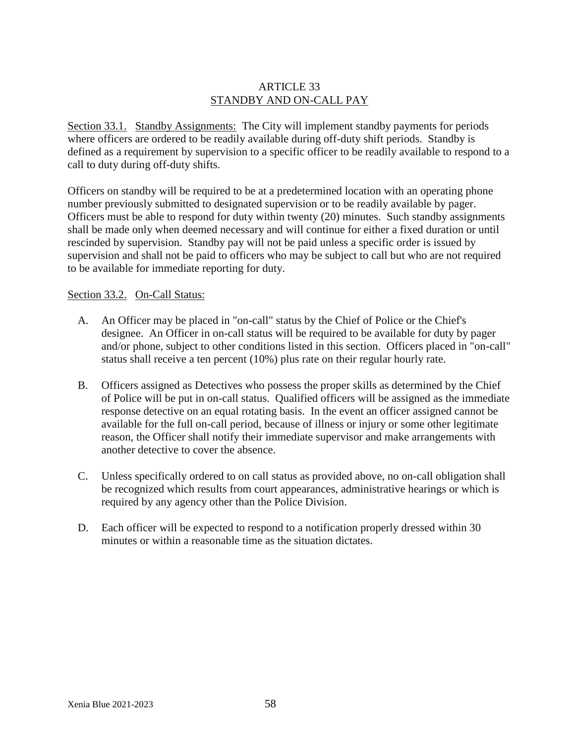# ARTICLE 33
## STANDBY AND ON-CALL PAY

Section 33.1. Standby Assignments: The City will implement standby payments for periods where officers are ordered to be readily available during off-duty shift periods. Standby is defined as a requirement by supervision to a specific officer to be readily available to respond to a call to duty during off-duty shifts.

Officers on standby will be required to be at a predetermined location with an operating phone number previously submitted to designated supervision or to be readily available by pager. Officers must be able to respond for duty within twenty (20) minutes. Such standby assignments shall be made only when deemed necessary and will continue for either a fixed duration or until rescinded by supervision. Standby pay will not be paid unless a specific order is issued by supervision and shall not be paid to officers who may be subject to call but who are not required to be available for immediate reporting for duty.

Section 33.2. On-Call Status:

A. An Officer may be placed in "on-call" status by the Chief of Police or the Chief's designee. An Officer in on-call status will be required to be available for duty by pager and/or phone, subject to other conditions listed in this section. Officers placed in "on-call" status shall receive a ten percent (10%) plus rate on their regular hourly rate.

B. Officers assigned as Detectives who possess the proper skills as determined by the Chief of Police will be put in on-call status. Qualified officers will be assigned as the immediate response detective on an equal rotating basis. In the event an officer assigned cannot be available for the full on-call period, because of illness or injury or some other legitimate reason, the Officer shall notify their immediate supervisor and make arrangements with another detective to cover the absence.

C. Unless specifically ordered to on call status as provided above, no on-call obligation shall be recognized which results from court appearances, administrative hearings or which is required by any agency other than the Police Division.

D. Each officer will be expected to respond to a notification properly dressed within 30 minutes or within a reasonable time as the situation dictates.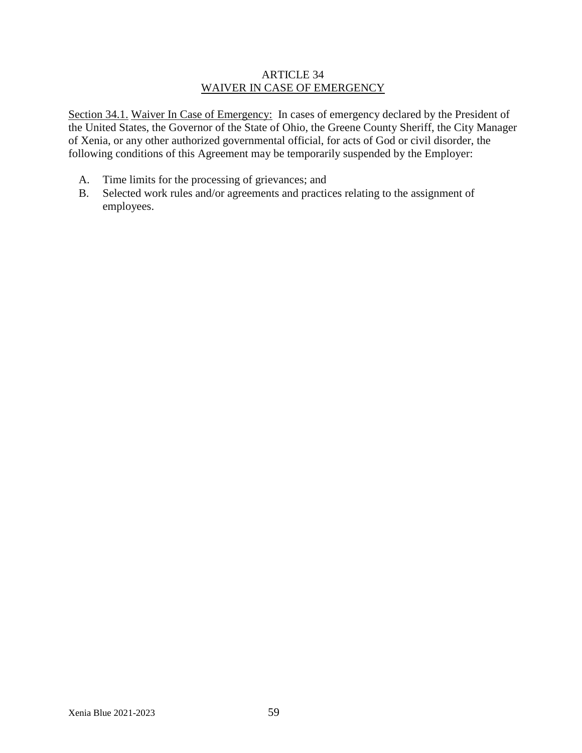## ARTICLE 34
## WAIVER IN CASE OF EMERGENCY

Section 34.1. Waiver In Case of Emergency: In cases of emergency declared by the President of the United States, the Governor of the State of Ohio, the Greene County Sheriff, the City Manager of Xenia, or any other authorized governmental official, for acts of God or civil disorder, the following conditions of this Agreement may be temporarily suspended by the Employer:

A. Time limits for the processing of grievances; and
B. Selected work rules and/or agreements and practices relating to the assignment of employees.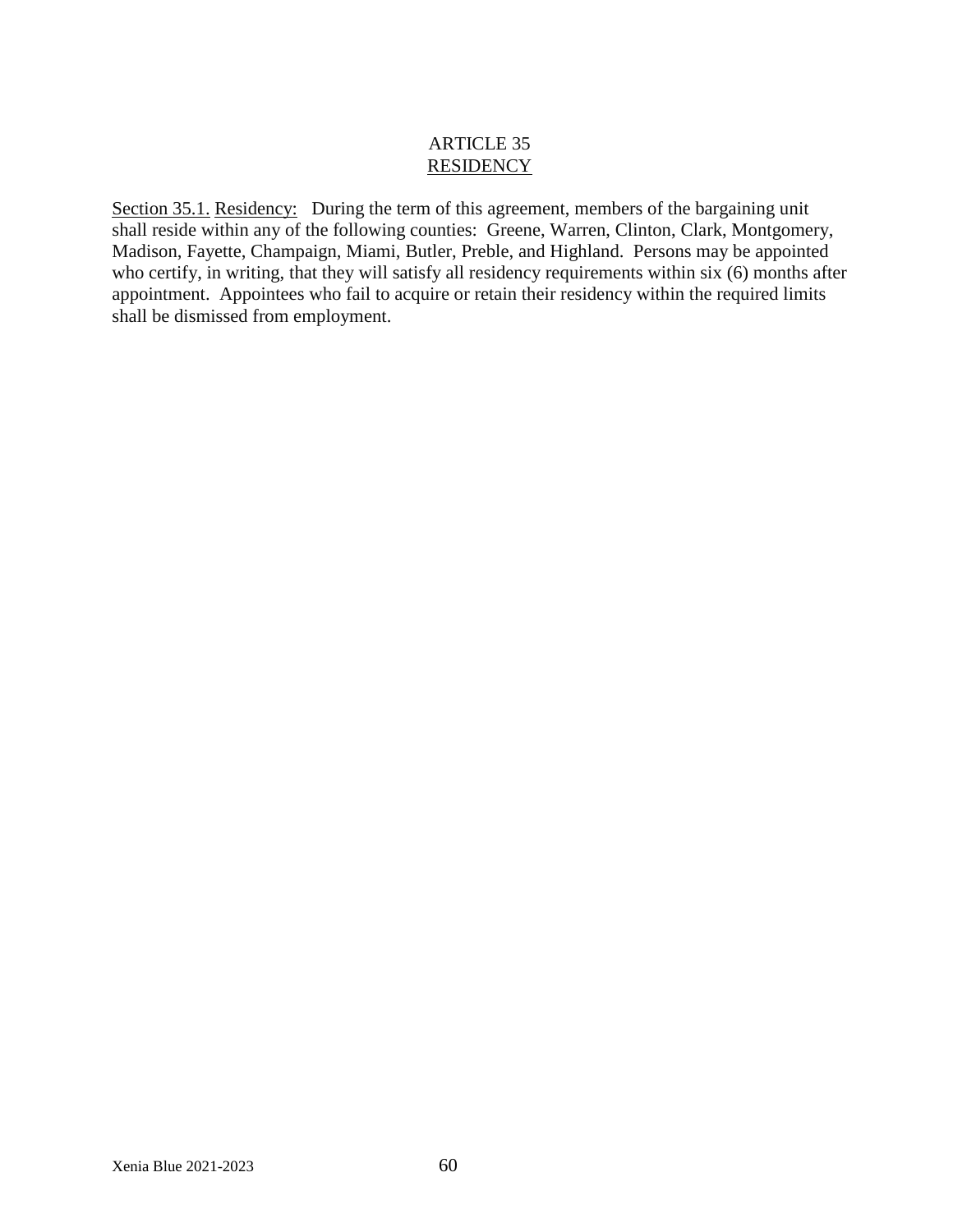# ARTICLE 35
## RESIDENCY

Section 35.1. Residency: During the term of this agreement, members of the bargaining unit shall reside within any of the following counties: Greene, Warren, Clinton, Clark, Montgomery, Madison, Fayette, Champaign, Miami, Butler, Preble, and Highland. Persons may be appointed who certify, in writing, that they will satisfy all residency requirements within six (6) months after appointment. Appointees who fail to acquire or retain their residency within the required limits shall be dismissed from employment.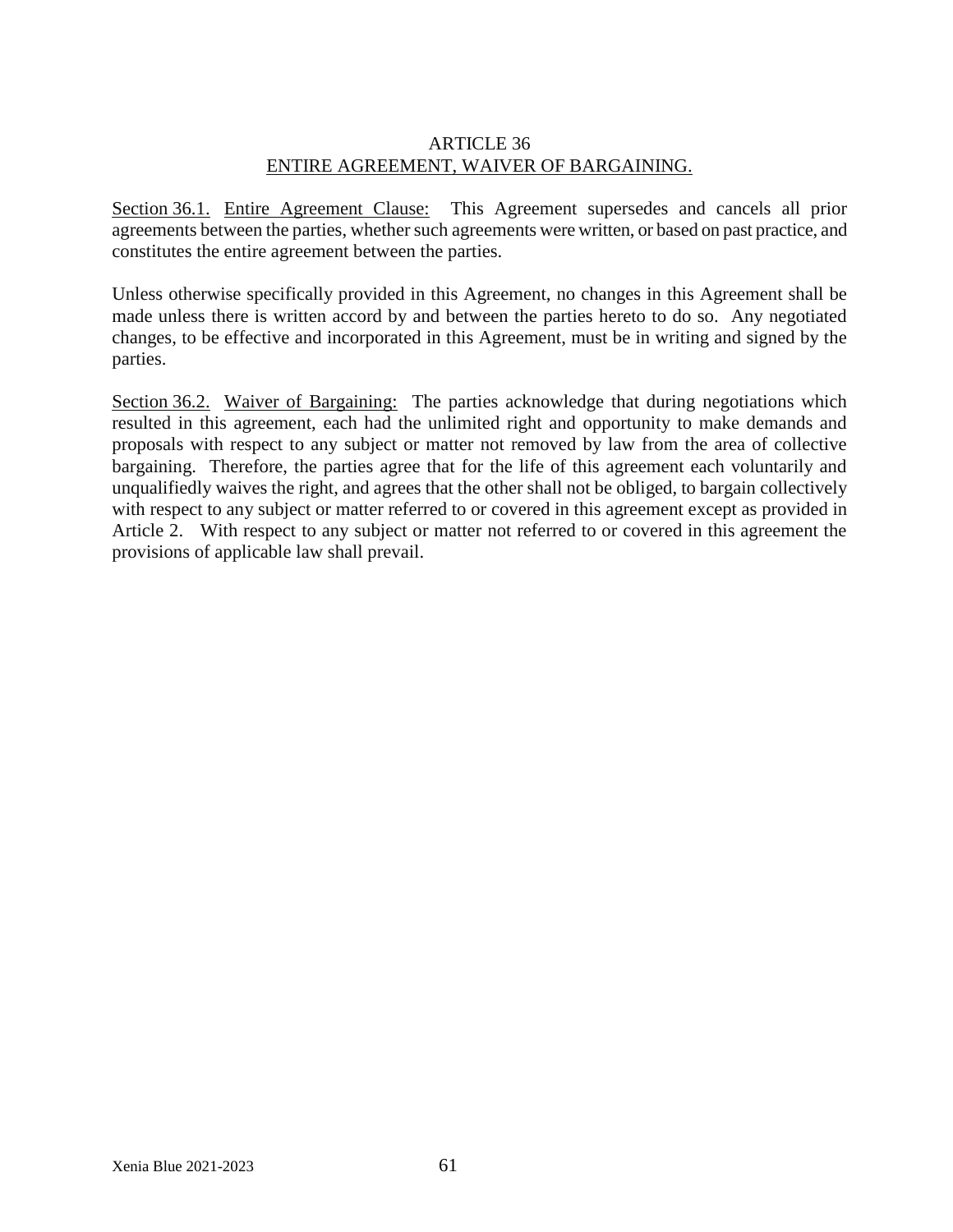# ARTICLE 36
## ENTIRE AGREEMENT, WAIVER OF BARGAINING.

Section 36.1. Entire Agreement Clause: This Agreement supersedes and cancels all prior agreements between the parties, whether such agreements were written, or based on past practice, and constitutes the entire agreement between the parties.

Unless otherwise specifically provided in this Agreement, no changes in this Agreement shall be made unless there is written accord by and between the parties hereto to do so. Any negotiated changes, to be effective and incorporated in this Agreement, must be in writing and signed by the parties.

Section 36.2. Waiver of Bargaining: The parties acknowledge that during negotiations which resulted in this agreement, each had the unlimited right and opportunity to make demands and proposals with respect to any subject or matter not removed by law from the area of collective bargaining. Therefore, the parties agree that for the life of this agreement each voluntarily and unqualifiedly waives the right, and agrees that the other shall not be obliged, to bargain collectively with respect to any subject or matter referred to or covered in this agreement except as provided in Article 2. With respect to any subject or matter not referred to or covered in this agreement the provisions of applicable law shall prevail.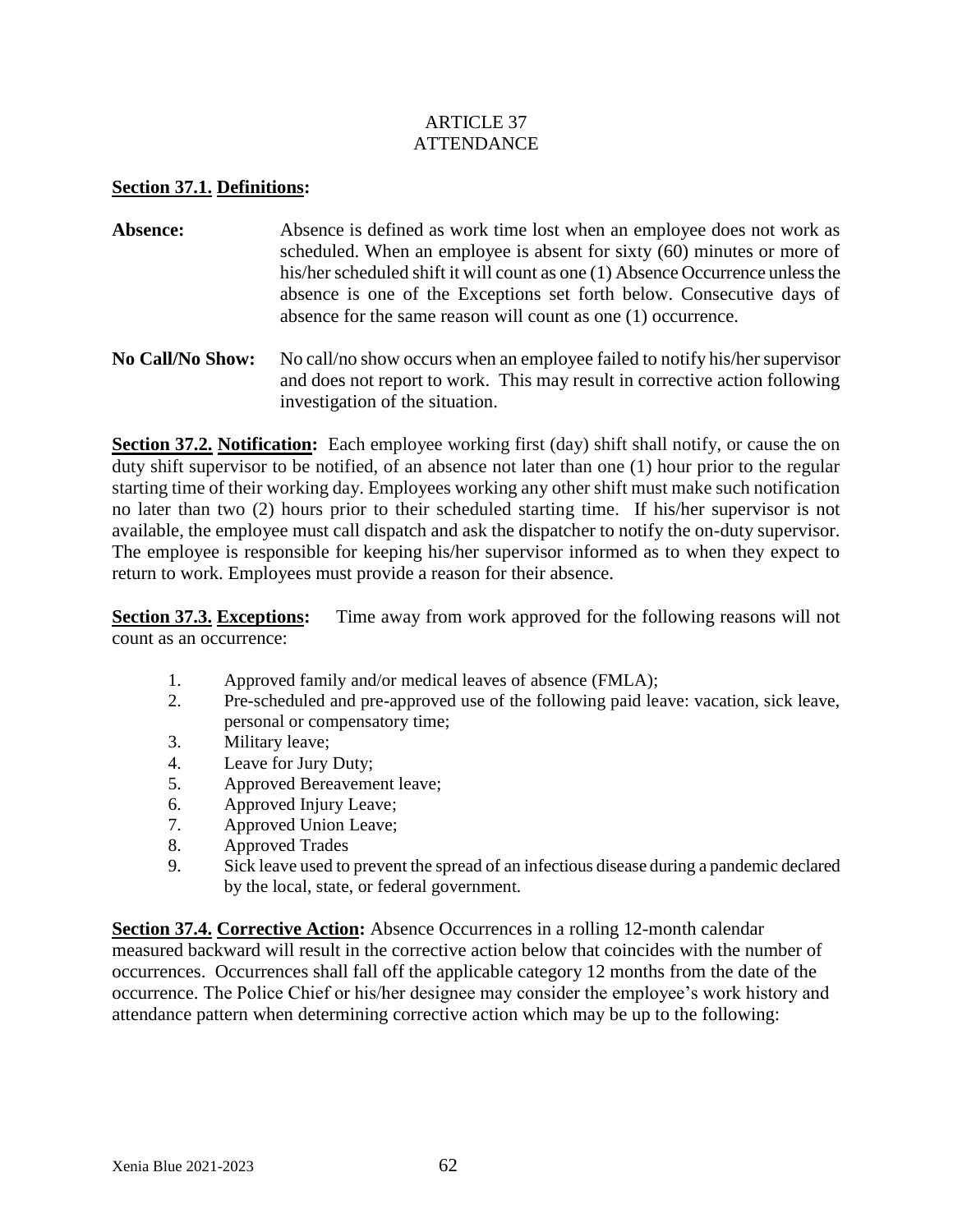# ARTICLE 37
# ATTENDANCE

**Section 37.1. Definitions:**

**Absence:** Absence is defined as work time lost when an employee does not work as scheduled. When an employee is absent for sixty (60) minutes or more of his/her scheduled shift it will count as one (1) Absence Occurrence unless the absence is one of the Exceptions set forth below. Consecutive days of absence for the same reason will count as one (1) occurrence.

**No Call/No Show:** No call/no show occurs when an employee failed to notify his/her supervisor and does not report to work. This may result in corrective action following investigation of the situation.

**Section 37.2. Notification:** Each employee working first (day) shift shall notify, or cause the on duty shift supervisor to be notified, of an absence not later than one (1) hour prior to the regular starting time of their working day. Employees working any other shift must make such notification no later than two (2) hours prior to their scheduled starting time. If his/her supervisor is not available, the employee must call dispatch and ask the dispatcher to notify the on-duty supervisor. The employee is responsible for keeping his/her supervisor informed as to when they expect to return to work. Employees must provide a reason for their absence.

**Section 37.3. Exceptions:** Time away from work approved for the following reasons will not count as an occurrence:

1. Approved family and/or medical leaves of absence (FMLA);
2. Pre-scheduled and pre-approved use of the following paid leave: vacation, sick leave, personal or compensatory time;
3. Military leave;
4. Leave for Jury Duty;
5. Approved Bereavement leave;
6. Approved Injury Leave;
7. Approved Union Leave;
8. Approved Trades
9. Sick leave used to prevent the spread of an infectious disease during a pandemic declared by the local, state, or federal government.

**Section 37.4. Corrective Action:** Absence Occurrences in a rolling 12-month calendar measured backward will result in the corrective action below that coincides with the number of occurrences. Occurrences shall fall off the applicable category 12 months from the date of the occurrence. The Police Chief or his/her designee may consider the employee's work history and attendance pattern when determining corrective action which may be up to the following: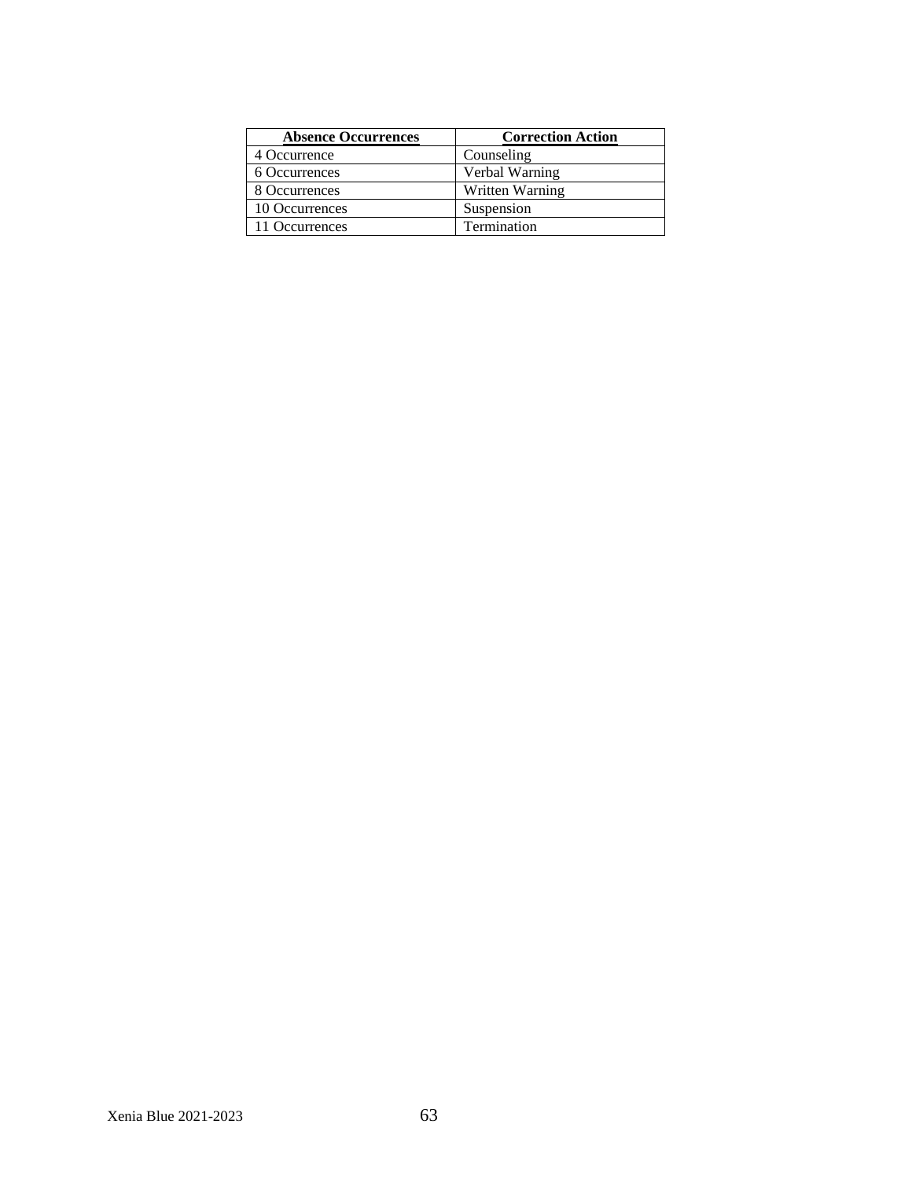| **Absence Occurrences** | **Correction Action** |
| --- | --- |
| 4 Occurrence | Counseling |
| 6 Occurrences | Verbal Warning |
| 8 Occurrences | Written Warning |
| 10 Occurrences | Suspension |
| 11 Occurrences | Termination |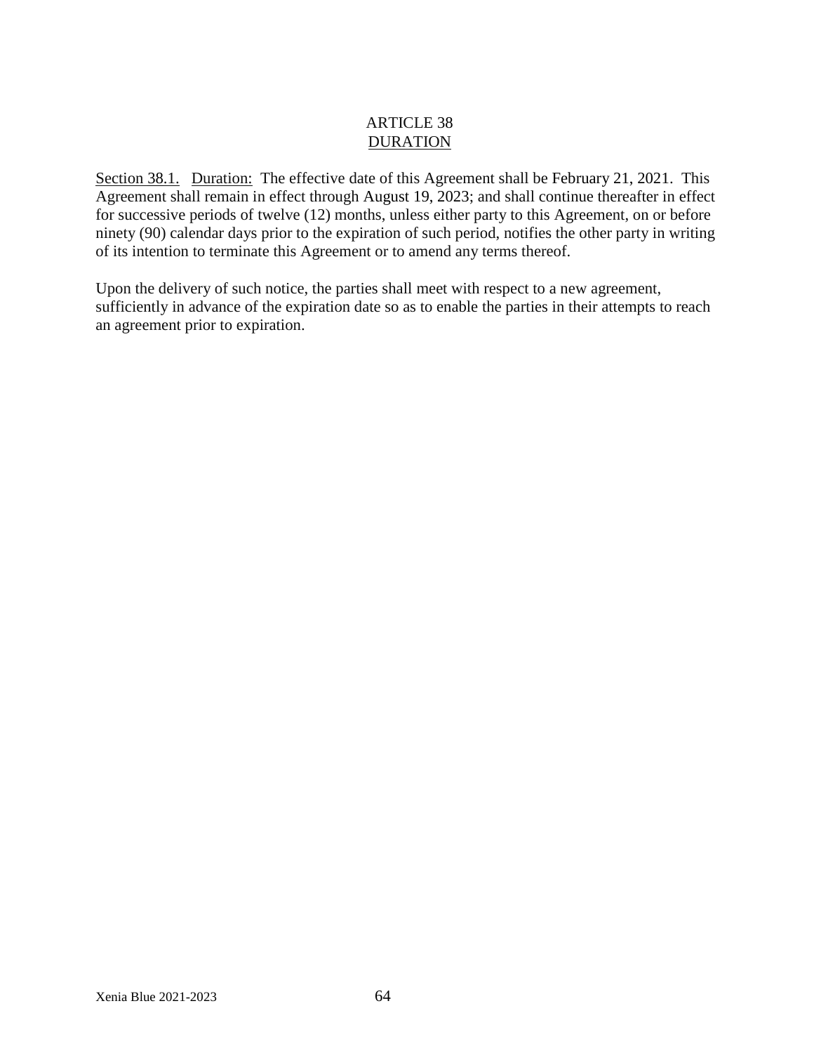# ARTICLE 38
## DURATION

Section 38.1. Duration: The effective date of this Agreement shall be February 21, 2021. This Agreement shall remain in effect through August 19, 2023; and shall continue thereafter in effect for successive periods of twelve (12) months, unless either party to this Agreement, on or before ninety (90) calendar days prior to the expiration of such period, notifies the other party in writing of its intention to terminate this Agreement or to amend any terms thereof.

Upon the delivery of such notice, the parties shall meet with respect to a new agreement, sufficiently in advance of the expiration date so as to enable the parties in their attempts to reach an agreement prior to expiration.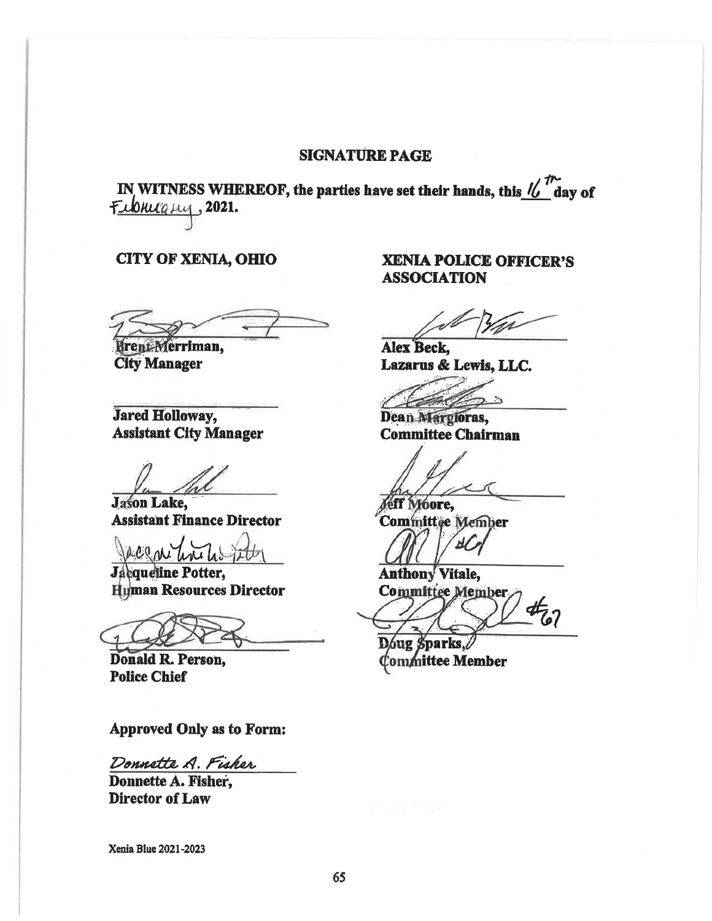## SIGNATURE PAGE

**IN WITNESS WHEREOF, the parties have set their hands, this** 16th **day of** February**, 2021.**

**CITY OF XENIA, OHIO**

**Brent Merriman,**
**City Manager**

**Jared Holloway,**
**Assistant City Manager**

**Jason Lake,**
**Assistant Finance Director**

**Jacqueline Potter,**
**Human Resources Director**

**Donald R. Person,**
**Police Chief**

**Approved Only as to Form:**

*Donnette A. Fisher*
**Donnette A. Fisher,**
**Director of Law**

**XENIA POLICE OFFICER'S ASSOCIATION**

**Alex Beck,**
**Lazarus & Lewis, LLC.**

**Dean Margioras,**
**Committee Chairman**

**Jeff Moore,**
**Committee Member**

**Anthony Vitale,**
**Committee Member**

#67
**Doug Sparks,**
**Committee Member**

Xenia Blue 2021-2023